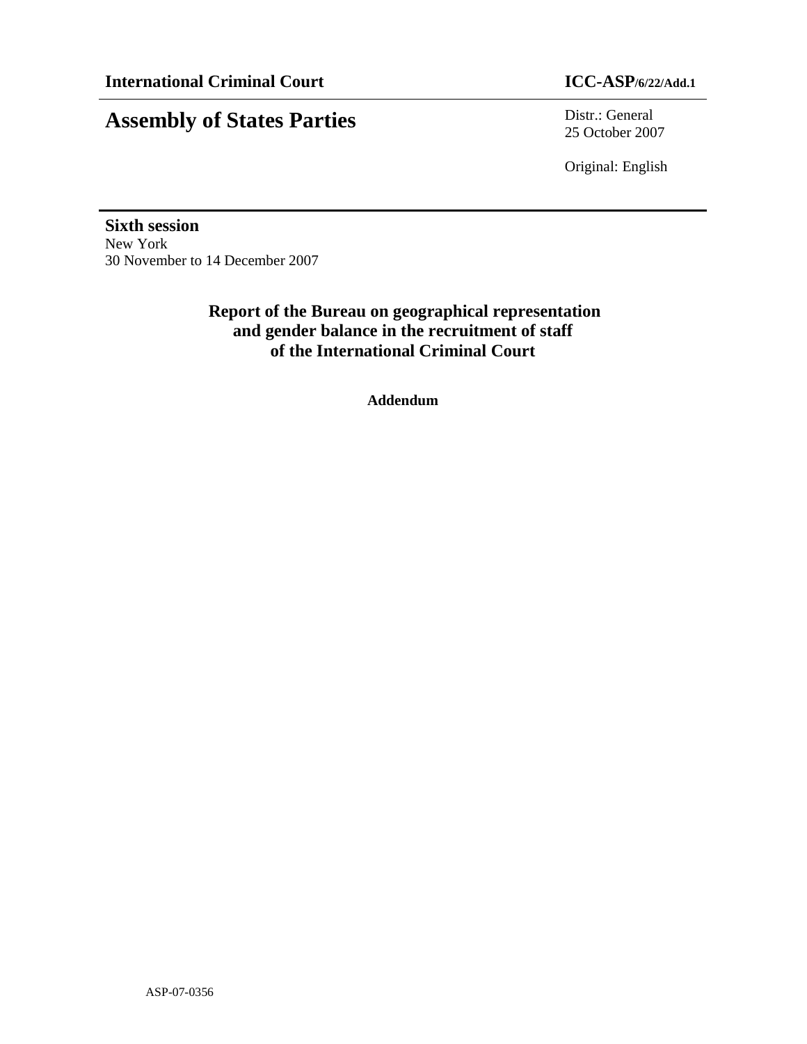**International Criminal Court** **ICC-ASP/6/22/Add.1**

# Assembly of States Parties

Distr.: General
25 October 2007

Original: English

**Sixth session**
New York
30 November to 14 December 2007

## Report of the Bureau on geographical representation and gender balance in the recruitment of staff of the International Criminal Court

**Addendum**

ASP-07-0356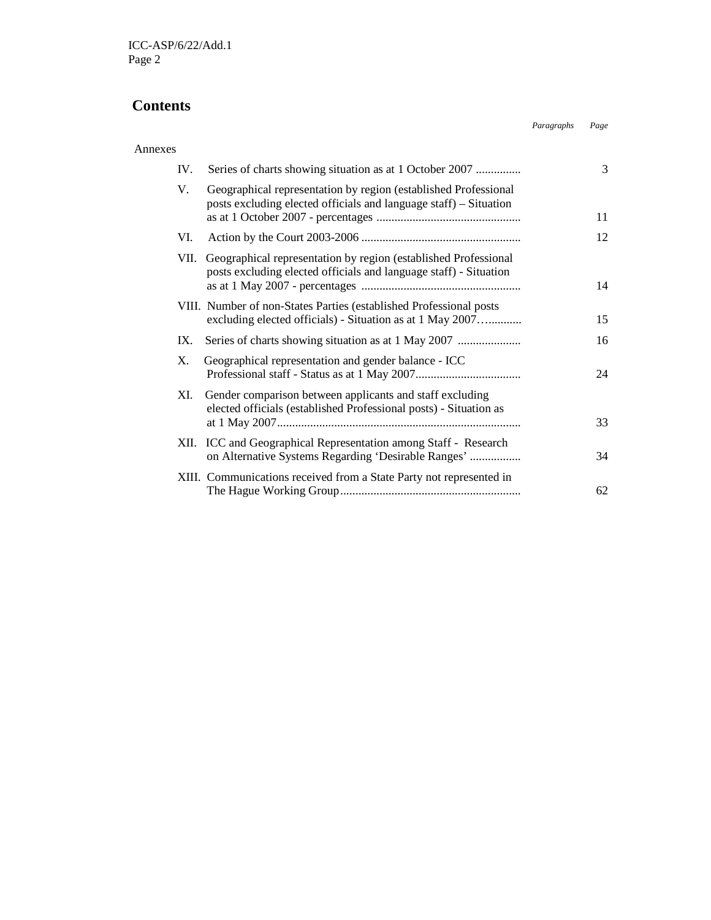# Contents

| | | *Paragraphs* | *Page* |
|---|---|---|---|
| Annexes | | | |
| IV. | Series of charts showing situation as at 1 October 2007 | | 3 |
| V. | Geographical representation by region (established Professional posts excluding elected officials and language staff) – Situation as at 1 October 2007 - percentages | | 11 |
| VI. | Action by the Court 2003-2006 | | 12 |
| VII. | Geographical representation by region (established Professional posts excluding elected officials and language staff) - Situation as at 1 May 2007 - percentages | | 14 |
| VIII. | Number of non-States Parties (established Professional posts excluding elected officials) - Situation as at 1 May 2007 | | 15 |
| IX. | Series of charts showing situation as at 1 May 2007 | | 16 |
| X. | Geographical representation and gender balance - ICC Professional staff - Status as at 1 May 2007 | | 24 |
| XI. | Gender comparison between applicants and staff excluding elected officials (established Professional posts) - Situation as at 1 May 2007 | | 33 |
| XII. | ICC and Geographical Representation among Staff - Research on Alternative Systems Regarding 'Desirable Ranges' | | 34 |
| XIII. | Communications received from a State Party not represented in The Hague Working Group | | 62 |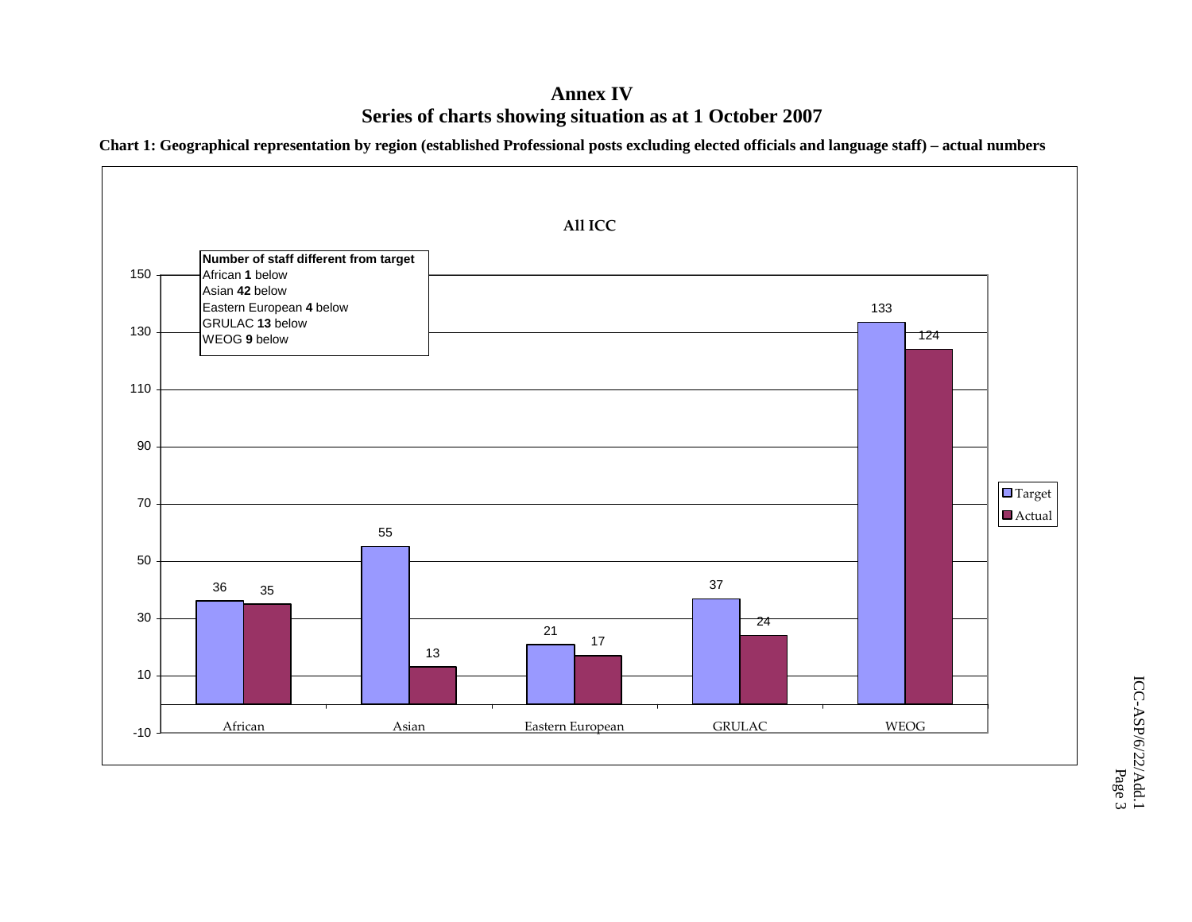# Annex IV
# Series of charts showing situation as at 1 October 2007

**Chart 1: Geographical representation by region (established Professional posts excluding elected officials and language staff) – actual numbers**

**All ICC**

**Number of staff different from target**
African **1** below
Asian **42** below
Eastern European **4** below
GRULAC **13** below
WEOG **9** below

| Region | Target | Actual |
|---|---|---|
| African | 36 | 35 |
| Asian | 55 | 13 |
| Eastern European | 21 | 17 |
| GRULAC | 37 | 24 |
| WEOG | 133 | 124 |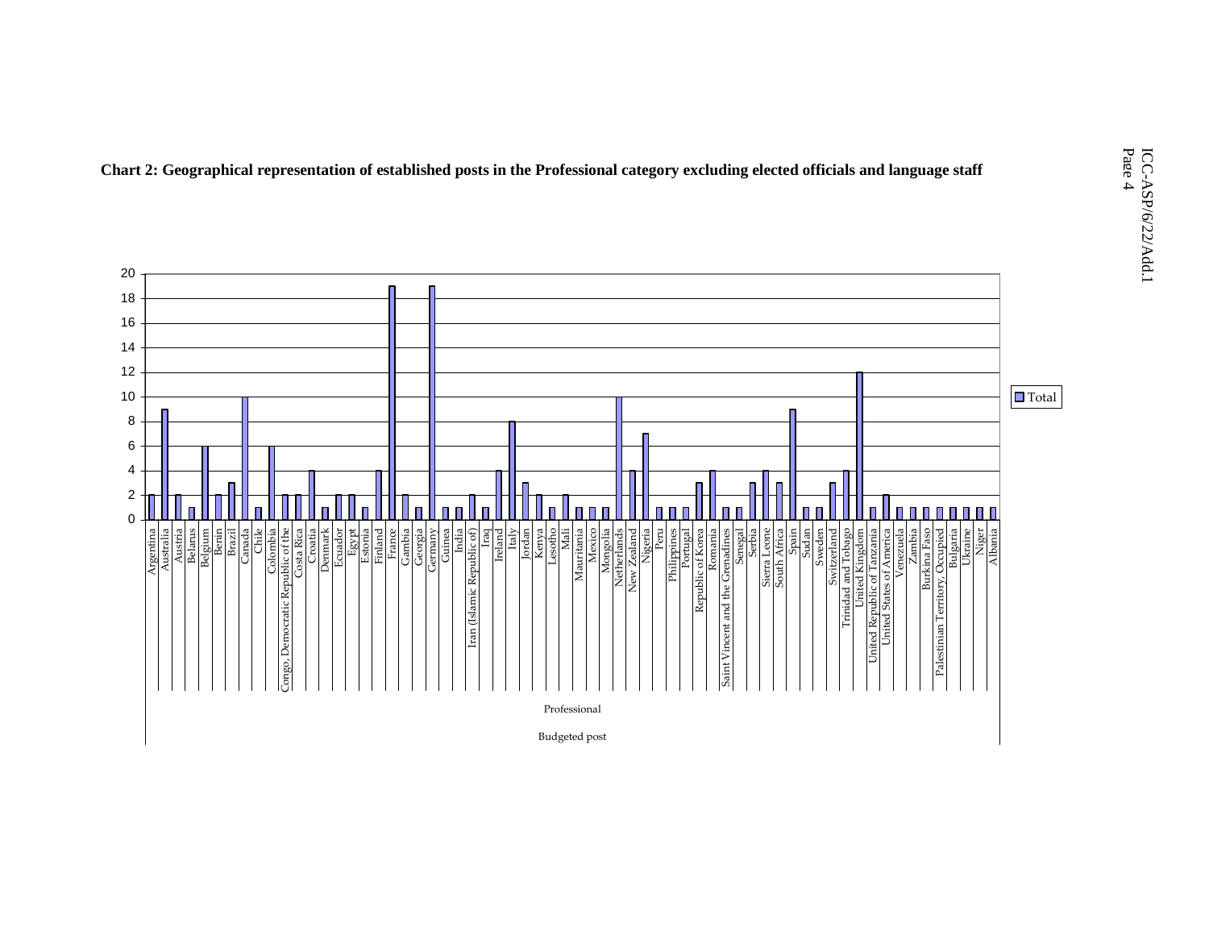**Chart 2: Geographical representation of established posts in the Professional category excluding elected officials and language staff**

| Budgeted post | Professional | Total |
|---|---|---|
| | Argentina | 2 |
| | Australia | 9 |
| | Austria | 2 |
| | Belarus | 1 |
| | Belgium | 6 |
| | Benin | 2 |
| | Brazil | 3 |
| | Canada | 10 |
| | Chile | 1 |
| | Colombia | 6 |
| | Congo, Democratic Republic of the | 2 |
| | Costa Rica | 2 |
| | Croatia | 4 |
| | Denmark | 1 |
| | Ecuador | 2 |
| | Egypt | 2 |
| | Estonia | 1 |
| | Finland | 4 |
| | France | 19 |
| | Gambia | 2 |
| | Georgia | 1 |
| | Germany | 19 |
| | Guinea | 1 |
| | India | 1 |
| | Iran (Islamic Republic of) | 2 |
| | Iraq | 1 |
| | Ireland | 4 |
| | Italy | 8 |
| | Jordan | 3 |
| | Kenya | 2 |
| | Lesotho | 1 |
| | Mali | 2 |
| | Mauritania | 1 |
| | Mexico | 1 |
| | Mongolia | 1 |
| | Netherlands | 10 |
| | New Zealand | 4 |
| | Nigeria | 7 |
| | Peru | 1 |
| | Philippines | 1 |
| | Portugal | 1 |
| | Republic of Korea | 3 |
| | Romania | 4 |
| | Saint Vincent and the Grenadines | 1 |
| | Senegal | 1 |
| | Serbia | 3 |
| | Sierra Leone | 4 |
| | South Africa | 3 |
| | Spain | 9 |
| | Sudan | 1 |
| | Sweden | 1 |
| | Switzerland | 3 |
| | Trinidad and Tobago | 4 |
| | United Kingdom | 12 |
| | United Republic of Tanzania | 1 |
| | United States of America | 2 |
| | Venezuela | 1 |
| | Zambia | 1 |
| | Burkina Faso | 1 |
| | Palestinian Territory, Occupied | 1 |
| | Bulgaria | 1 |
| | Ukraine | 1 |
| | Niger | 1 |
| | Albania | 1 |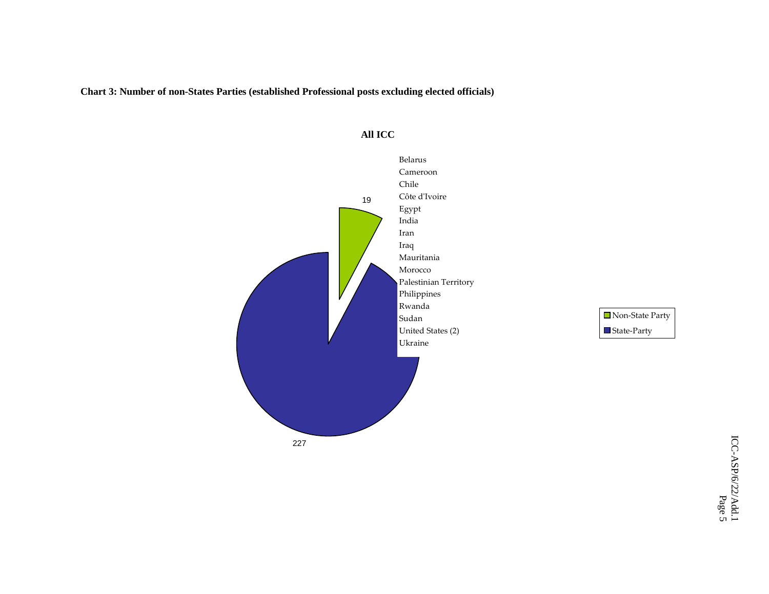**Chart 3: Number of non-States Parties (established Professional posts excluding elected officials)**

**All ICC**

Belarus
Cameroon
Chile
Côte d'Ivoire
Egypt
India
Iran
Iraq
Mauritania
Morocco
Palestinian Territory
Philippines
Rwanda
Sudan
United States (2)
Ukraine

19

227

Non-State Party
State-Party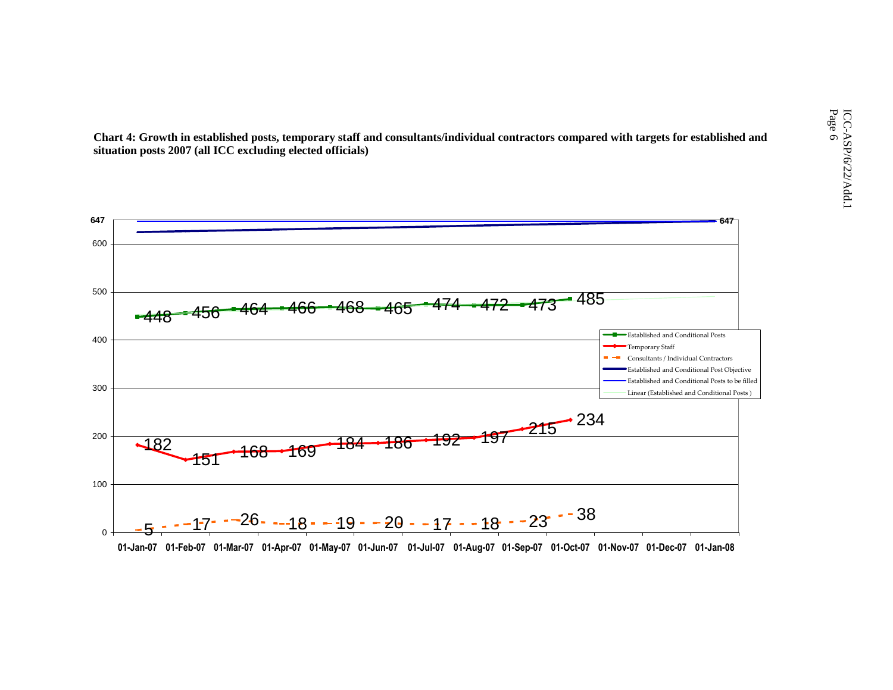**Chart 4: Growth in established posts, temporary staff and consultants/individual contractors compared with targets for established and situation posts 2007 (all ICC excluding elected officials)**

| Date | Established and Conditional Posts | Temporary Staff | Consultants / Individual Contractors |
|---|---|---|---|
| 01-Jan-07 | 448 | 182 | 5 |
| 01-Feb-07 | 456 | 151 | 17 |
| 01-Mar-07 | 464 | 168 | 26 |
| 01-Apr-07 | 466 | 169 | 18 |
| 01-May-07 | 468 | 184 | 19 |
| 01-Jun-07 | 465 | 186 | 20 |
| 01-Jul-07 | 474 | 192 | 17 |
| 01-Aug-07 | 472 | 197 | 18 |
| 01-Sep-07 | 473 | 215 | 23 |
| 01-Oct-07 | 485 | 234 | 38 |

Established and Conditional Post Objective / Established and Conditional Posts to be filled: 647

Legend: Established and Conditional Posts; Temporary Staff; Consultants / Individual Contractors; Established and Conditional Post Objective; Established and Conditional Posts to be filled; Linear (Established and Conditional Posts)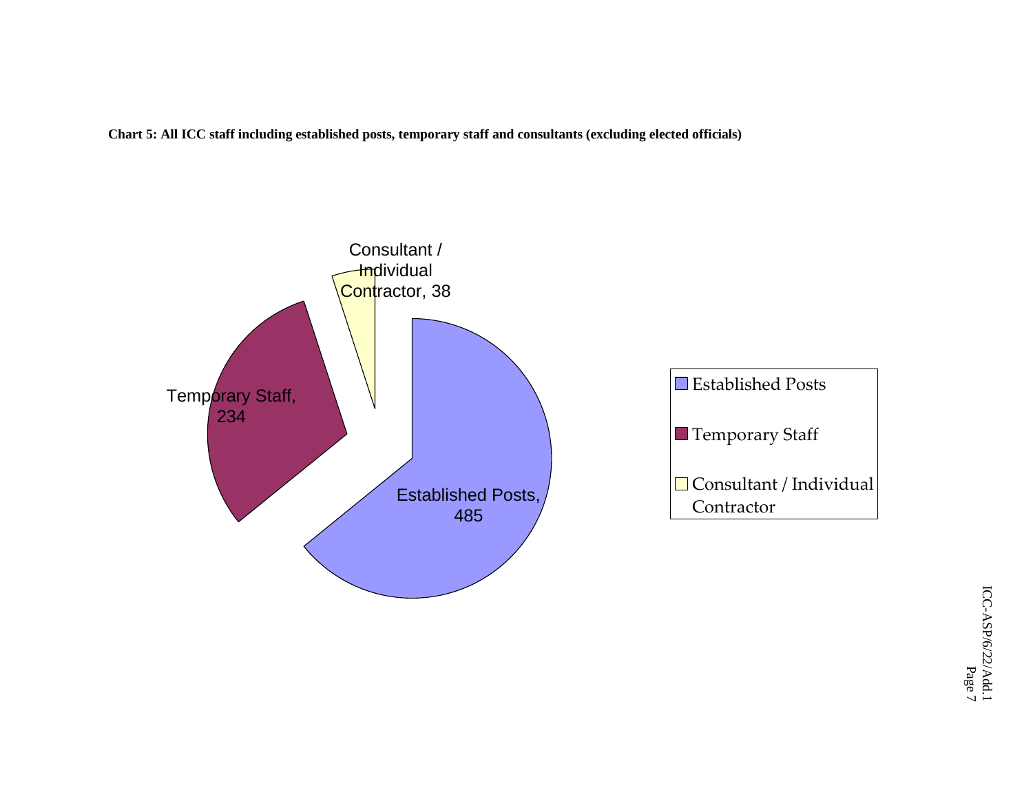**Chart 5: All ICC staff including established posts, temporary staff and consultants (excluding elected officials)**

Consultant / Individual Contractor, 38

Temporary Staff, 234

Established Posts, 485

- Established Posts
- Temporary Staff
- Consultant / Individual Contractor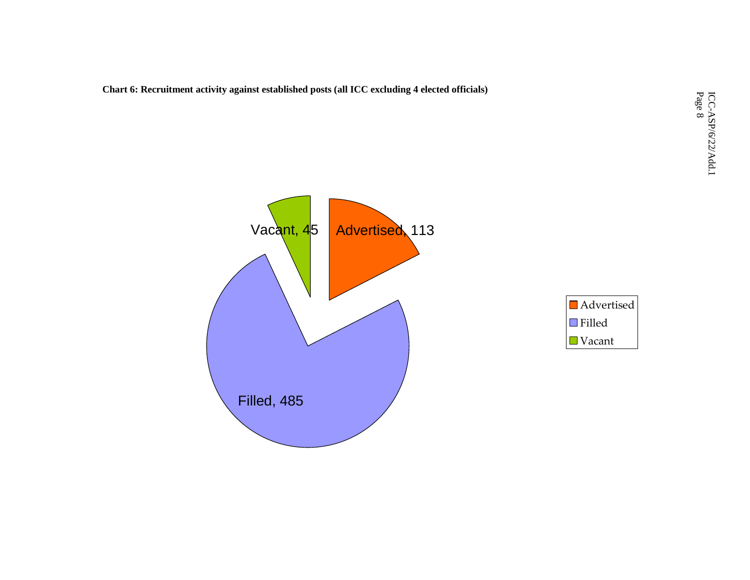**Chart 6: Recruitment activity against established posts (all ICC excluding 4 elected officials)**

Vacant, 45

Advertised, 113

Filled, 485

Advertised
Filled
Vacant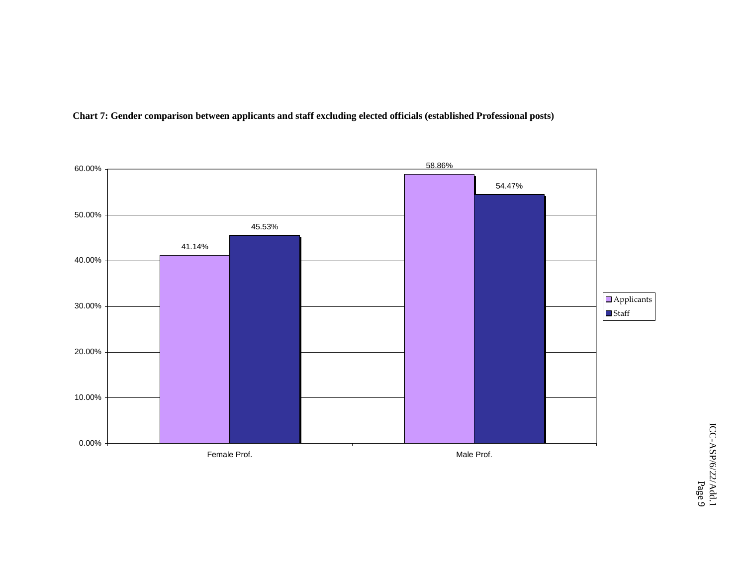**Chart 7: Gender comparison between applicants and staff excluding elected officials (established Professional posts)**

| | Applicants | Staff |
|---|---|---|
| Female Prof. | 41.14% | 45.53% |
| Male Prof. | 58.86% | 54.47% |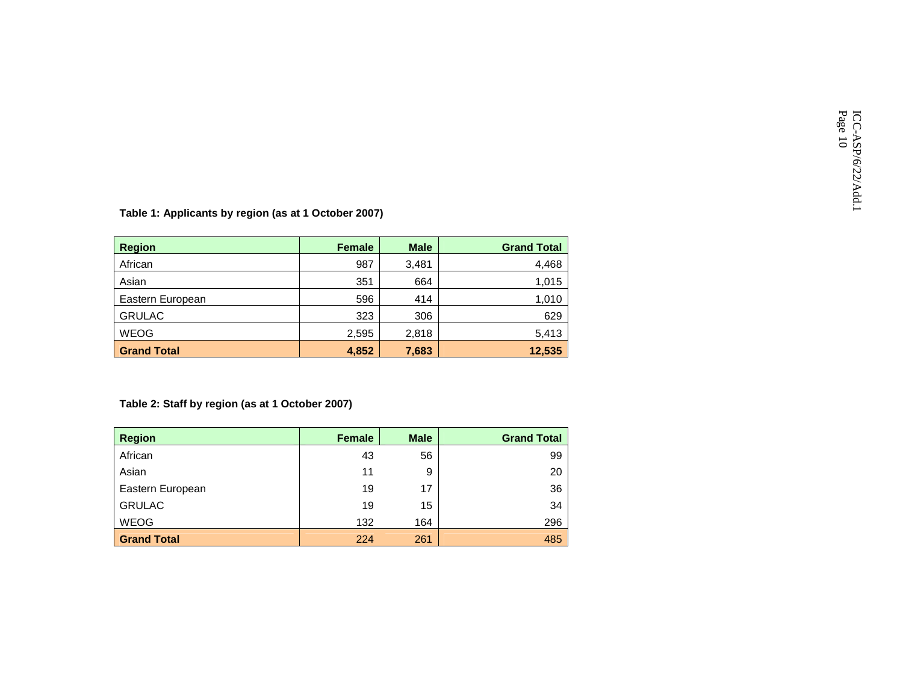**Table 1: Applicants by region (as at 1 October 2007)**

| Region | Female | Male | Grand Total |
|---|---|---|---|
| African | 987 | 3,481 | 4,468 |
| Asian | 351 | 664 | 1,015 |
| Eastern European | 596 | 414 | 1,010 |
| GRULAC | 323 | 306 | 629 |
| WEOG | 2,595 | 2,818 | 5,413 |
| **Grand Total** | **4,852** | **7,683** | **12,535** |

**Table 2: Staff by region (as at 1 October 2007)**

| Region | Female | Male | Grand Total |
|---|---|---|---|
| African | 43 | 56 | 99 |
| Asian | 11 | 9 | 20 |
| Eastern European | 19 | 17 | 36 |
| GRULAC | 19 | 15 | 34 |
| WEOG | 132 | 164 | 296 |
| **Grand Total** | 224 | 261 | 485 |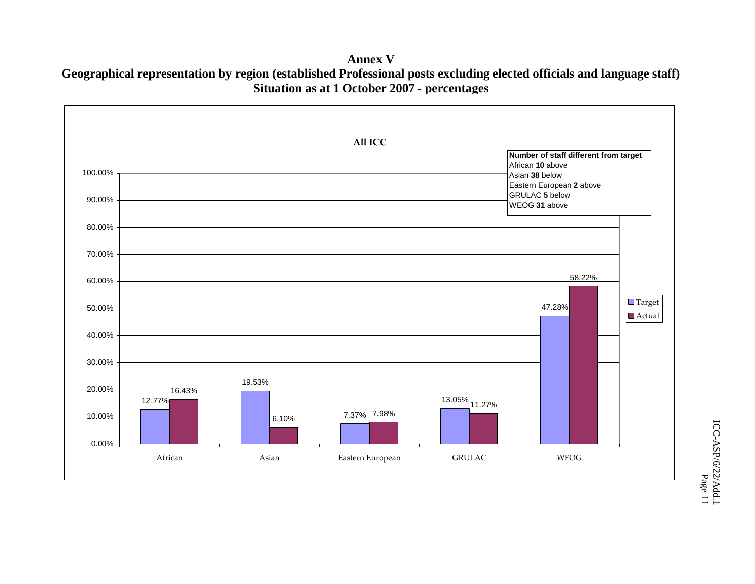# Annex V

## Geographical representation by region (established Professional posts excluding elected officials and language staff)

## Situation as at 1 October 2007 - percentages

**All ICC**

| Region | Target | Actual |
|---|---|---|
| African | 12.77% | 16.43% |
| Asian | 19.53% | 6.10% |
| Eastern European | 7.37% | 7.98% |
| GRULAC | 13.05% | 11.27% |
| WEOG | 47.28% | 58.22% |

**Number of staff different from target**

African **10** above
Asian **38** below
Eastern European **2** above
GRULAC **5** below
WEOG **31** above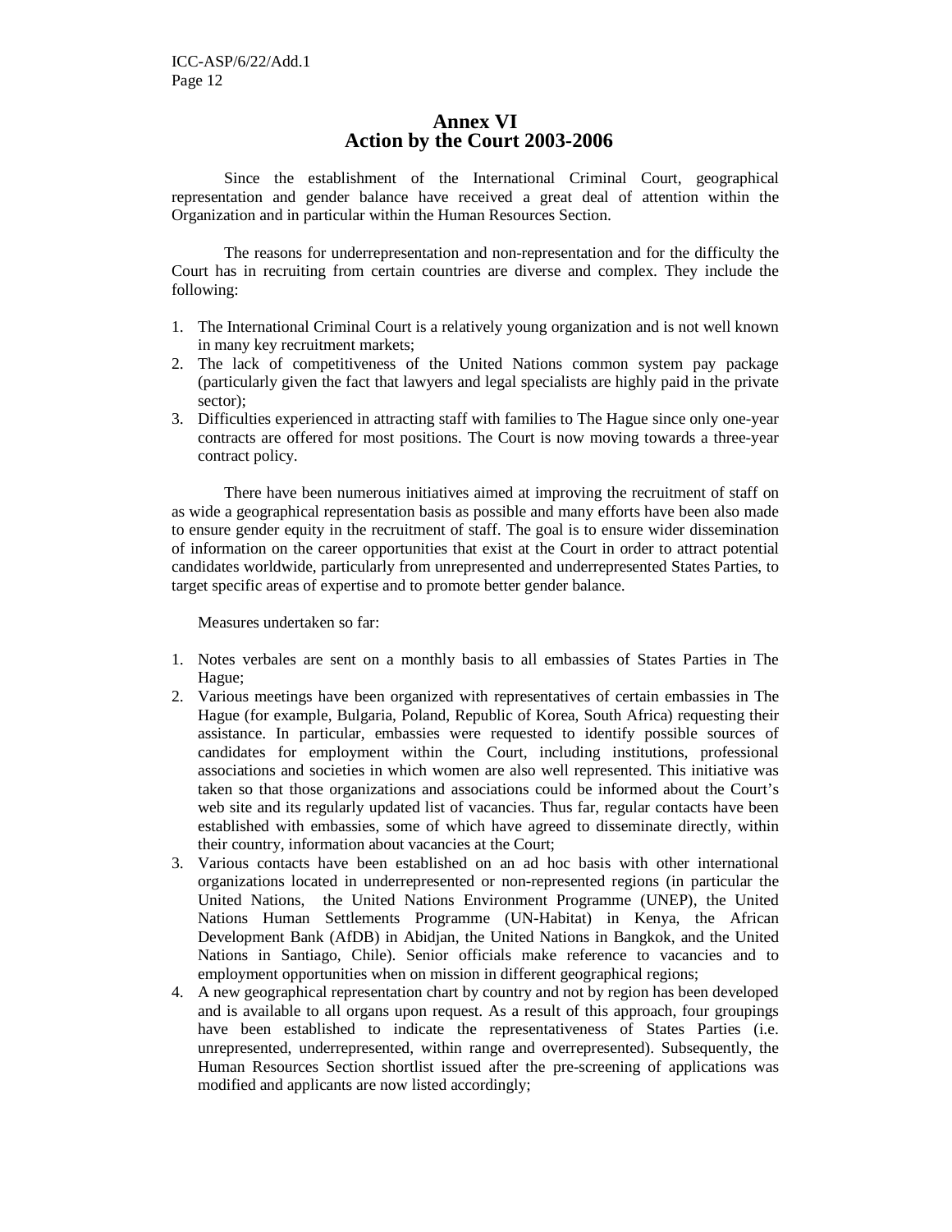# Annex VI
## Action by the Court 2003-2006

Since the establishment of the International Criminal Court, geographical representation and gender balance have received a great deal of attention within the Organization and in particular within the Human Resources Section.

The reasons for underrepresentation and non-representation and for the difficulty the Court has in recruiting from certain countries are diverse and complex. They include the following:

1. The International Criminal Court is a relatively young organization and is not well known in many key recruitment markets;
2. The lack of competitiveness of the United Nations common system pay package (particularly given the fact that lawyers and legal specialists are highly paid in the private sector);
3. Difficulties experienced in attracting staff with families to The Hague since only one-year contracts are offered for most positions. The Court is now moving towards a three-year contract policy.

There have been numerous initiatives aimed at improving the recruitment of staff on as wide a geographical representation basis as possible and many efforts have been also made to ensure gender equity in the recruitment of staff. The goal is to ensure wider dissemination of information on the career opportunities that exist at the Court in order to attract potential candidates worldwide, particularly from unrepresented and underrepresented States Parties, to target specific areas of expertise and to promote better gender balance.

Measures undertaken so far:

1. Notes verbales are sent on a monthly basis to all embassies of States Parties in The Hague;
2. Various meetings have been organized with representatives of certain embassies in The Hague (for example, Bulgaria, Poland, Republic of Korea, South Africa) requesting their assistance. In particular, embassies were requested to identify possible sources of candidates for employment within the Court, including institutions, professional associations and societies in which women are also well represented. This initiative was taken so that those organizations and associations could be informed about the Court's web site and its regularly updated list of vacancies. Thus far, regular contacts have been established with embassies, some of which have agreed to disseminate directly, within their country, information about vacancies at the Court;
3. Various contacts have been established on an ad hoc basis with other international organizations located in underrepresented or non-represented regions (in particular the United Nations, the United Nations Environment Programme (UNEP), the United Nations Human Settlements Programme (UN-Habitat) in Kenya, the African Development Bank (AfDB) in Abidjan, the United Nations in Bangkok, and the United Nations in Santiago, Chile). Senior officials make reference to vacancies and to employment opportunities when on mission in different geographical regions;
4. A new geographical representation chart by country and not by region has been developed and is available to all organs upon request. As a result of this approach, four groupings have been established to indicate the representativeness of States Parties (i.e. unrepresented, underrepresented, within range and overrepresented). Subsequently, the Human Resources Section shortlist issued after the pre-screening of applications was modified and applicants are now listed accordingly;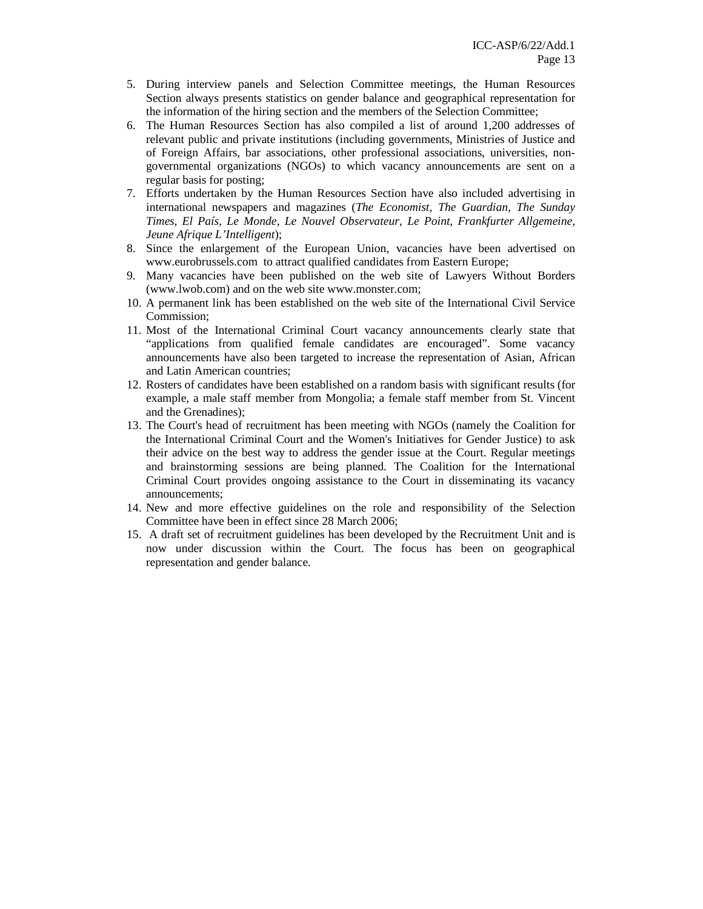5. During interview panels and Selection Committee meetings, the Human Resources Section always presents statistics on gender balance and geographical representation for the information of the hiring section and the members of the Selection Committee;
6. The Human Resources Section has also compiled a list of around 1,200 addresses of relevant public and private institutions (including governments, Ministries of Justice and of Foreign Affairs, bar associations, other professional associations, universities, non-governmental organizations (NGOs) to which vacancy announcements are sent on a regular basis for posting;
7. Efforts undertaken by the Human Resources Section have also included advertising in international newspapers and magazines (*The Economist, The Guardian, The Sunday Times, El País, Le Monde, Le Nouvel Observateur, Le Point, Frankfurter Allgemeine, Jeune Afrique L'Intelligent*);
8. Since the enlargement of the European Union, vacancies have been advertised on www.eurobrussels.com to attract qualified candidates from Eastern Europe;
9. Many vacancies have been published on the web site of Lawyers Without Borders (www.lwob.com) and on the web site www.monster.com;
10. A permanent link has been established on the web site of the International Civil Service Commission;
11. Most of the International Criminal Court vacancy announcements clearly state that "applications from qualified female candidates are encouraged". Some vacancy announcements have also been targeted to increase the representation of Asian, African and Latin American countries;
12. Rosters of candidates have been established on a random basis with significant results (for example, a male staff member from Mongolia; a female staff member from St. Vincent and the Grenadines);
13. The Court's head of recruitment has been meeting with NGOs (namely the Coalition for the International Criminal Court and the Women's Initiatives for Gender Justice) to ask their advice on the best way to address the gender issue at the Court. Regular meetings and brainstorming sessions are being planned. The Coalition for the International Criminal Court provides ongoing assistance to the Court in disseminating its vacancy announcements;
14. New and more effective guidelines on the role and responsibility of the Selection Committee have been in effect since 28 March 2006;
15. A draft set of recruitment guidelines has been developed by the Recruitment Unit and is now under discussion within the Court. The focus has been on geographical representation and gender balance.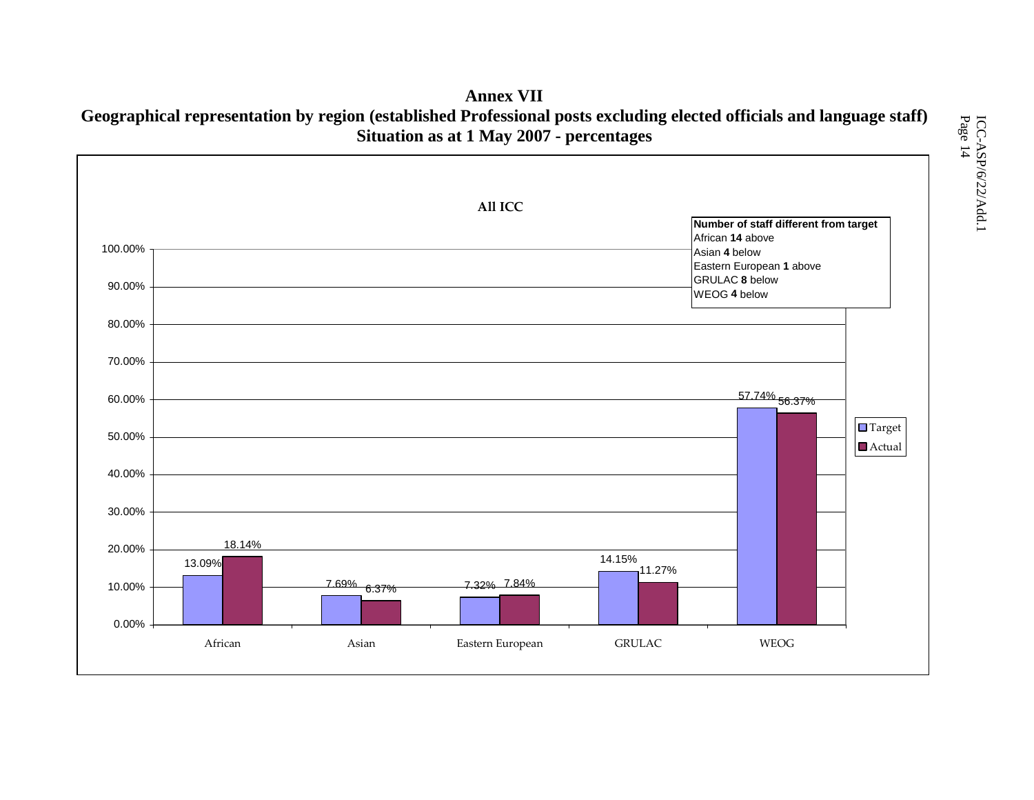# Annex VII

## Geographical representation by region (established Professional posts excluding elected officials and language staff)
## Situation as at 1 May 2007 - percentages

**All ICC**

| Region | Target | Actual |
|---|---|---|
| African | 13.09% | 18.14% |
| Asian | 7.69% | 6.37% |
| Eastern European | 7.32% | 7.84% |
| GRULAC | 14.15% | 11.27% |
| WEOG | 57.74% | 56.37% |

**Number of staff different from target**
African **14** above
Asian **4** below
Eastern European **1** above
GRULAC **8** below
WEOG **4** below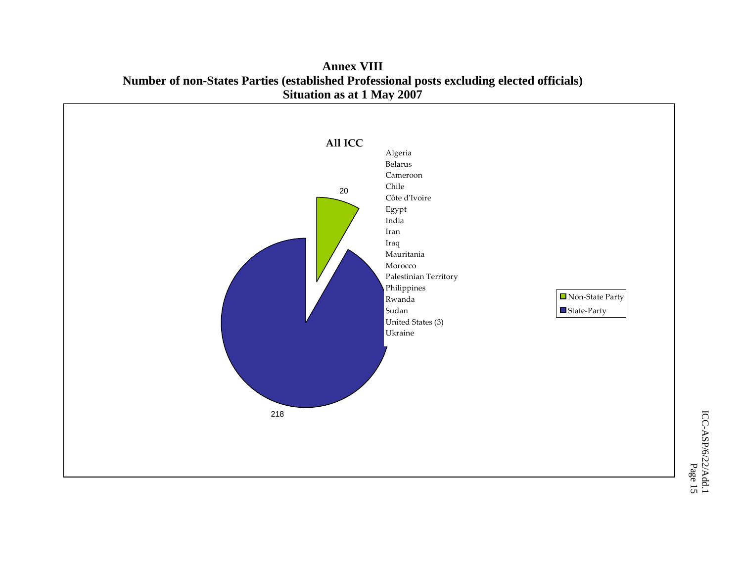# Annex VIII

## Number of non-States Parties (established Professional posts excluding elected officials)

## Situation as at 1 May 2007

**All ICC**

20

218

Algeria
Belarus
Cameroon
Chile
Côte d'Ivoire
Egypt
India
Iran
Iraq
Mauritania
Morocco
Palestinian Territory
Philippines
Rwanda
Sudan
United States (3)
Ukraine

Non-State Party
State-Party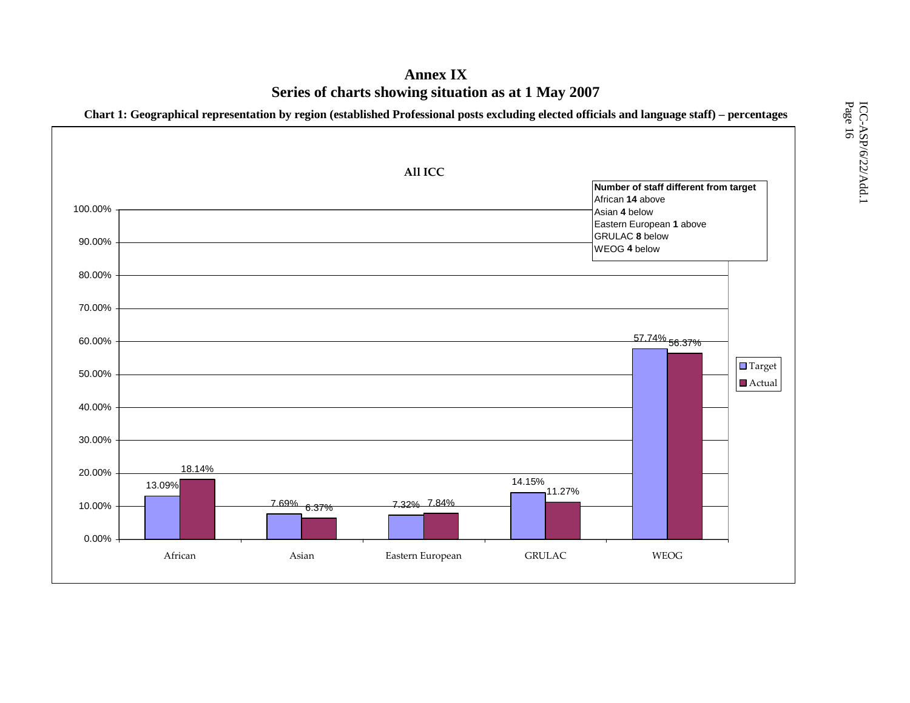# Annex IX

## Series of charts showing situation as at 1 May 2007

**Chart 1: Geographical representation by region (established Professional posts excluding elected officials and language staff) – percentages**

**All ICC**

| Region | Target | Actual |
|---|---|---|
| African | 13.09% | 18.14% |
| Asian | 7.69% | 6.37% |
| Eastern European | 7.32% | 7.84% |
| GRULAC | 14.15% | 11.27% |
| WEOG | 57.74% | 56.37% |

**Number of staff different from target**

African **14** above
Asian **4** below
Eastern European **1** above
GRULAC **8** below
WEOG **4** below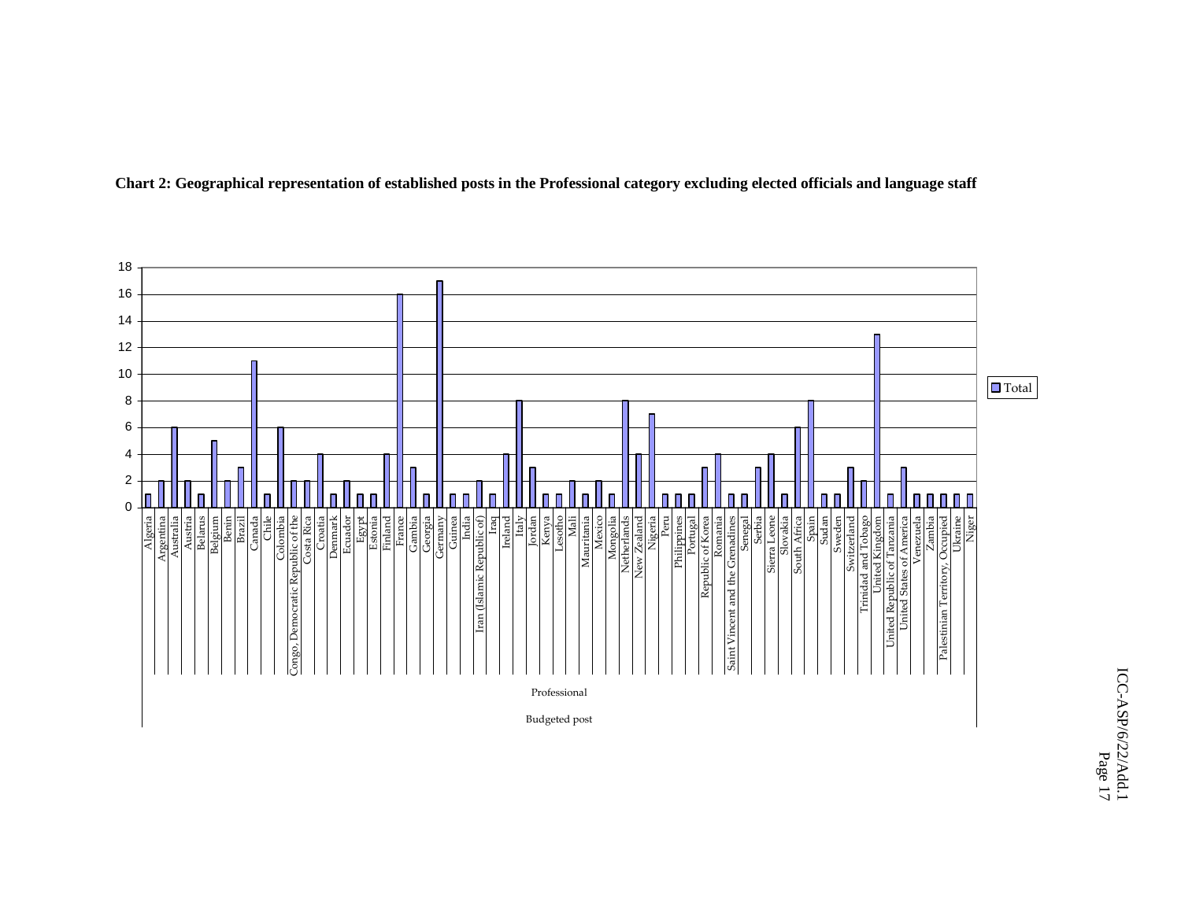**Chart 2: Geographical representation of established posts in the Professional category excluding elected officials and language staff**

| Country | Total |
|---|---|
| Algeria | 1 |
| Argentina | 2 |
| Australia | 6 |
| Austria | 2 |
| Belarus | 1 |
| Belgium | 5 |
| Benin | 2 |
| Brazil | 3 |
| Canada | 11 |
| Chile | 1 |
| Colombia | 6 |
| Congo, Democratic Republic of the | 2 |
| Costa Rica | 2 |
| Croatia | 4 |
| Denmark | 1 |
| Ecuador | 2 |
| Egypt | 1 |
| Estonia | 1 |
| Finland | 4 |
| France | 16 |
| Gambia | 3 |
| Georgia | 1 |
| Germany | 17 |
| Guinea | 1 |
| India | 1 |
| Iran (Islamic Republic of) | 2 |
| Iraq | 1 |
| Ireland | 4 |
| Italy | 8 |
| Jordan | 3 |
| Kenya | 1 |
| Lesotho | 1 |
| Mali | 2 |
| Mauritania | 1 |
| Mexico | 2 |
| Mongolia | 1 |
| Netherlands | 8 |
| New Zealand | 4 |
| Nigeria | 7 |
| Peru | 1 |
| Philippines | 1 |
| Portugal | 1 |
| Republic of Korea | 3 |
| Romania | 4 |
| Saint Vincent and the Grenadines | 1 |
| Senegal | 1 |
| Serbia | 3 |
| Sierra Leone | 4 |
| Slovakia | 1 |
| South Africa | 6 |
| Spain | 8 |
| Sudan | 1 |
| Sweden | 1 |
| Switzerland | 3 |
| Trinidad and Tobago | 2 |
| United Kingdom | 13 |
| United Republic of Tanzania | 1 |
| United States of America | 3 |
| Venezuela | 1 |
| Zambia | 1 |
| Palestinian Territory, Occupied | 1 |
| Ukraine | 1 |
| Niger | 1 |

Professional

Budgeted post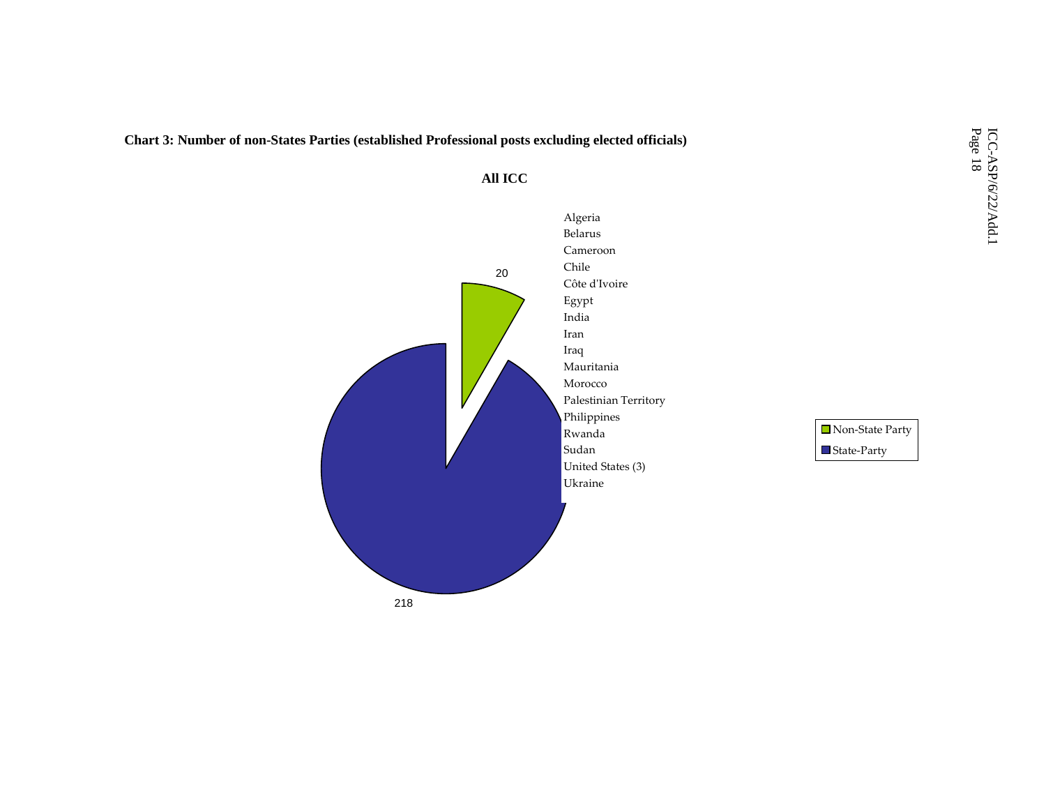**Chart 3: Number of non-States Parties (established Professional posts excluding elected officials)**

**All ICC**

20

218

Algeria
Belarus
Cameroon
Chile
Côte d'Ivoire
Egypt
India
Iran
Iraq
Mauritania
Morocco
Palestinian Territory
Philippines
Rwanda
Sudan
United States (3)
Ukraine

Non-State Party
State-Party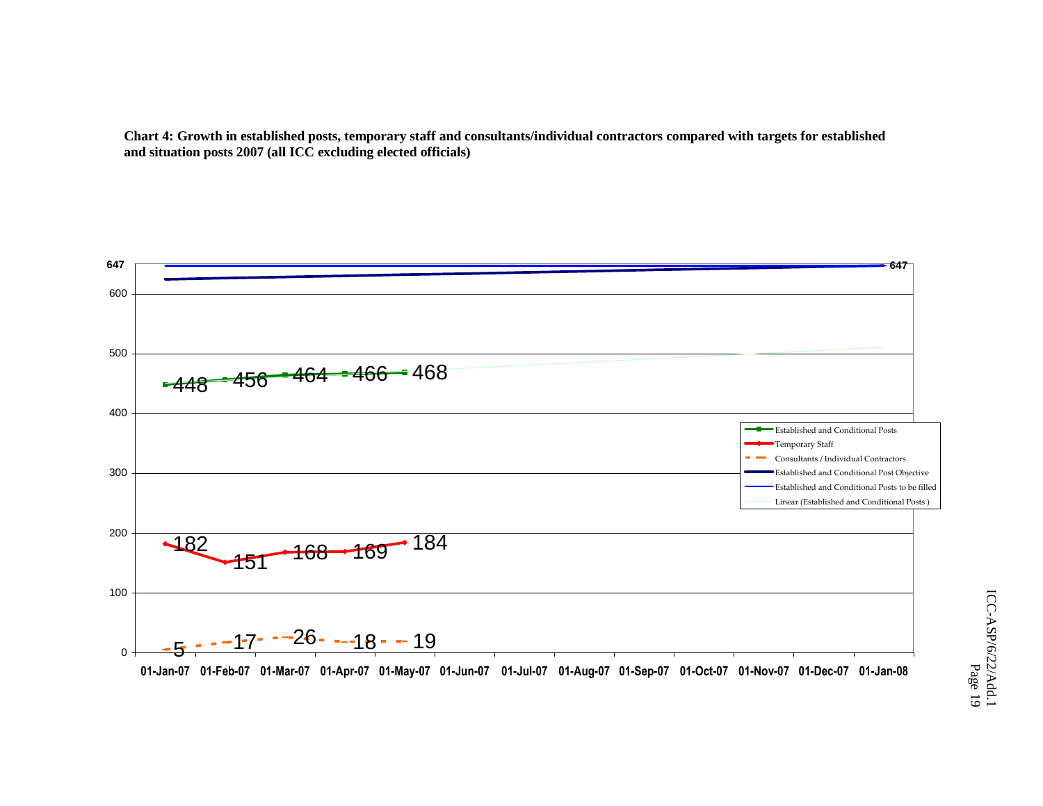**Chart 4: Growth in established posts, temporary staff and consultants/individual contractors compared with targets for established and situation posts 2007 (all ICC excluding elected officials)**

| Date | Established and Conditional Posts | Temporary Staff | Consultants / Individual Contractors |
|---|---|---|---|
| 01-Jan-07 | 448 | 182 | 5 |
| 01-Feb-07 | 456 | 151 | 17 |
| 01-Mar-07 | 464 | 168 | 26 |
| 01-Apr-07 | 466 | 169 | 18 |
| 01-May-07 | 468 | 184 | 19 |

Established and Conditional Post Objective: 647

Legend:
- Established and Conditional Posts
- Temporary Staff
- Consultants / Individual Contractors
- Established and Conditional Post Objective
- Established and Conditional Posts to be filled
- Linear (Established and Conditional Posts )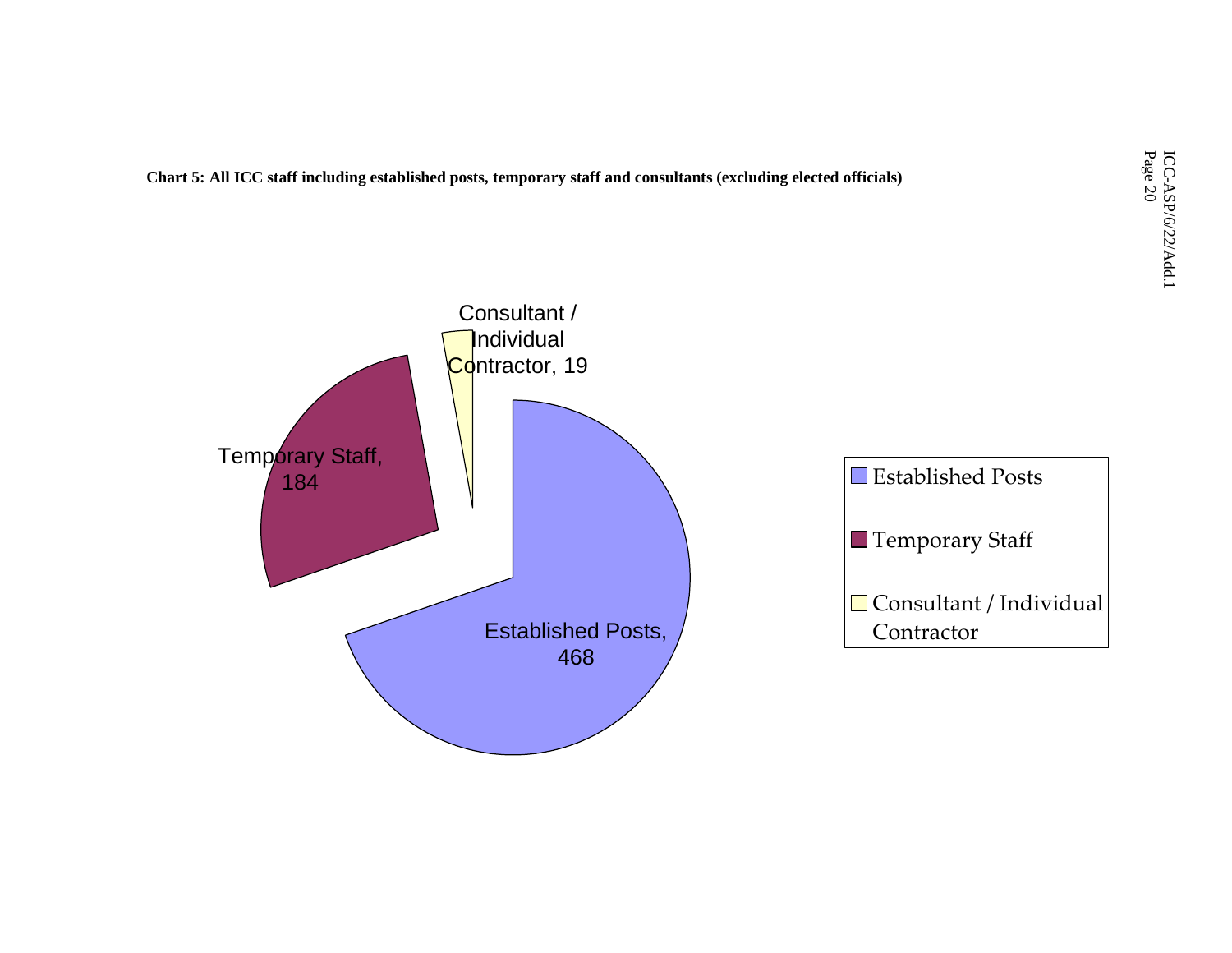**Chart 5: All ICC staff including established posts, temporary staff and consultants (excluding elected officials)**

| Category | Number |
|---|---|
| Established Posts | 468 |
| Temporary Staff | 184 |
| Consultant / Individual Contractor | 19 |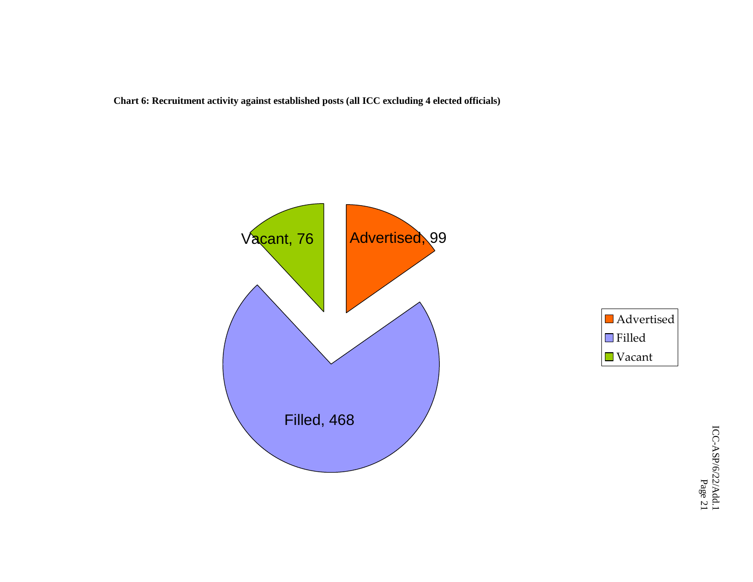**Chart 6: Recruitment activity against established posts (all ICC excluding 4 elected officials)**

Vacant, 76

Advertised, 99

Filled, 468

Advertised
Filled
Vacant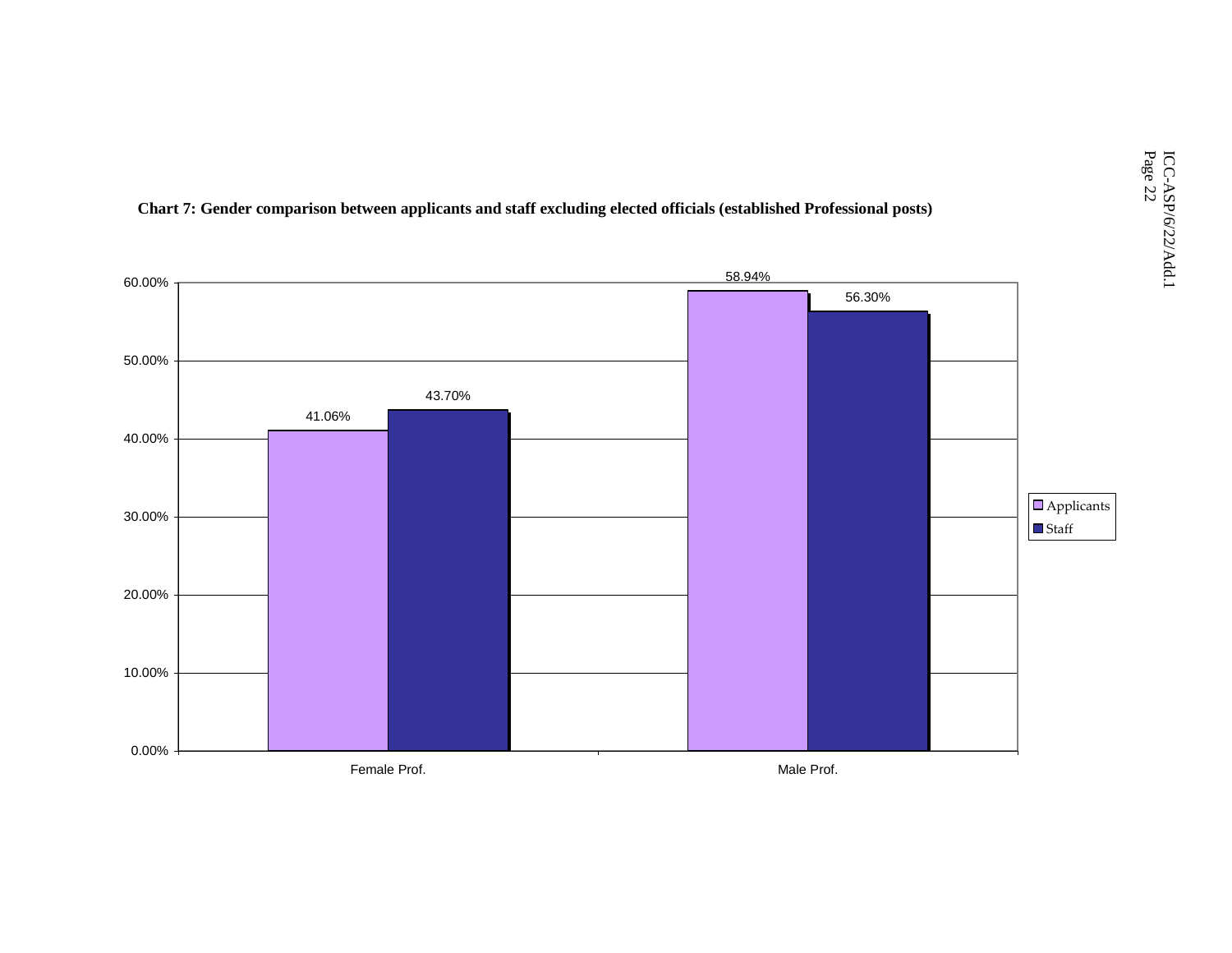**Chart 7: Gender comparison between applicants and staff excluding elected officials (established Professional posts)**

| | Applicants | Staff |
|---|---|---|
| Female Prof. | 41.06% | 43.70% |
| Male Prof. | 58.94% | 56.30% |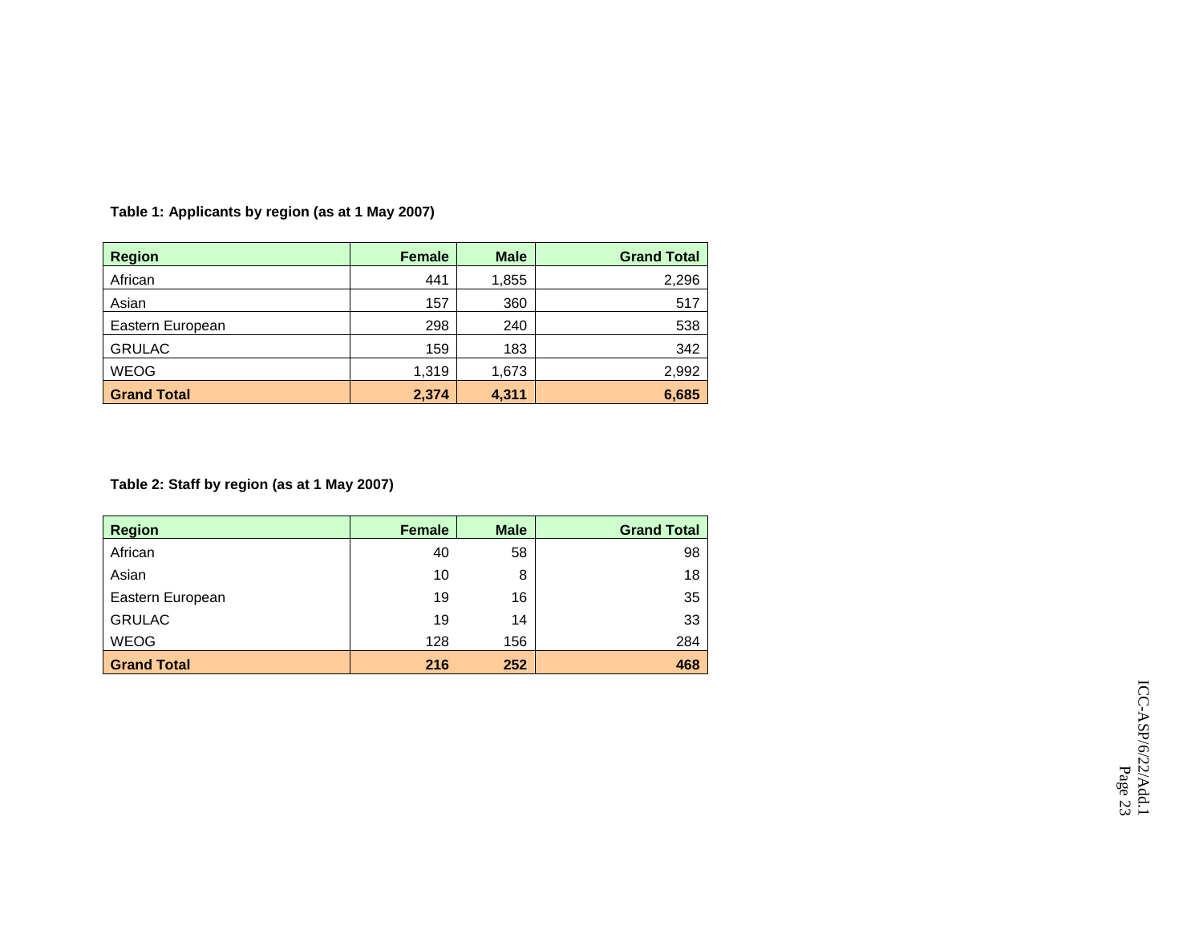**Table 1: Applicants by region (as at 1 May 2007)**

| Region | Female | Male | Grand Total |
|---|---|---|---|
| African | 441 | 1,855 | 2,296 |
| Asian | 157 | 360 | 517 |
| Eastern European | 298 | 240 | 538 |
| GRULAC | 159 | 183 | 342 |
| WEOG | 1,319 | 1,673 | 2,992 |
| **Grand Total** | **2,374** | **4,311** | **6,685** |

**Table 2: Staff by region (as at 1 May 2007)**

| Region | Female | Male | Grand Total |
|---|---|---|---|
| African | 40 | 58 | 98 |
| Asian | 10 | 8 | 18 |
| Eastern European | 19 | 16 | 35 |
| GRULAC | 19 | 14 | 33 |
| WEOG | 128 | 156 | 284 |
| **Grand Total** | **216** | **252** | **468** |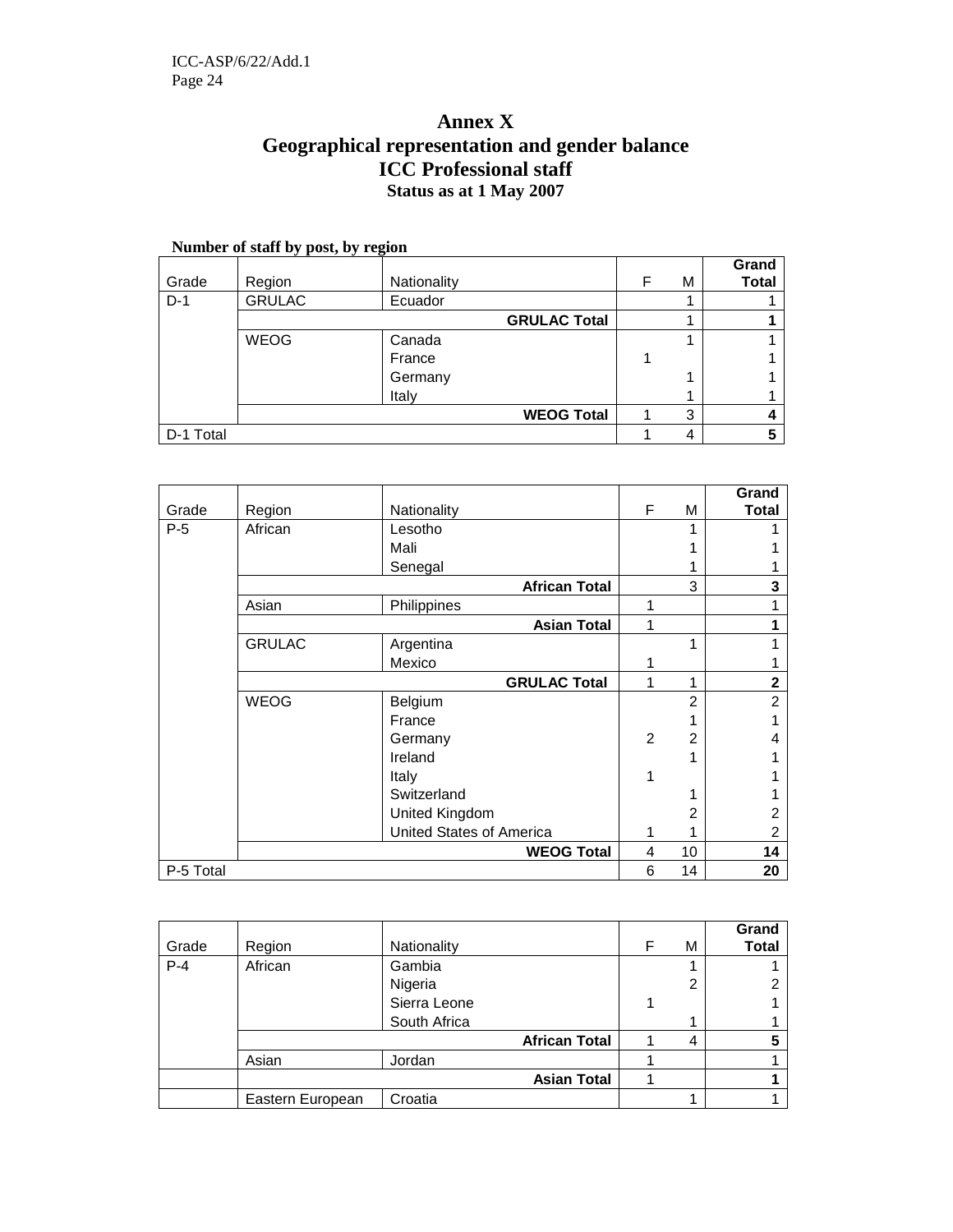# Annex X

## Geographical representation and gender balance

## ICC Professional staff

### Status as at 1 May 2007

**Number of staff by post, by region**

| Grade | Region | Nationality | F | M | Grand Total |
|---|---|---|---|---|---|
| D-1 | GRULAC | Ecuador | | 1 | 1 |
| | | **GRULAC Total** | | 1 | **1** |
| | WEOG | Canada | | 1 | 1 |
| | | France | 1 | | 1 |
| | | Germany | | 1 | 1 |
| | | Italy | | 1 | 1 |
| | | **WEOG Total** | 1 | 3 | **4** |
| D-1 Total | | | 1 | 4 | **5** |

| Grade | Region | Nationality | F | M | Grand Total |
|---|---|---|---|---|---|
| P-5 | African | Lesotho | | 1 | 1 |
| | | Mali | | 1 | 1 |
| | | Senegal | | 1 | 1 |
| | | **African Total** | | 3 | **3** |
| | Asian | Philippines | 1 | | 1 |
| | | **Asian Total** | 1 | | **1** |
| | GRULAC | Argentina | | 1 | 1 |
| | | Mexico | 1 | | 1 |
| | | **GRULAC Total** | 1 | 1 | **2** |
| | WEOG | Belgium | | 2 | 2 |
| | | France | | 1 | 1 |
| | | Germany | 2 | 2 | 4 |
| | | Ireland | | 1 | 1 |
| | | Italy | 1 | | 1 |
| | | Switzerland | | 1 | 1 |
| | | United Kingdom | | 2 | 2 |
| | | United States of America | 1 | 1 | 2 |
| | | **WEOG Total** | 4 | 10 | **14** |
| P-5 Total | | | 6 | 14 | **20** |

| Grade | Region | Nationality | F | M | Grand Total |
|---|---|---|---|---|---|
| P-4 | African | Gambia | | 1 | 1 |
| | | Nigeria | | 2 | 2 |
| | | Sierra Leone | 1 | | 1 |
| | | South Africa | | 1 | 1 |
| | | **African Total** | 1 | 4 | **5** |
| | Asian | Jordan | 1 | | 1 |
| | | **Asian Total** | 1 | | **1** |
| | Eastern European | Croatia | | 1 | 1 |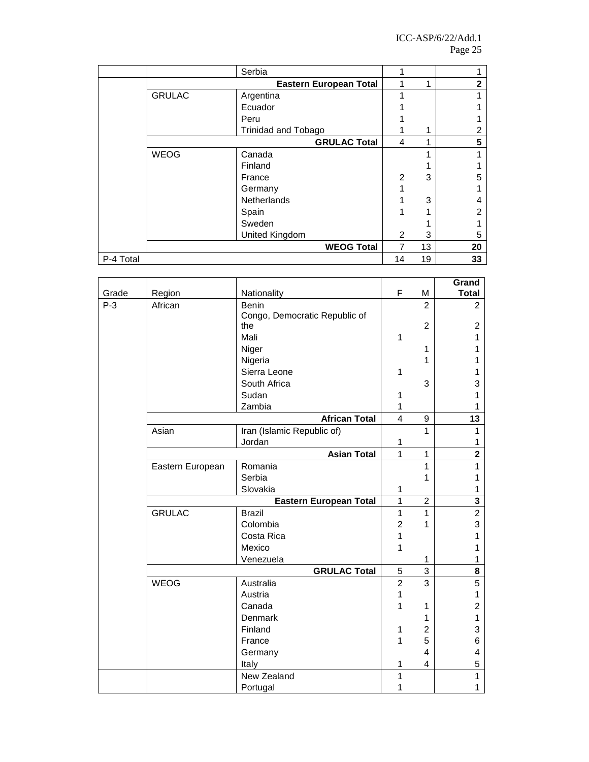| | | Serbia | 1 | | 1 |
|---|---|---|---|---|---|
| | | **Eastern European Total** | 1 | 1 | **2** |
| | GRULAC | Argentina | 1 | | 1 |
| | | Ecuador | 1 | | 1 |
| | | Peru | 1 | | 1 |
| | | Trinidad and Tobago | 1 | 1 | 2 |
| | | **GRULAC Total** | 4 | 1 | **5** |
| | WEOG | Canada | | 1 | 1 |
| | | Finland | | 1 | 1 |
| | | France | 2 | 3 | 5 |
| | | Germany | 1 | | 1 |
| | | Netherlands | 1 | 3 | 4 |
| | | Spain | 1 | 1 | 2 |
| | | Sweden | | 1 | 1 |
| | | United Kingdom | 2 | 3 | 5 |
| | | **WEOG Total** | 7 | 13 | **20** |
| P-4 Total | | | 14 | 19 | **33** |

| Grade | Region | Nationality | F | M | **Grand Total** |
|---|---|---|---|---|---|
| P-3 | African | Benin | | 2 | 2 |
| | | Congo, Democratic Republic of the | | 2 | 2 |
| | | Mali | 1 | | 1 |
| | | Niger | | 1 | 1 |
| | | Nigeria | | 1 | 1 |
| | | Sierra Leone | 1 | | 1 |
| | | South Africa | | 3 | 3 |
| | | Sudan | 1 | | 1 |
| | | Zambia | 1 | | 1 |
| | | **African Total** | 4 | 9 | **13** |
| | Asian | Iran (Islamic Republic of) | | 1 | 1 |
| | | Jordan | 1 | | 1 |
| | | **Asian Total** | 1 | 1 | **2** |
| | Eastern European | Romania | | 1 | 1 |
| | | Serbia | | 1 | 1 |
| | | Slovakia | 1 | | 1 |
| | | **Eastern European Total** | 1 | 2 | **3** |
| | GRULAC | Brazil | 1 | 1 | 2 |
| | | Colombia | 2 | 1 | 3 |
| | | Costa Rica | 1 | | 1 |
| | | Mexico | 1 | | 1 |
| | | Venezuela | | 1 | 1 |
| | | **GRULAC Total** | 5 | 3 | **8** |
| | WEOG | Australia | 2 | 3 | 5 |
| | | Austria | 1 | | 1 |
| | | Canada | 1 | 1 | 2 |
| | | Denmark | | 1 | 1 |
| | | Finland | 1 | 2 | 3 |
| | | France | 1 | 5 | 6 |
| | | Germany | | 4 | 4 |
| | | Italy | 1 | 4 | 5 |
| | | New Zealand | 1 | | 1 |
| | | Portugal | 1 | | 1 |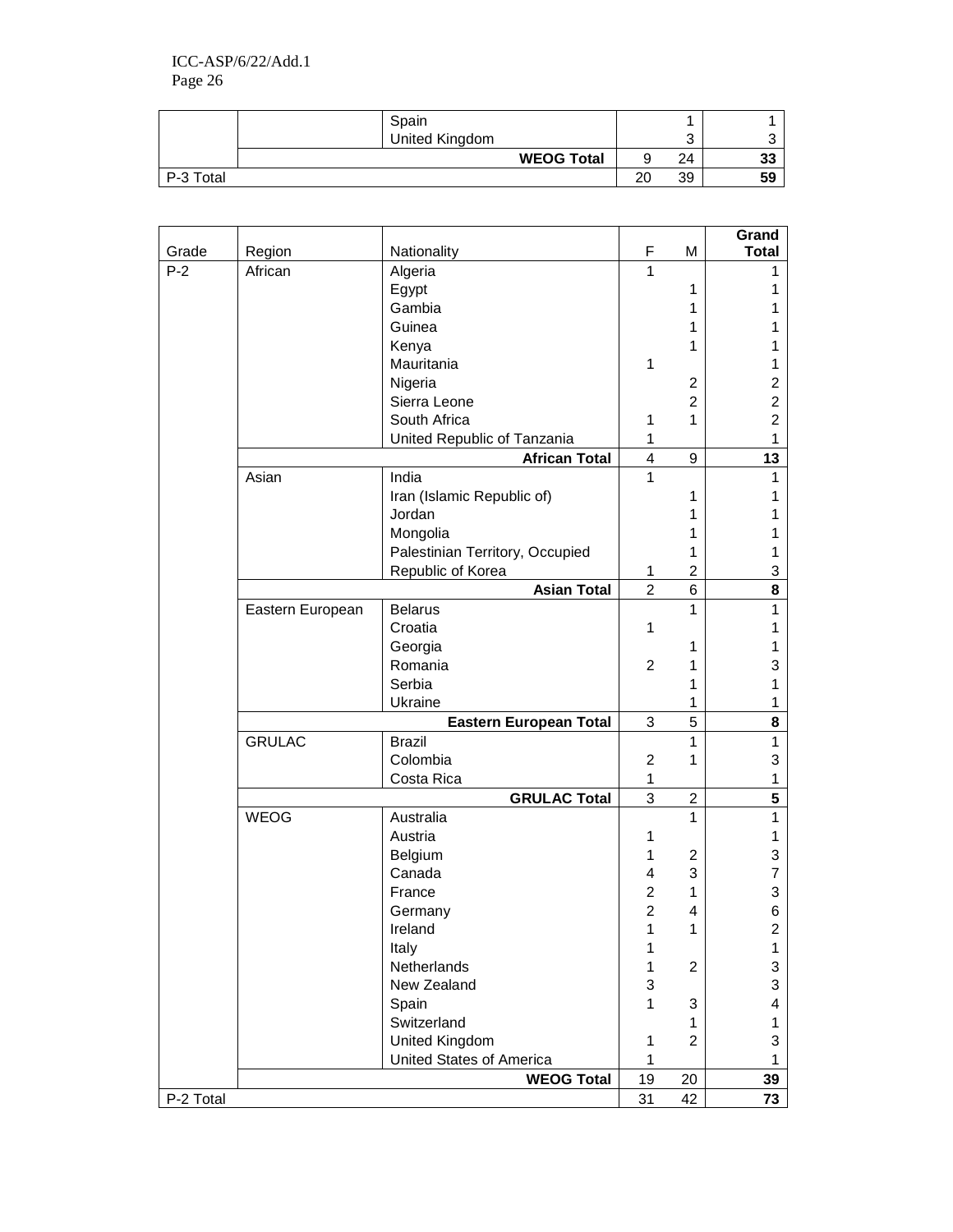| | | | | | |
|---|---|---|---|---|---|
| | | Spain | | 1 | 1 |
| | | United Kingdom | | 3 | 3 |
| | | **WEOG Total** | 9 | 24 | **33** |
| P-3 Total | | | 20 | 39 | **59** |

| Grade | Region | Nationality | F | M | **Grand Total** |
|---|---|---|---|---|---|
| P-2 | African | Algeria | 1 | | 1 |
| | | Egypt | | 1 | 1 |
| | | Gambia | | 1 | 1 |
| | | Guinea | | 1 | 1 |
| | | Kenya | | 1 | 1 |
| | | Mauritania | 1 | | 1 |
| | | Nigeria | | 2 | 2 |
| | | Sierra Leone | | 2 | 2 |
| | | South Africa | 1 | 1 | 2 |
| | | United Republic of Tanzania | 1 | | 1 |
| | | **African Total** | 4 | 9 | **13** |
| | Asian | India | 1 | | 1 |
| | | Iran (Islamic Republic of) | | 1 | 1 |
| | | Jordan | | 1 | 1 |
| | | Mongolia | | 1 | 1 |
| | | Palestinian Territory, Occupied | | 1 | 1 |
| | | Republic of Korea | 1 | 2 | 3 |
| | | **Asian Total** | 2 | 6 | **8** |
| | Eastern European | Belarus | | 1 | 1 |
| | | Croatia | 1 | | 1 |
| | | Georgia | | 1 | 1 |
| | | Romania | 2 | 1 | 3 |
| | | Serbia | | 1 | 1 |
| | | Ukraine | | 1 | 1 |
| | | **Eastern European Total** | 3 | 5 | **8** |
| | GRULAC | Brazil | | 1 | 1 |
| | | Colombia | 2 | 1 | 3 |
| | | Costa Rica | 1 | | 1 |
| | | **GRULAC Total** | 3 | 2 | **5** |
| | WEOG | Australia | | 1 | 1 |
| | | Austria | 1 | | 1 |
| | | Belgium | 1 | 2 | 3 |
| | | Canada | 4 | 3 | 7 |
| | | France | 2 | 1 | 3 |
| | | Germany | 2 | 4 | 6 |
| | | Ireland | 1 | 1 | 2 |
| | | Italy | 1 | | 1 |
| | | Netherlands | 1 | 2 | 3 |
| | | New Zealand | 3 | | 3 |
| | | Spain | 1 | 3 | 4 |
| | | Switzerland | | 1 | 1 |
| | | United Kingdom | 1 | 2 | 3 |
| | | United States of America | 1 | | 1 |
| | | **WEOG Total** | 19 | 20 | **39** |
| P-2 Total | | | 31 | 42 | **73** |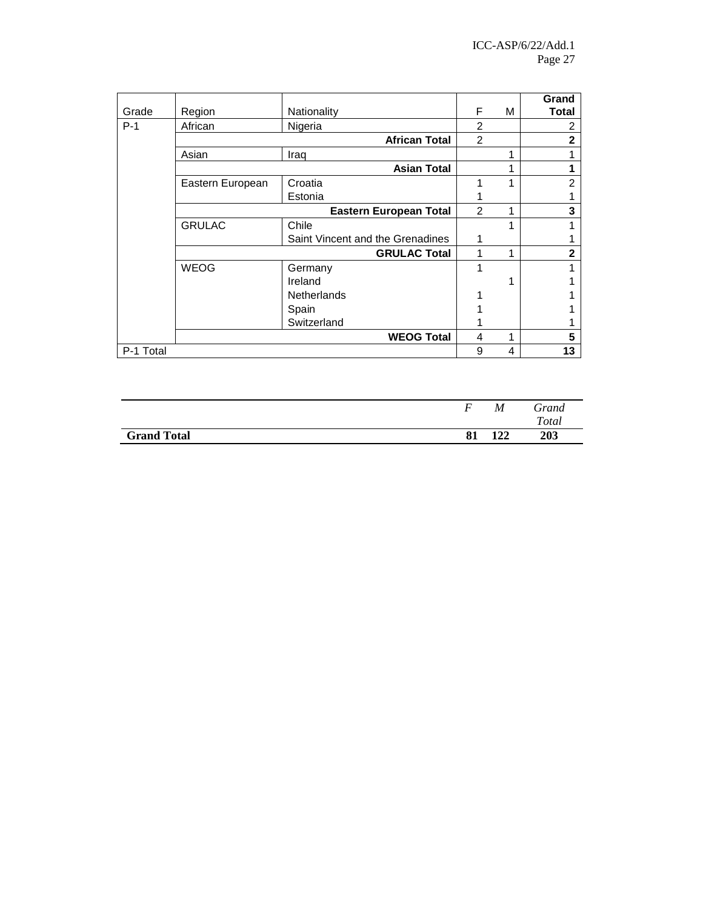| Grade | Region | Nationality | F | M | Grand Total |
|---|---|---|---|---|---|
| P-1 | African | Nigeria | 2 | | 2 |
| | | **African Total** | 2 | | **2** |
| | Asian | Iraq | | 1 | 1 |
| | | **Asian Total** | | 1 | **1** |
| | Eastern European | Croatia | 1 | 1 | 2 |
| | | Estonia | 1 | | 1 |
| | | **Eastern European Total** | 2 | 1 | **3** |
| | GRULAC | Chile | | 1 | 1 |
| | | Saint Vincent and the Grenadines | 1 | | 1 |
| | | **GRULAC Total** | 1 | 1 | **2** |
| | WEOG | Germany | 1 | | 1 |
| | | Ireland | | 1 | 1 |
| | | Netherlands | 1 | | 1 |
| | | Spain | 1 | | 1 |
| | | Switzerland | 1 | | 1 |
| | | **WEOG Total** | 4 | 1 | **5** |
| P-1 Total | | | 9 | 4 | **13** |

| | *F* | *M* | *Grand Total* |
|---|---|---|---|
| **Grand Total** | **81** | **122** | **203** |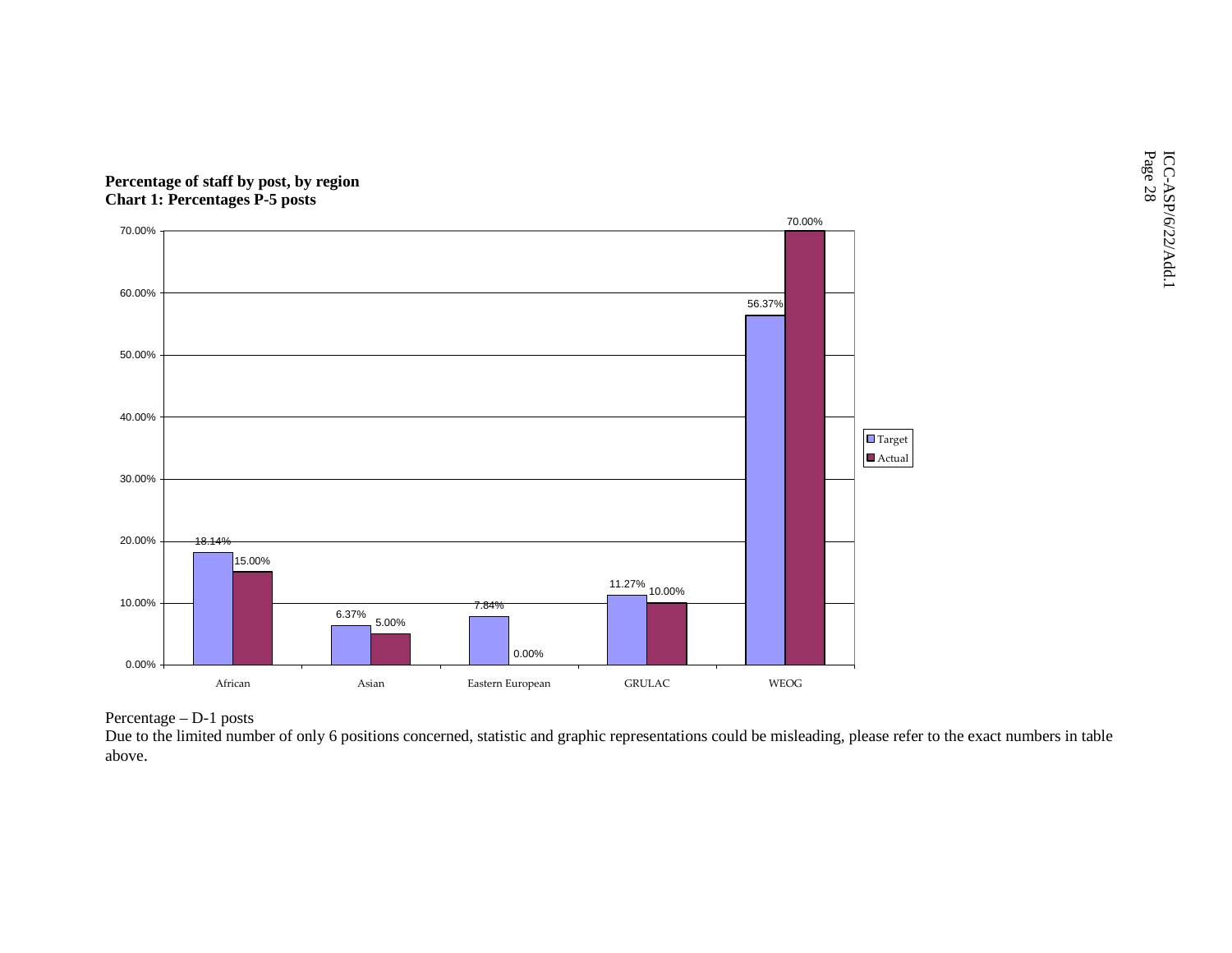**Percentage of staff by post, by region**
**Chart 1: Percentages P-5 posts**

| Region | Target | Actual |
|---|---|---|
| African | 18.14% | 15.00% |
| Asian | 6.37% | 5.00% |
| Eastern European | 7.84% | 0.00% |
| GRULAC | 11.27% | 10.00% |
| WEOG | 56.37% | 70.00% |

Percentage – D-1 posts
Due to the limited number of only 6 positions concerned, statistic and graphic representations could be misleading, please refer to the exact numbers in table above.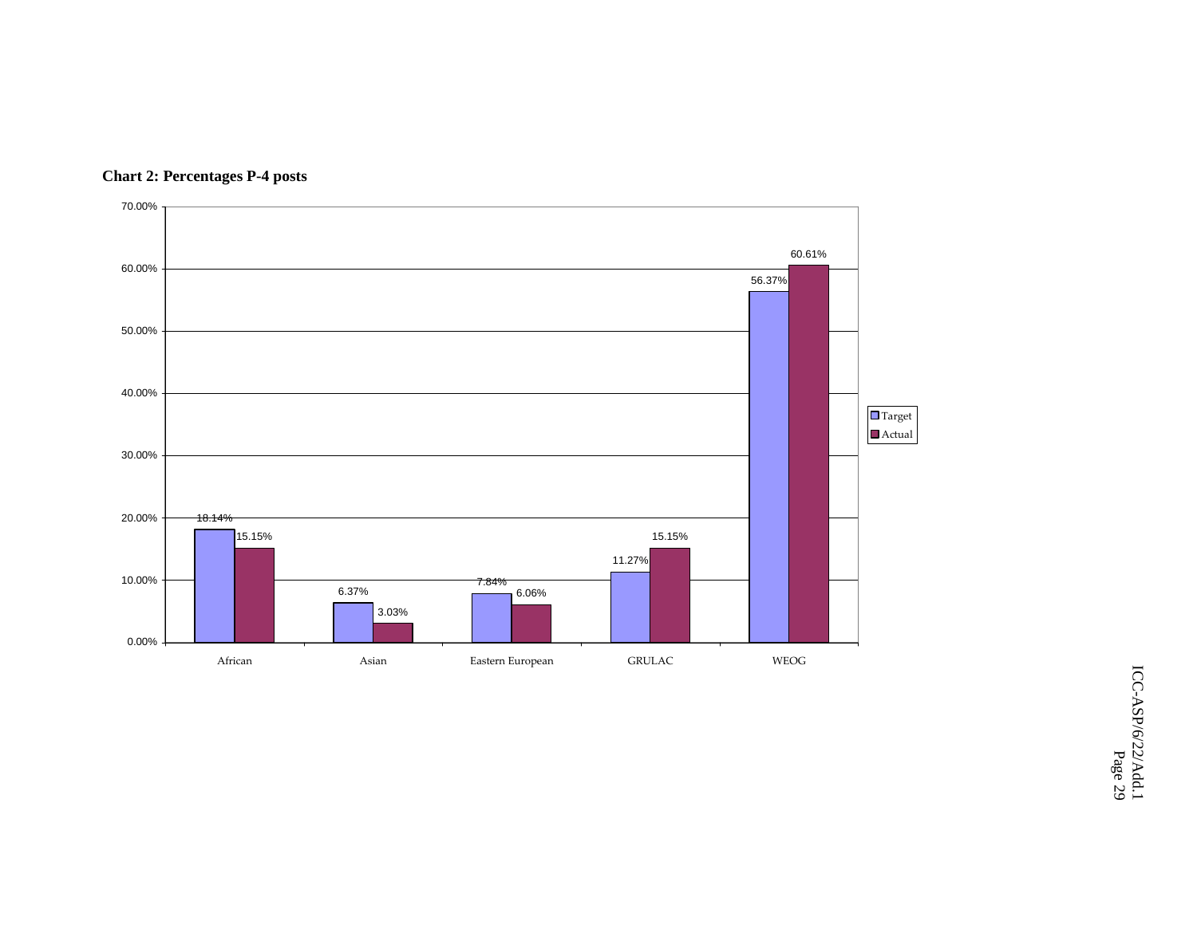**Chart 2: Percentages P-4 posts**

| | Target | Actual |
|---|---|---|
| African | 18.14% | 15.15% |
| Asian | 6.37% | 3.03% |
| Eastern European | 7.84% | 6.06% |
| GRULAC | 11.27% | 15.15% |
| WEOG | 56.37% | 60.61% |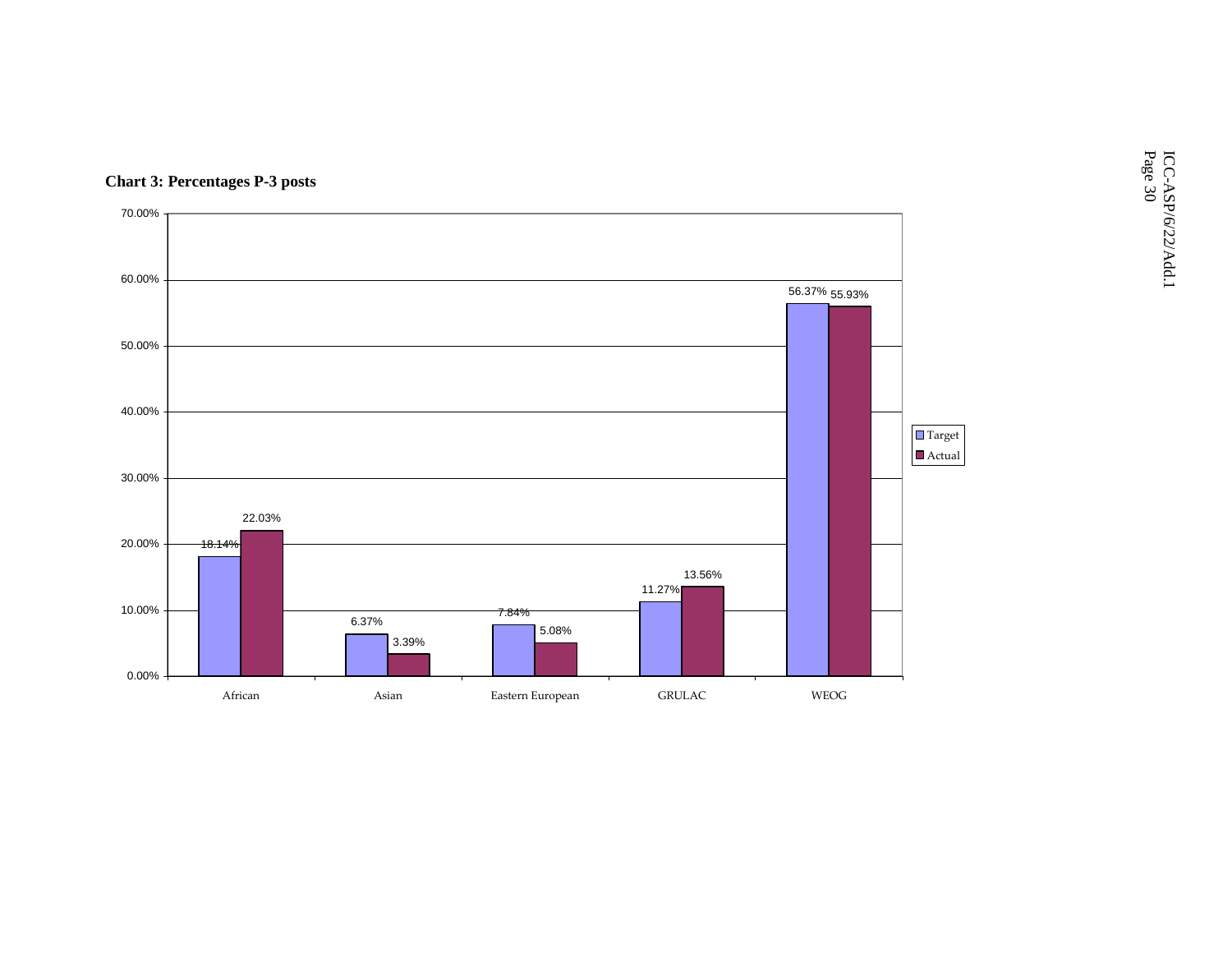**Chart 3: Percentages P-3 posts**

| | Target | Actual |
|---|---|---|
| African | 18.14% | 22.03% |
| Asian | 6.37% | 3.39% |
| Eastern European | 7.84% | 5.08% |
| GRULAC | 11.27% | 13.56% |
| WEOG | 56.37% | 55.93% |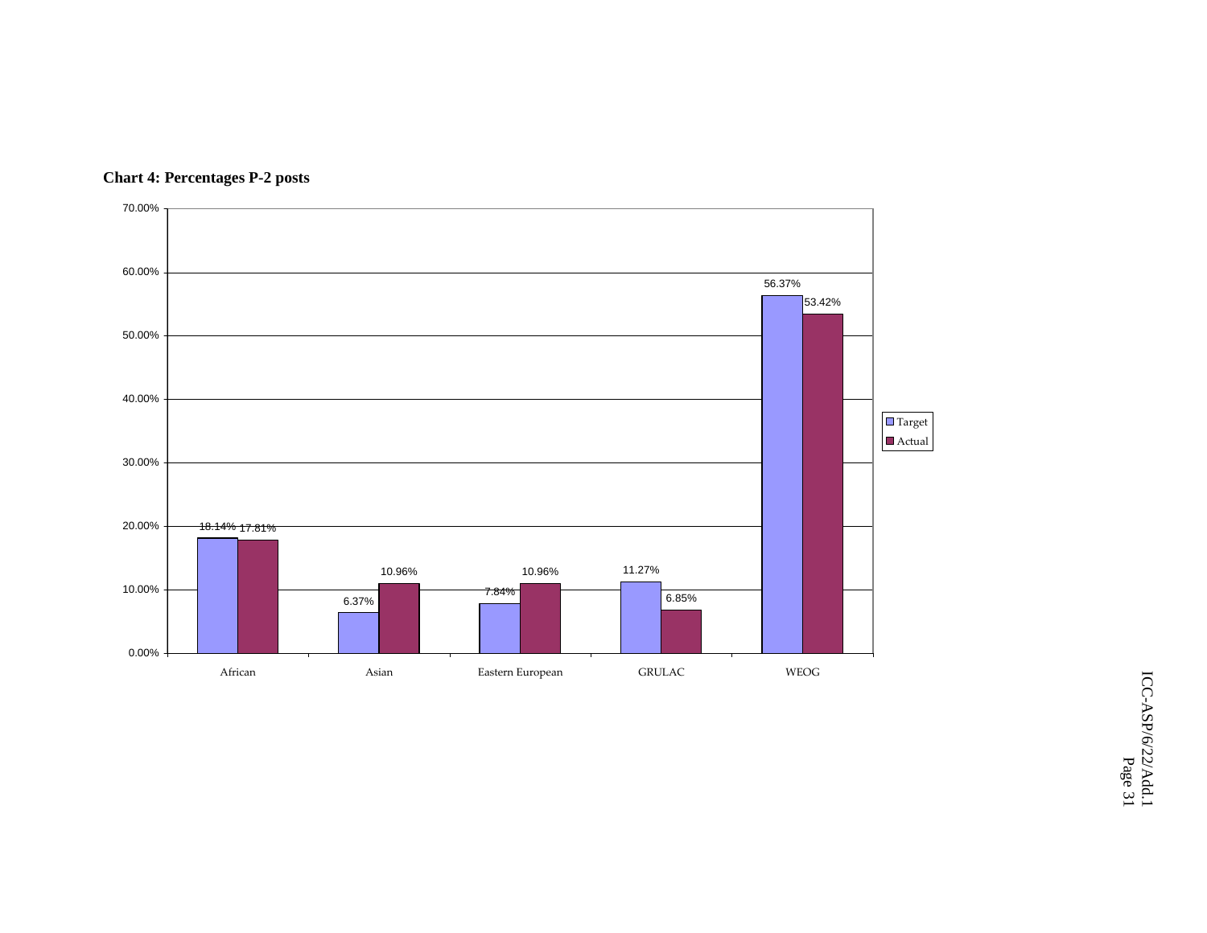**Chart 4: Percentages P-2 posts**

| | Target | Actual |
|---|---|---|
| African | 18.14% | 17.81% |
| Asian | 6.37% | 10.96% |
| Eastern European | 7.84% | 10.96% |
| GRULAC | 11.27% | 6.85% |
| WEOG | 56.37% | 53.42% |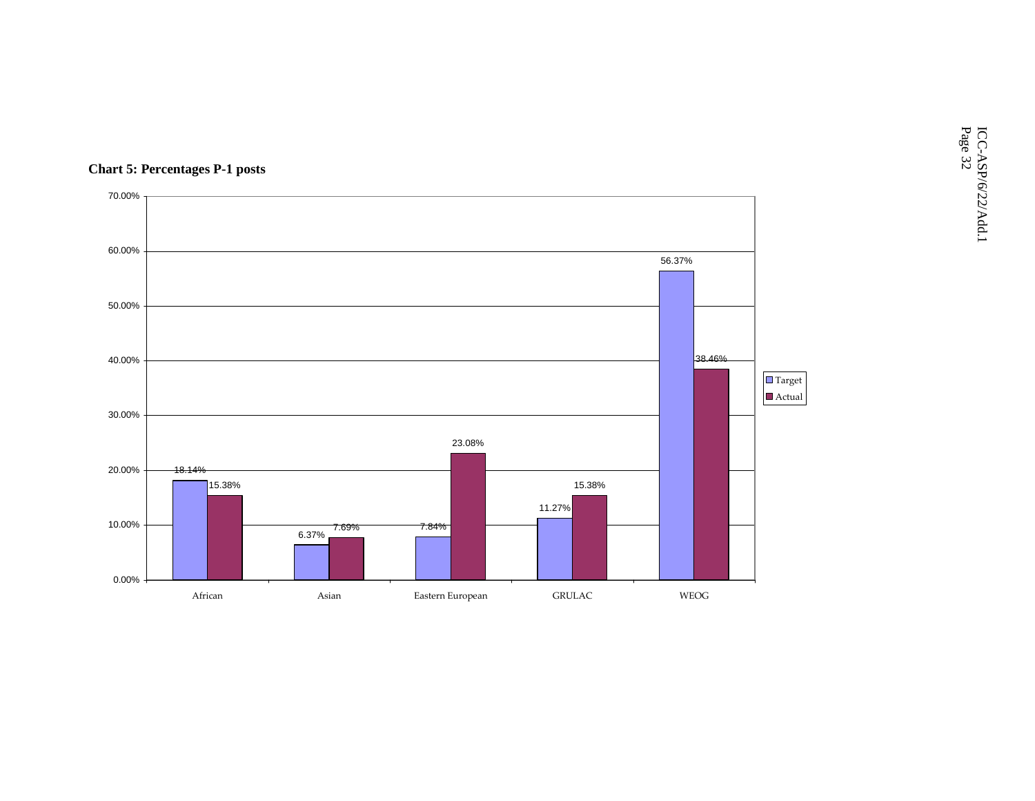**Chart 5: Percentages P-1 posts**

| | Target | Actual |
|---|---|---|
| African | 18.14% | 15.38% |
| Asian | 6.37% | 7.69% |
| Eastern European | 7.84% | 23.08% |
| GRULAC | 11.27% | 15.38% |
| WEOG | 56.37% | 38.46% |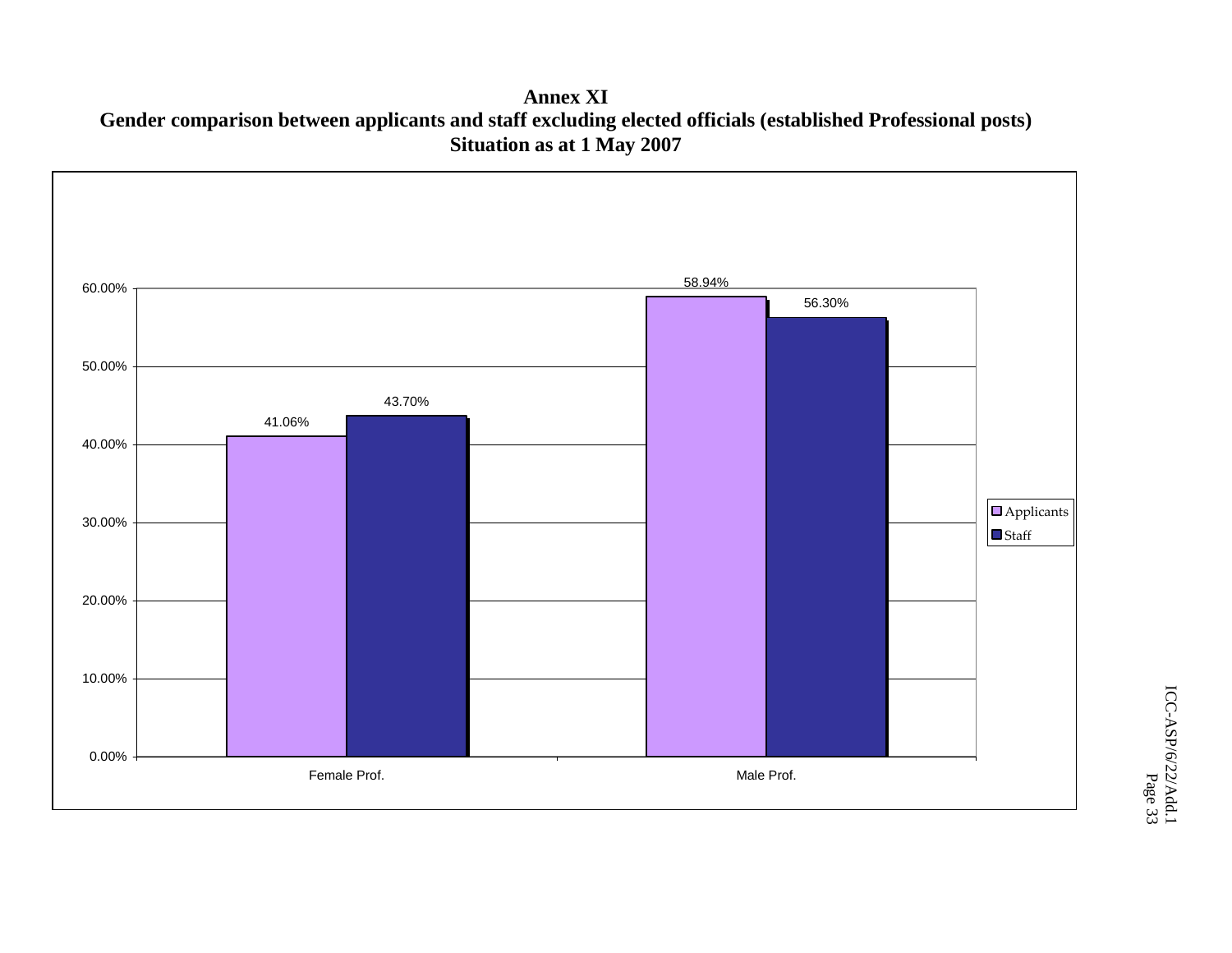**Annex XI**

**Gender comparison between applicants and staff excluding elected officials (established Professional posts)**

**Situation as at 1 May 2007**

| | Applicants | Staff |
|---|---|---|
| Female Prof. | 41.06% | 43.70% |
| Male Prof. | 58.94% | 56.30% |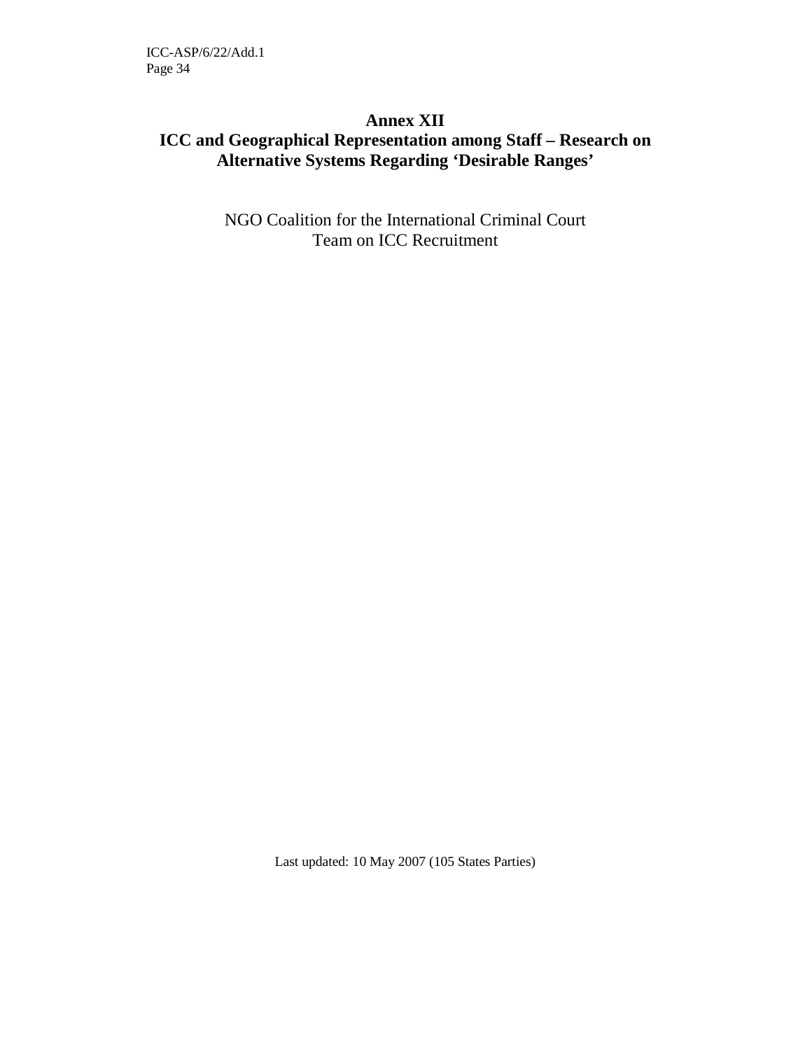# Annex XII

# ICC and Geographical Representation among Staff – Research on Alternative Systems Regarding 'Desirable Ranges'

NGO Coalition for the International Criminal Court
Team on ICC Recruitment

Last updated: 10 May 2007 (105 States Parties)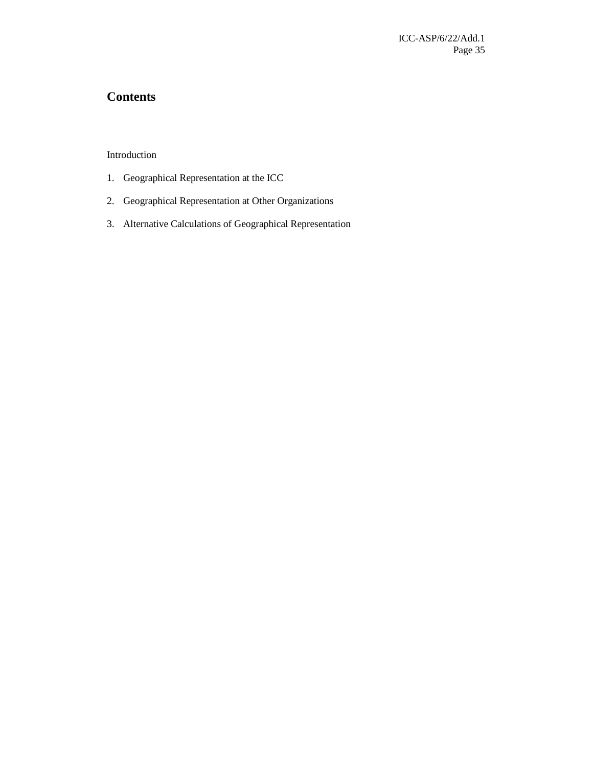## Contents

Introduction

1. Geographical Representation at the ICC

2. Geographical Representation at Other Organizations

3. Alternative Calculations of Geographical Representation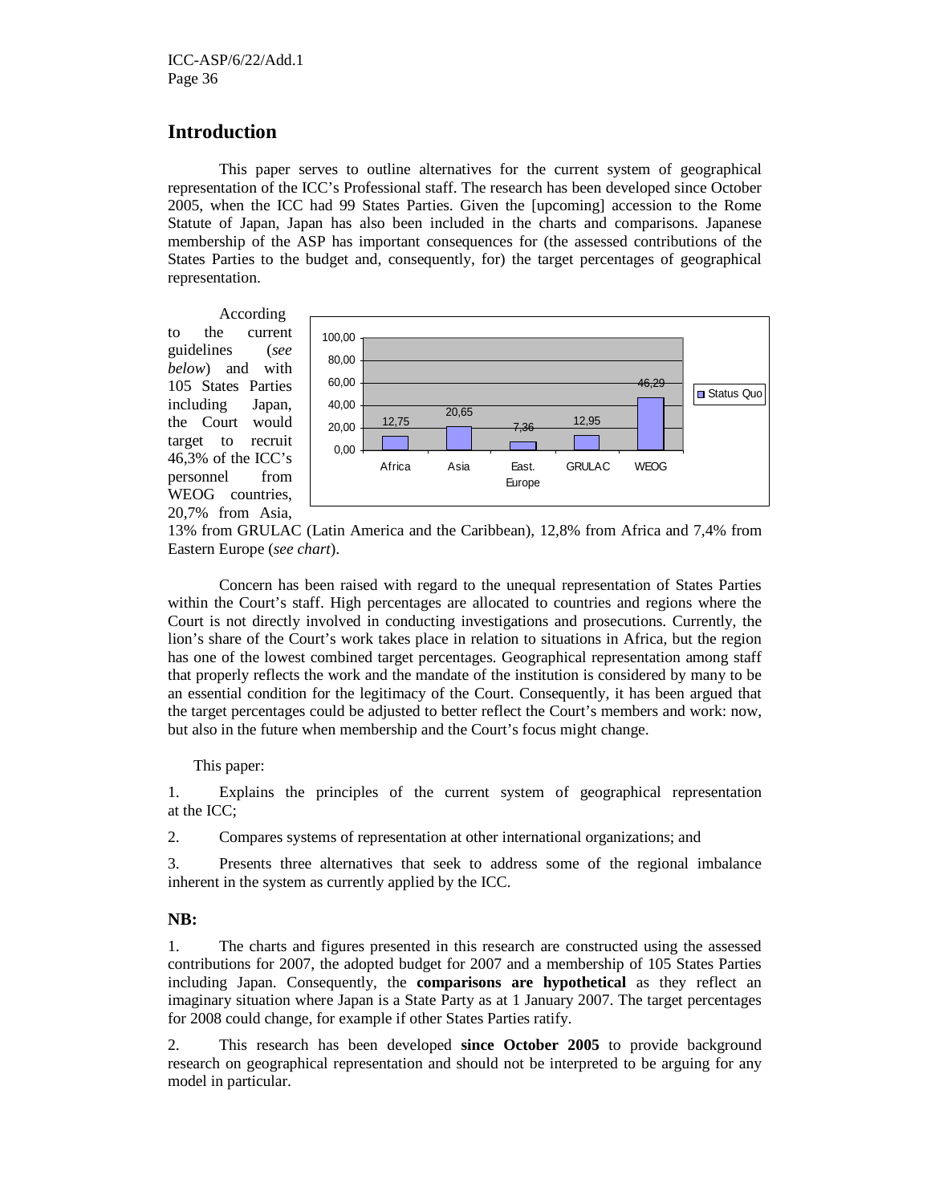## Introduction

This paper serves to outline alternatives for the current system of geographical representation of the ICC's Professional staff. The research has been developed since October 2005, when the ICC had 99 States Parties. Given the [upcoming] accession to the Rome Statute of Japan, Japan has also been included in the charts and comparisons. Japanese membership of the ASP has important consequences for (the assessed contributions of the States Parties to the budget and, consequently, for) the target percentages of geographical representation.

According to the current guidelines (*see below*) and with 105 States Parties including Japan, the Court would target to recruit 46,3% of the ICC's personnel from WEOG countries, 20,7% from Asia, 13% from GRULAC (Latin America and the Caribbean), 12,8% from Africa and 7,4% from Eastern Europe (*see chart*).

| | Africa | Asia | East. Europe | GRULAC | WEOG |
|---|---|---|---|---|---|
| Status Quo | 12,75 | 20,65 | 7,36 | 12,95 | 46,29 |

Concern has been raised with regard to the unequal representation of States Parties within the Court's staff. High percentages are allocated to countries and regions where the Court is not directly involved in conducting investigations and prosecutions. Currently, the lion's share of the Court's work takes place in relation to situations in Africa, but the region has one of the lowest combined target percentages. Geographical representation among staff that properly reflects the work and the mandate of the institution is considered by many to be an essential condition for the legitimacy of the Court. Consequently, it has been argued that the target percentages could be adjusted to better reflect the Court's members and work: now, but also in the future when membership and the Court's focus might change.

This paper:

1. Explains the principles of the current system of geographical representation at the ICC;

2. Compares systems of representation at other international organizations; and

3. Presents three alternatives that seek to address some of the regional imbalance inherent in the system as currently applied by the ICC.

**NB:**

1. The charts and figures presented in this research are constructed using the assessed contributions for 2007, the adopted budget for 2007 and a membership of 105 States Parties including Japan. Consequently, the **comparisons are hypothetical** as they reflect an imaginary situation where Japan is a State Party as at 1 January 2007. The target percentages for 2008 could change, for example if other States Parties ratify.

2. This research has been developed **since October 2005** to provide background research on geographical representation and should not be interpreted to be arguing for any model in particular.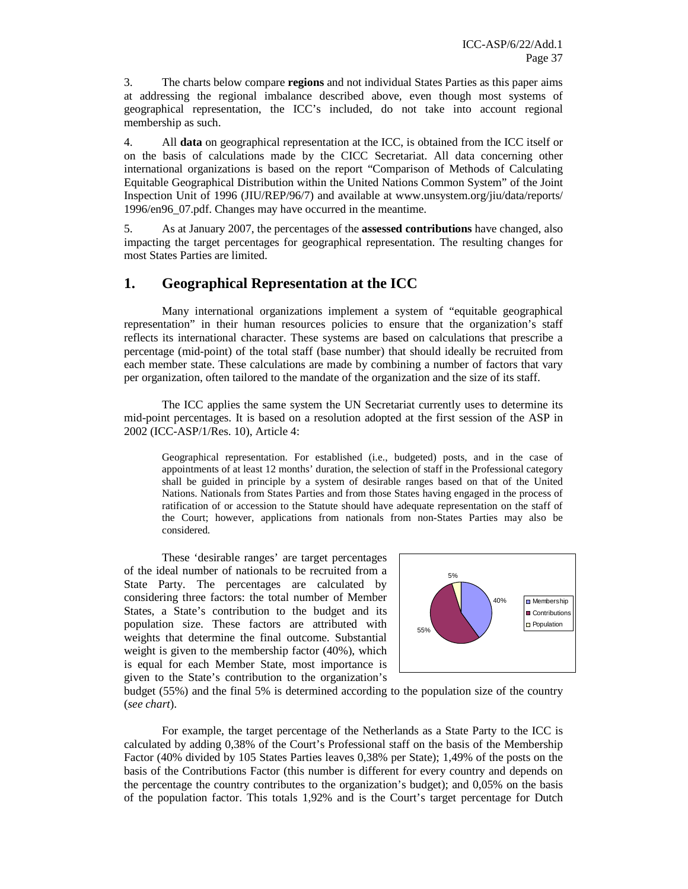3. The charts below compare **regions** and not individual States Parties as this paper aims at addressing the regional imbalance described above, even though most systems of geographical representation, the ICC's included, do not take into account regional membership as such.

4. All **data** on geographical representation at the ICC, is obtained from the ICC itself or on the basis of calculations made by the CICC Secretariat. All data concerning other international organizations is based on the report "Comparison of Methods of Calculating Equitable Geographical Distribution within the United Nations Common System" of the Joint Inspection Unit of 1996 (JIU/REP/96/7) and available at www.unsystem.org/jiu/data/reports/ 1996/en96_07.pdf. Changes may have occurred in the meantime.

5. As at January 2007, the percentages of the **assessed contributions** have changed, also impacting the target percentages for geographical representation. The resulting changes for most States Parties are limited.

# 1. Geographical Representation at the ICC

Many international organizations implement a system of "equitable geographical representation" in their human resources policies to ensure that the organization's staff reflects its international character. These systems are based on calculations that prescribe a percentage (mid-point) of the total staff (base number) that should ideally be recruited from each member state. These calculations are made by combining a number of factors that vary per organization, often tailored to the mandate of the organization and the size of its staff.

The ICC applies the same system the UN Secretariat currently uses to determine its mid-point percentages. It is based on a resolution adopted at the first session of the ASP in 2002 (ICC-ASP/1/Res. 10), Article 4:

> Geographical representation. For established (i.e., budgeted) posts, and in the case of appointments of at least 12 months' duration, the selection of staff in the Professional category shall be guided in principle by a system of desirable ranges based on that of the United Nations. Nationals from States Parties and from those States having engaged in the process of ratification of or accession to the Statute should have adequate representation on the staff of the Court; however, applications from nationals from non-States Parties may also be considered.

These 'desirable ranges' are target percentages of the ideal number of nationals to be recruited from a State Party. The percentages are calculated by considering three factors: the total number of Member States, a State's contribution to the budget and its population size. These factors are attributed with weights that determine the final outcome. Substantial weight is given to the membership factor (40%), which is equal for each Member State, most importance is given to the State's contribution to the organization's budget (55%) and the final 5% is determined according to the population size of the country (*see chart*).

| Factor | Weight |
|---|---|
| Membership | 40% |
| Contributions | 55% |
| Population | 5% |

For example, the target percentage of the Netherlands as a State Party to the ICC is calculated by adding 0,38% of the Court's Professional staff on the basis of the Membership Factor (40% divided by 105 States Parties leaves 0,38% per State); 1,49% of the posts on the basis of the Contributions Factor (this number is different for every country and depends on the percentage the country contributes to the organization's budget); and 0,05% on the basis of the population factor. This totals 1,92% and is the Court's target percentage for Dutch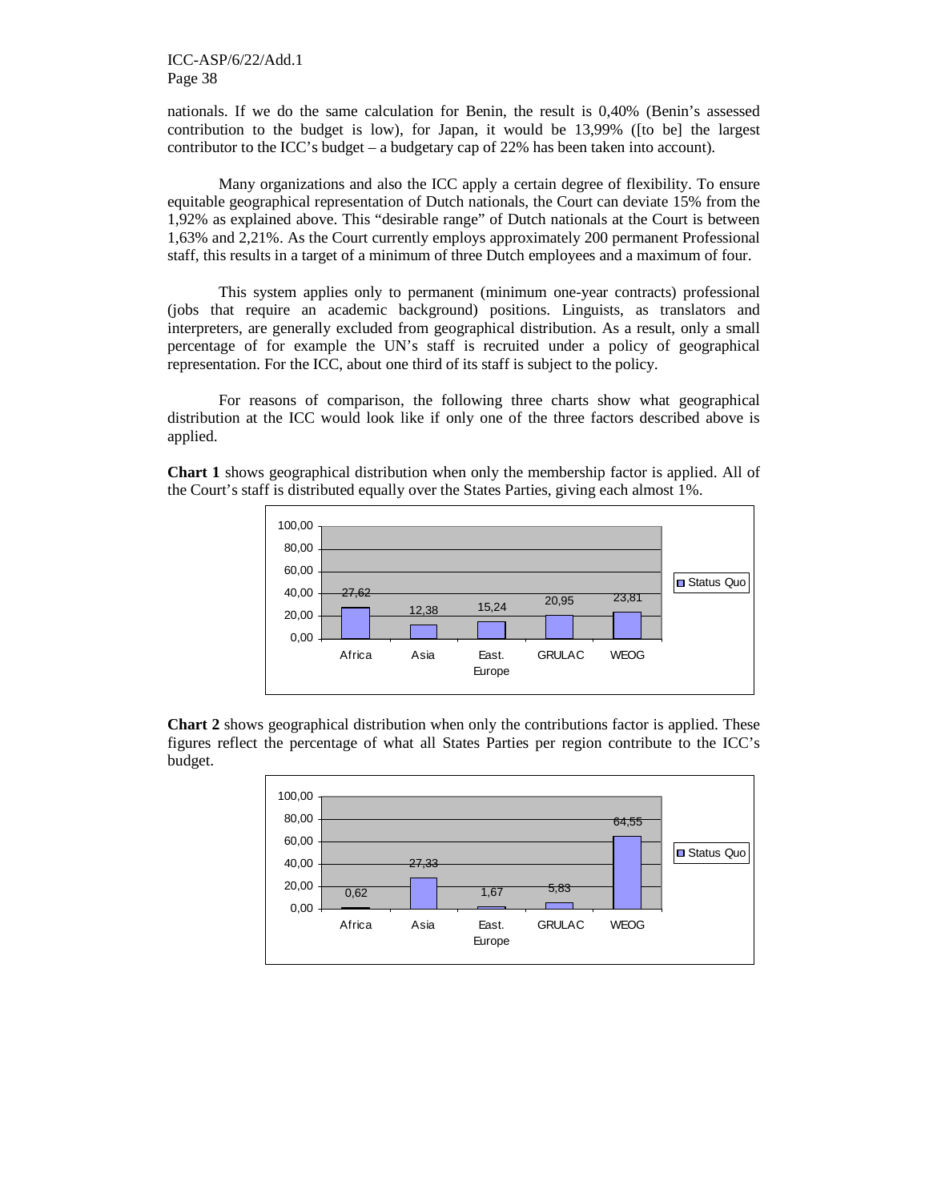nationals. If we do the same calculation for Benin, the result is 0,40% (Benin's assessed contribution to the budget is low), for Japan, it would be 13,99% ([to be] the largest contributor to the ICC's budget – a budgetary cap of 22% has been taken into account).

Many organizations and also the ICC apply a certain degree of flexibility. To ensure equitable geographical representation of Dutch nationals, the Court can deviate 15% from the 1,92% as explained above. This "desirable range" of Dutch nationals at the Court is between 1,63% and 2,21%. As the Court currently employs approximately 200 permanent Professional staff, this results in a target of a minimum of three Dutch employees and a maximum of four.

This system applies only to permanent (minimum one-year contracts) professional (jobs that require an academic background) positions. Linguists, as translators and interpreters, are generally excluded from geographical distribution. As a result, only a small percentage of for example the UN's staff is recruited under a policy of geographical representation. For the ICC, about one third of its staff is subject to the policy.

For reasons of comparison, the following three charts show what geographical distribution at the ICC would look like if only one of the three factors described above is applied.

**Chart 1** shows geographical distribution when only the membership factor is applied. All of the Court's staff is distributed equally over the States Parties, giving each almost 1%.

| | Africa | Asia | East. Europe | GRULAC | WEOG |
|---|---|---|---|---|---|
| Status Quo | 27,62 | 12,38 | 15,24 | 20,95 | 23,81 |

**Chart 2** shows geographical distribution when only the contributions factor is applied. These figures reflect the percentage of what all States Parties per region contribute to the ICC's budget.

| | Africa | Asia | East. Europe | GRULAC | WEOG |
|---|---|---|---|---|---|
| Status Quo | 0,62 | 27,33 | 1,67 | 5,83 | 64,55 |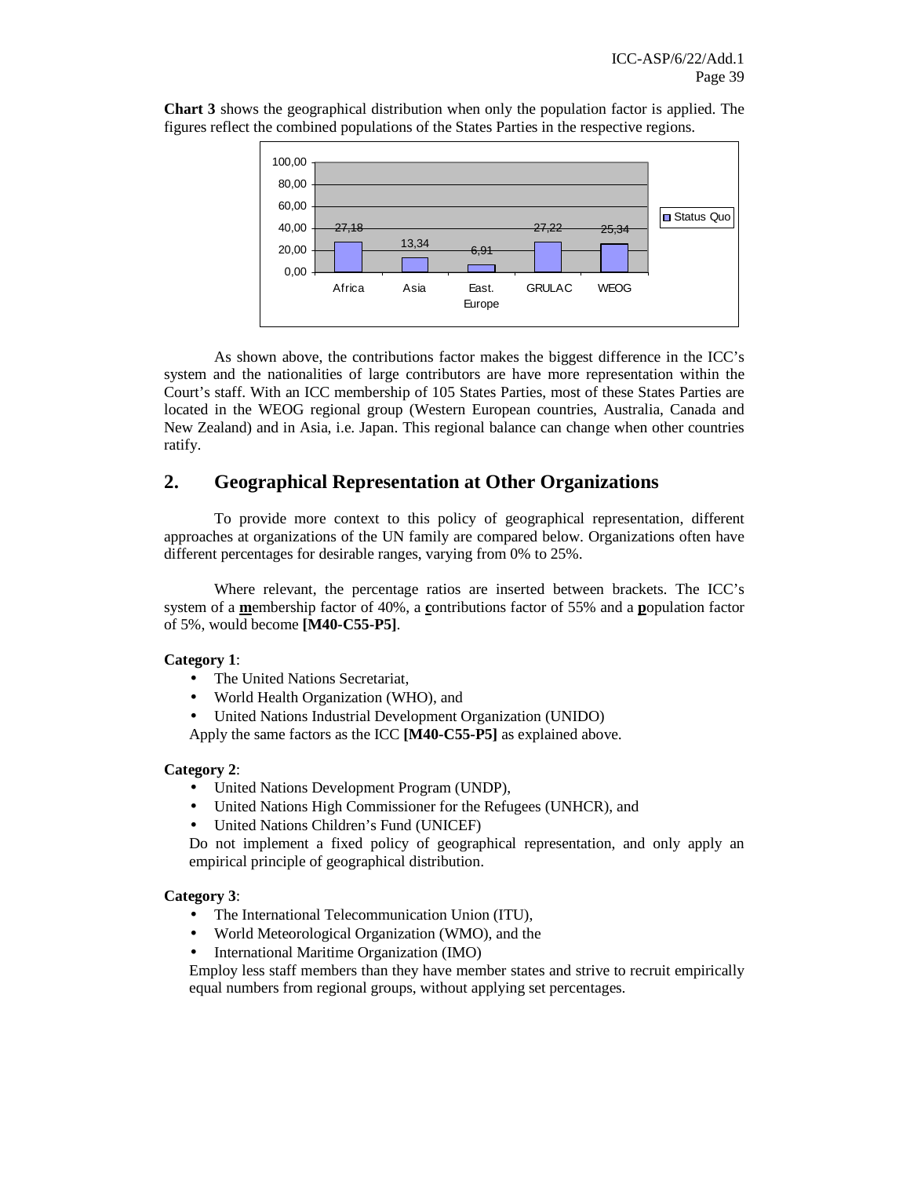**Chart 3** shows the geographical distribution when only the population factor is applied. The figures reflect the combined populations of the States Parties in the respective regions.

| | Africa | Asia | East. Europe | GRULAC | WEOG |
|---|---|---|---|---|---|
| Status Quo | 27,18 | 13,34 | 6,91 | 27,22 | 25,34 |

As shown above, the contributions factor makes the biggest difference in the ICC's system and the nationalities of large contributors are have more representation within the Court's staff. With an ICC membership of 105 States Parties, most of these States Parties are located in the WEOG regional group (Western European countries, Australia, Canada and New Zealand) and in Asia, i.e. Japan. This regional balance can change when other countries ratify.

## 2. Geographical Representation at Other Organizations

To provide more context to this policy of geographical representation, different approaches at organizations of the UN family are compared below. Organizations often have different percentages for desirable ranges, varying from 0% to 25%.

Where relevant, the percentage ratios are inserted between brackets. The ICC's system of a **m**embership factor of 40%, a **c**ontributions factor of 55% and a **p**opulation factor of 5%, would become **[M40-C55-P5]**.

**Category 1**:

- The United Nations Secretariat,
- World Health Organization (WHO), and
- United Nations Industrial Development Organization (UNIDO)

Apply the same factors as the ICC **[M40-C55-P5]** as explained above.

**Category 2**:

- United Nations Development Program (UNDP),
- United Nations High Commissioner for the Refugees (UNHCR), and
- United Nations Children's Fund (UNICEF)

Do not implement a fixed policy of geographical representation, and only apply an empirical principle of geographical distribution.

**Category 3**:

- The International Telecommunication Union (ITU),
- World Meteorological Organization (WMO), and the
- International Maritime Organization (IMO)

Employ less staff members than they have member states and strive to recruit empirically equal numbers from regional groups, without applying set percentages.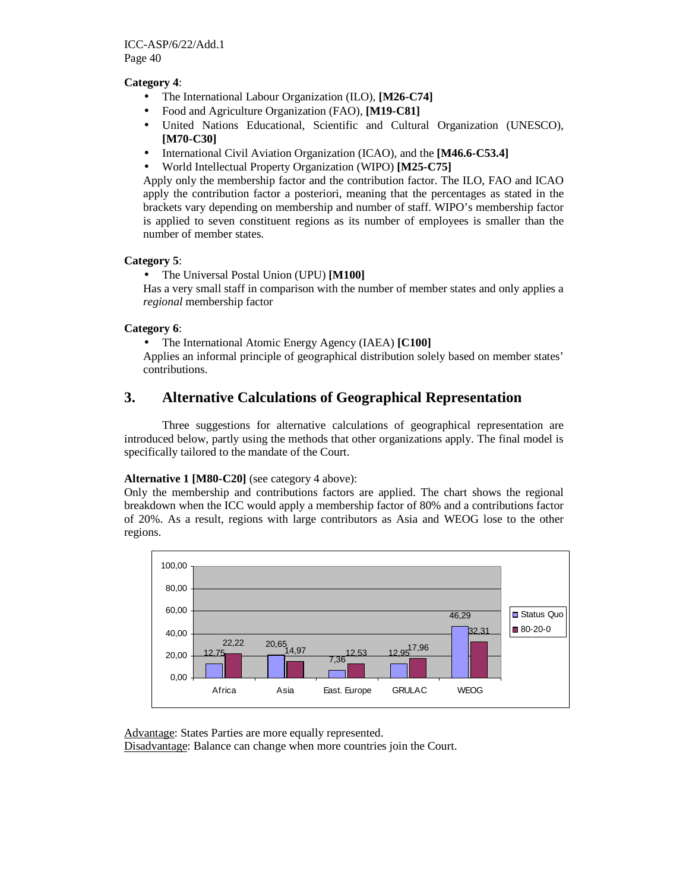**Category 4**:

- The International Labour Organization (ILO), **[M26-C74]**
- Food and Agriculture Organization (FAO), **[M19-C81]**
- United Nations Educational, Scientific and Cultural Organization (UNESCO), **[M70-C30]**
- International Civil Aviation Organization (ICAO), and the **[M46.6-C53.4]**
- World Intellectual Property Organization (WIPO) **[M25-C75]**

Apply only the membership factor and the contribution factor. The ILO, FAO and ICAO apply the contribution factor a posteriori, meaning that the percentages as stated in the brackets vary depending on membership and number of staff. WIPO's membership factor is applied to seven constituent regions as its number of employees is smaller than the number of member states.

**Category 5**:

- The Universal Postal Union (UPU) **[M100]**

Has a very small staff in comparison with the number of member states and only applies a *regional* membership factor

**Category 6**:

- The International Atomic Energy Agency (IAEA) **[C100]**

Applies an informal principle of geographical distribution solely based on member states' contributions.

## 3. Alternative Calculations of Geographical Representation

Three suggestions for alternative calculations of geographical representation are introduced below, partly using the methods that other organizations apply. The final model is specifically tailored to the mandate of the Court.

**Alternative 1 [M80-C20]** (see category 4 above):

Only the membership and contributions factors are applied. The chart shows the regional breakdown when the ICC would apply a membership factor of 80% and a contributions factor of 20%. As a result, regions with large contributors as Asia and WEOG lose to the other regions.

| | Status Quo | 80-20-0 |
|---|---|---|
| Africa | 12,75 | 22,22 |
| Asia | 20,65 | 14,97 |
| East. Europe | 7,36 | 12,53 |
| GRULAC | 12,95 | 17,96 |
| WEOG | 46,29 | 32,31 |

Advantage: States Parties are more equally represented.

Disadvantage: Balance can change when more countries join the Court.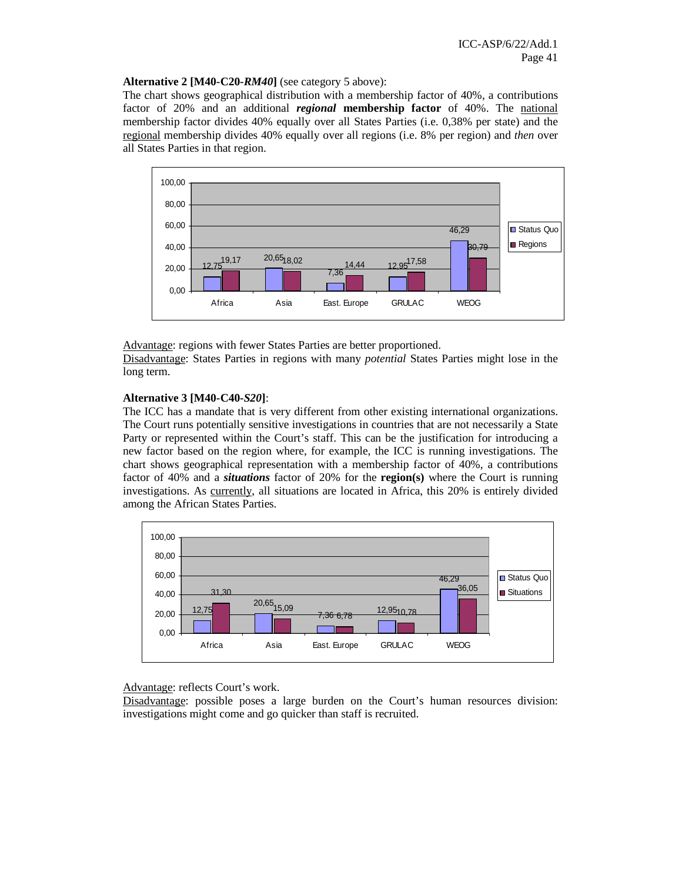**Alternative 2 [M40-C20-*RM40*]** (see category 5 above):

The chart shows geographical distribution with a membership factor of 40%, a contributions factor of 20% and an additional ***regional*** **membership factor** of 40%. The national membership factor divides 40% equally over all States Parties (i.e. 0,38% per state) and the regional membership divides 40% equally over all regions (i.e. 8% per region) and *then* over all States Parties in that region.

| | Status Quo | Regions |
|---|---|---|
| Africa | 12,75 | 19,17 |
| Asia | 20,65 | 18,02 |
| East. Europe | 7,36 | 14,44 |
| GRULAC | 12,95 | 17,58 |
| WEOG | 46,29 | 30,79 |

Advantage: regions with fewer States Parties are better proportioned.

Disadvantage: States Parties in regions with many *potential* States Parties might lose in the long term.

**Alternative 3 [M40-C40-*S20*]**:

The ICC has a mandate that is very different from other existing international organizations. The Court runs potentially sensitive investigations in countries that are not necessarily a State Party or represented within the Court's staff. This can be the justification for introducing a new factor based on the region where, for example, the ICC is running investigations. The chart shows geographical representation with a membership factor of 40%, a contributions factor of 40% and a ***situations*** factor of 20% for the **region(s)** where the Court is running investigations. As currently, all situations are located in Africa, this 20% is entirely divided among the African States Parties.

| | Status Quo | Situations |
|---|---|---|
| Africa | 12,75 | 31,30 |
| Asia | 20,65 | 15,09 |
| East. Europe | 7,36 | 6,78 |
| GRULAC | 12,95 | 10,78 |
| WEOG | 46,29 | 36,05 |

Advantage: reflects Court's work.

Disadvantage: possible poses a large burden on the Court's human resources division: investigations might come and go quicker than staff is recruited.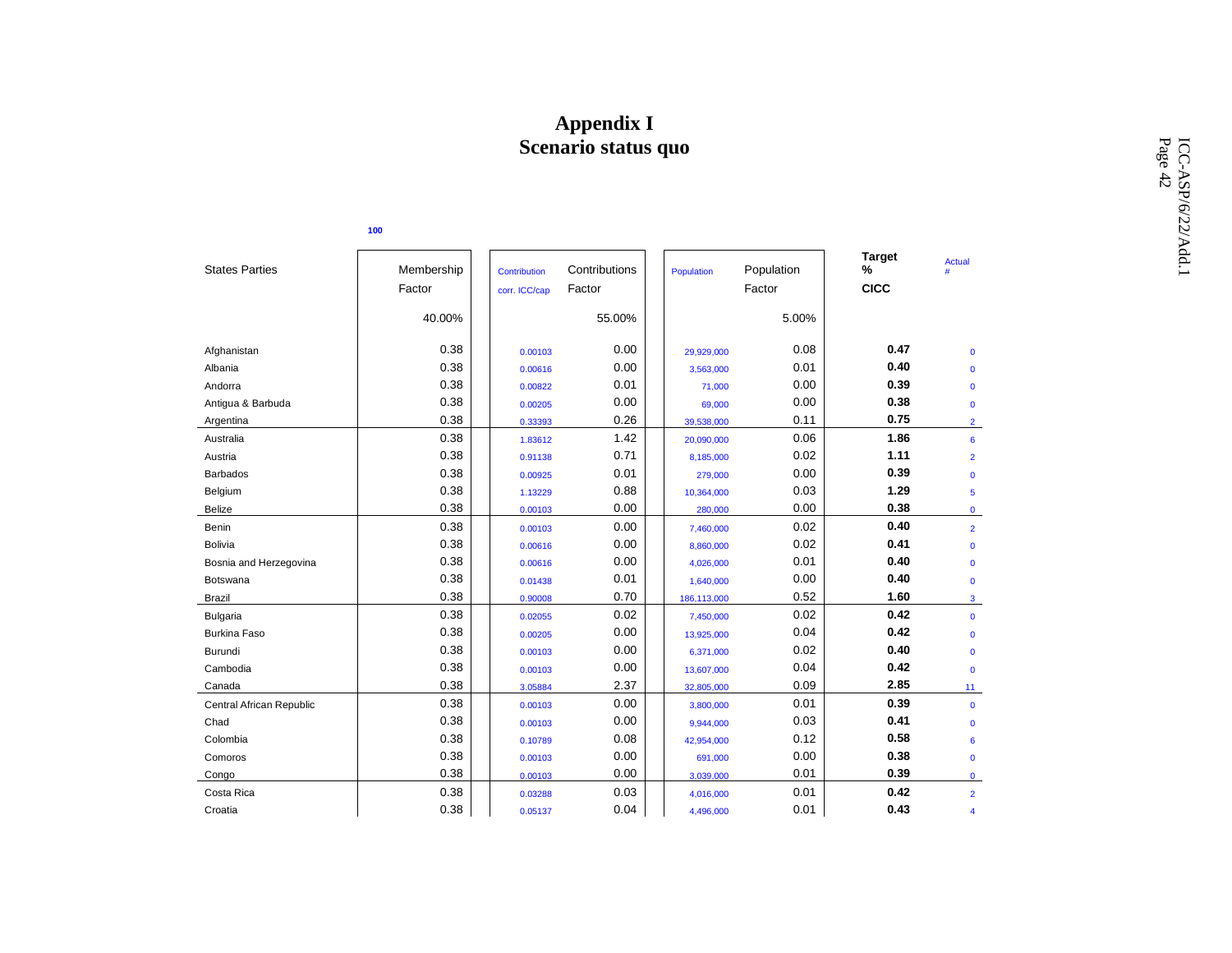# Appendix I
## Scenario status quo

100

| States Parties | Membership Factor | Contribution corr. ICC/cap | Contributions Factor | Population | Population Factor | Target % CICC | Actual # |
|---|---|---|---|---|---|---|---|
| | 40.00% | | 55.00% | | 5.00% | | |
| Afghanistan | 0.38 | 0.00103 | 0.00 | 29,929,000 | 0.08 | **0.47** | 0 |
| Albania | 0.38 | 0.00616 | 0.00 | 3,563,000 | 0.01 | **0.40** | 0 |
| Andorra | 0.38 | 0.00822 | 0.01 | 71,000 | 0.00 | **0.39** | 0 |
| Antigua & Barbuda | 0.38 | 0.00205 | 0.00 | 69,000 | 0.00 | **0.38** | 0 |
| Argentina | 0.38 | 0.33393 | 0.26 | 39,538,000 | 0.11 | **0.75** | 2 |
| Australia | 0.38 | 1.83612 | 1.42 | 20,090,000 | 0.06 | **1.86** | 6 |
| Austria | 0.38 | 0.91138 | 0.71 | 8,185,000 | 0.02 | **1.11** | 2 |
| Barbados | 0.38 | 0.00925 | 0.01 | 279,000 | 0.00 | **0.39** | 0 |
| Belgium | 0.38 | 1.13229 | 0.88 | 10,364,000 | 0.03 | **1.29** | 5 |
| Belize | 0.38 | 0.00103 | 0.00 | 280,000 | 0.00 | **0.38** | 0 |
| Benin | 0.38 | 0.00103 | 0.00 | 7,460,000 | 0.02 | **0.40** | 2 |
| Bolivia | 0.38 | 0.00616 | 0.00 | 8,860,000 | 0.02 | **0.41** | 0 |
| Bosnia and Herzegovina | 0.38 | 0.00616 | 0.00 | 4,026,000 | 0.01 | **0.40** | 0 |
| Botswana | 0.38 | 0.01438 | 0.01 | 1,640,000 | 0.00 | **0.40** | 0 |
| Brazil | 0.38 | 0.90008 | 0.70 | 186,113,000 | 0.52 | **1.60** | 3 |
| Bulgaria | 0.38 | 0.02055 | 0.02 | 7,450,000 | 0.02 | **0.42** | 0 |
| Burkina Faso | 0.38 | 0.00205 | 0.00 | 13,925,000 | 0.04 | **0.42** | 0 |
| Burundi | 0.38 | 0.00103 | 0.00 | 6,371,000 | 0.02 | **0.40** | 0 |
| Cambodia | 0.38 | 0.00103 | 0.00 | 13,607,000 | 0.04 | **0.42** | 0 |
| Canada | 0.38 | 3.05884 | 2.37 | 32,805,000 | 0.09 | **2.85** | 11 |
| Central African Republic | 0.38 | 0.00103 | 0.00 | 3,800,000 | 0.01 | **0.39** | 0 |
| Chad | 0.38 | 0.00103 | 0.00 | 9,944,000 | 0.03 | **0.41** | 0 |
| Colombia | 0.38 | 0.10789 | 0.08 | 42,954,000 | 0.12 | **0.58** | 6 |
| Comoros | 0.38 | 0.00103 | 0.00 | 691,000 | 0.00 | **0.38** | 0 |
| Congo | 0.38 | 0.00103 | 0.00 | 3,039,000 | 0.01 | **0.39** | 0 |
| Costa Rica | 0.38 | 0.03288 | 0.03 | 4,016,000 | 0.01 | **0.42** | 2 |
| Croatia | 0.38 | 0.05137 | 0.04 | 4,496,000 | 0.01 | **0.43** | 4 |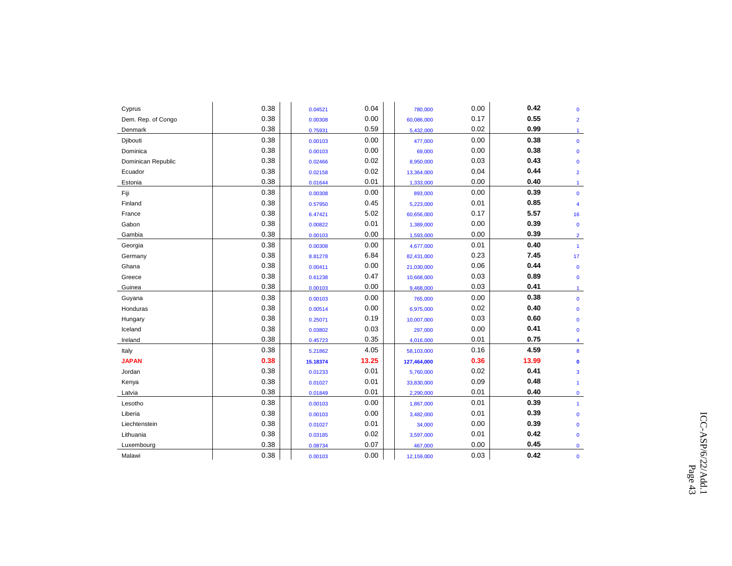| | | | | | | | |
|---|---|---|---|---|---|---|---|
| Cyprus | 0.38 | 0.04521 | 0.04 | 780,000 | 0.00 | **0.42** | 0 |
| Dem. Rep. of Congo | 0.38 | 0.00308 | 0.00 | 60,086,000 | 0.17 | **0.55** | 2 |
| Denmark | 0.38 | 0.75931 | 0.59 | 5,432,000 | 0.02 | **0.99** | 1 |
| Djibouti | 0.38 | 0.00103 | 0.00 | 477,000 | 0.00 | **0.38** | 0 |
| Dominica | 0.38 | 0.00103 | 0.00 | 69,000 | 0.00 | **0.38** | 0 |
| Dominican Republic | 0.38 | 0.02466 | 0.02 | 8,950,000 | 0.03 | **0.43** | 0 |
| Ecuador | 0.38 | 0.02158 | 0.02 | 13,364,000 | 0.04 | **0.44** | 2 |
| Estonia | 0.38 | 0.01644 | 0.01 | 1,333,000 | 0.00 | **0.40** | 1 |
| Fiji | 0.38 | 0.00308 | 0.00 | 893,000 | 0.00 | **0.39** | 0 |
| Finland | 0.38 | 0.57950 | 0.45 | 5,223,000 | 0.01 | **0.85** | 4 |
| France | 0.38 | 6.47421 | 5.02 | 60,656,000 | 0.17 | **5.57** | 16 |
| Gabon | 0.38 | 0.00822 | 0.01 | 1,389,000 | 0.00 | **0.39** | 0 |
| Gambia | 0.38 | 0.00103 | 0.00 | 1,593,000 | 0.00 | **0.39** | 2 |
| Georgia | 0.38 | 0.00308 | 0.00 | 4,677,000 | 0.01 | **0.40** | 1 |
| Germany | 0.38 | 8.81278 | 6.84 | 82,431,000 | 0.23 | **7.45** | 17 |
| Ghana | 0.38 | 0.00411 | 0.00 | 21,030,000 | 0.06 | **0.44** | 0 |
| Greece | 0.38 | 0.61238 | 0.47 | 10,668,000 | 0.03 | **0.89** | 0 |
| Guinea | 0.38 | 0.00103 | 0.00 | 9,468,000 | 0.03 | **0.41** | 1 |
| Guyana | 0.38 | 0.00103 | 0.00 | 765,000 | 0.00 | **0.38** | 0 |
| Honduras | 0.38 | 0.00514 | 0.00 | 6,975,000 | 0.02 | **0.40** | 0 |
| Hungary | 0.38 | 0.25071 | 0.19 | 10,007,000 | 0.03 | **0.60** | 0 |
| Iceland | 0.38 | 0.03802 | 0.03 | 297,000 | 0.00 | **0.41** | 0 |
| Ireland | 0.38 | 0.45723 | 0.35 | 4,016,000 | 0.01 | **0.75** | 4 |
| Italy | 0.38 | 5.21862 | 4.05 | 58,103,000 | 0.16 | **4.59** | 8 |
| **JAPAN** | **0.38** | **15.18374** | **13.25** | **127,464,000** | **0.36** | **13.99** | **0** |
| Jordan | 0.38 | 0.01233 | 0.01 | 5,760,000 | 0.02 | **0.41** | 3 |
| Kenya | 0.38 | 0.01027 | 0.01 | 33,830,000 | 0.09 | **0.48** | 1 |
| Latvia | 0.38 | 0.01849 | 0.01 | 2,290,000 | 0.01 | **0.40** | 0 |
| Lesotho | 0.38 | 0.00103 | 0.00 | 1,867,000 | 0.01 | **0.39** | 1 |
| Liberia | 0.38 | 0.00103 | 0.00 | 3,482,000 | 0.01 | **0.39** | 0 |
| Liechtenstein | 0.38 | 0.01027 | 0.01 | 34,000 | 0.00 | **0.39** | 0 |
| Lithuania | 0.38 | 0.03185 | 0.02 | 3,597,000 | 0.01 | **0.42** | 0 |
| Luxembourg | 0.38 | 0.08734 | 0.07 | 467,000 | 0.00 | **0.45** | 0 |
| Malawi | 0.38 | 0.00103 | 0.00 | 12,159,000 | 0.03 | **0.42** | 0 |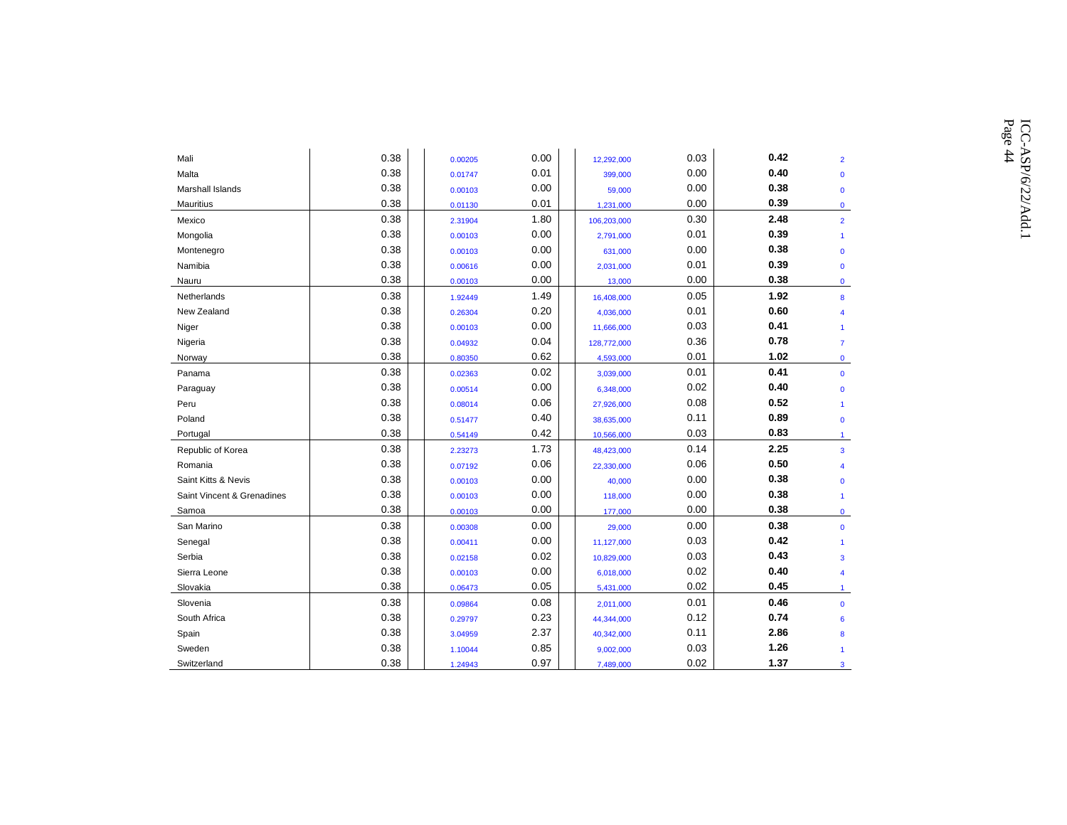| | | | | | | | |
|---|---|---|---|---|---|---|---|
| Mali | 0.38 | 0.00205 | 0.00 | 12,292,000 | 0.03 | **0.42** | 2 |
| Malta | 0.38 | 0.01747 | 0.01 | 399,000 | 0.00 | **0.40** | 0 |
| Marshall Islands | 0.38 | 0.00103 | 0.00 | 59,000 | 0.00 | **0.38** | 0 |
| Mauritius | 0.38 | 0.01130 | 0.01 | 1,231,000 | 0.00 | **0.39** | 0 |
| Mexico | 0.38 | 2.31904 | 1.80 | 106,203,000 | 0.30 | **2.48** | 2 |
| Mongolia | 0.38 | 0.00103 | 0.00 | 2,791,000 | 0.01 | **0.39** | 1 |
| Montenegro | 0.38 | 0.00103 | 0.00 | 631,000 | 0.00 | **0.38** | 0 |
| Namibia | 0.38 | 0.00616 | 0.00 | 2,031,000 | 0.01 | **0.39** | 0 |
| Nauru | 0.38 | 0.00103 | 0.00 | 13,000 | 0.00 | **0.38** | 0 |
| Netherlands | 0.38 | 1.92449 | 1.49 | 16,408,000 | 0.05 | **1.92** | 8 |
| New Zealand | 0.38 | 0.26304 | 0.20 | 4,036,000 | 0.01 | **0.60** | 4 |
| Niger | 0.38 | 0.00103 | 0.00 | 11,666,000 | 0.03 | **0.41** | 1 |
| Nigeria | 0.38 | 0.04932 | 0.04 | 128,772,000 | 0.36 | **0.78** | 7 |
| Norway | 0.38 | 0.80350 | 0.62 | 4,593,000 | 0.01 | **1.02** | 0 |
| Panama | 0.38 | 0.02363 | 0.02 | 3,039,000 | 0.01 | **0.41** | 0 |
| Paraguay | 0.38 | 0.00514 | 0.00 | 6,348,000 | 0.02 | **0.40** | 0 |
| Peru | 0.38 | 0.08014 | 0.06 | 27,926,000 | 0.08 | **0.52** | 1 |
| Poland | 0.38 | 0.51477 | 0.40 | 38,635,000 | 0.11 | **0.89** | 0 |
| Portugal | 0.38 | 0.54149 | 0.42 | 10,566,000 | 0.03 | **0.83** | 1 |
| Republic of Korea | 0.38 | 2.23273 | 1.73 | 48,423,000 | 0.14 | **2.25** | 3 |
| Romania | 0.38 | 0.07192 | 0.06 | 22,330,000 | 0.06 | **0.50** | 4 |
| Saint Kitts & Nevis | 0.38 | 0.00103 | 0.00 | 40,000 | 0.00 | **0.38** | 0 |
| Saint Vincent & Grenadines | 0.38 | 0.00103 | 0.00 | 118,000 | 0.00 | **0.38** | 1 |
| Samoa | 0.38 | 0.00103 | 0.00 | 177,000 | 0.00 | **0.38** | 0 |
| San Marino | 0.38 | 0.00308 | 0.00 | 29,000 | 0.00 | **0.38** | 0 |
| Senegal | 0.38 | 0.00411 | 0.00 | 11,127,000 | 0.03 | **0.42** | 1 |
| Serbia | 0.38 | 0.02158 | 0.02 | 10,829,000 | 0.03 | **0.43** | 3 |
| Sierra Leone | 0.38 | 0.00103 | 0.00 | 6,018,000 | 0.02 | **0.40** | 4 |
| Slovakia | 0.38 | 0.06473 | 0.05 | 5,431,000 | 0.02 | **0.45** | 1 |
| Slovenia | 0.38 | 0.09864 | 0.08 | 2,011,000 | 0.01 | **0.46** | 0 |
| South Africa | 0.38 | 0.29797 | 0.23 | 44,344,000 | 0.12 | **0.74** | 6 |
| Spain | 0.38 | 3.04959 | 2.37 | 40,342,000 | 0.11 | **2.86** | 8 |
| Sweden | 0.38 | 1.10044 | 0.85 | 9,002,000 | 0.03 | **1.26** | 1 |
| Switzerland | 0.38 | 1.24943 | 0.97 | 7,489,000 | 0.02 | **1.37** | 3 |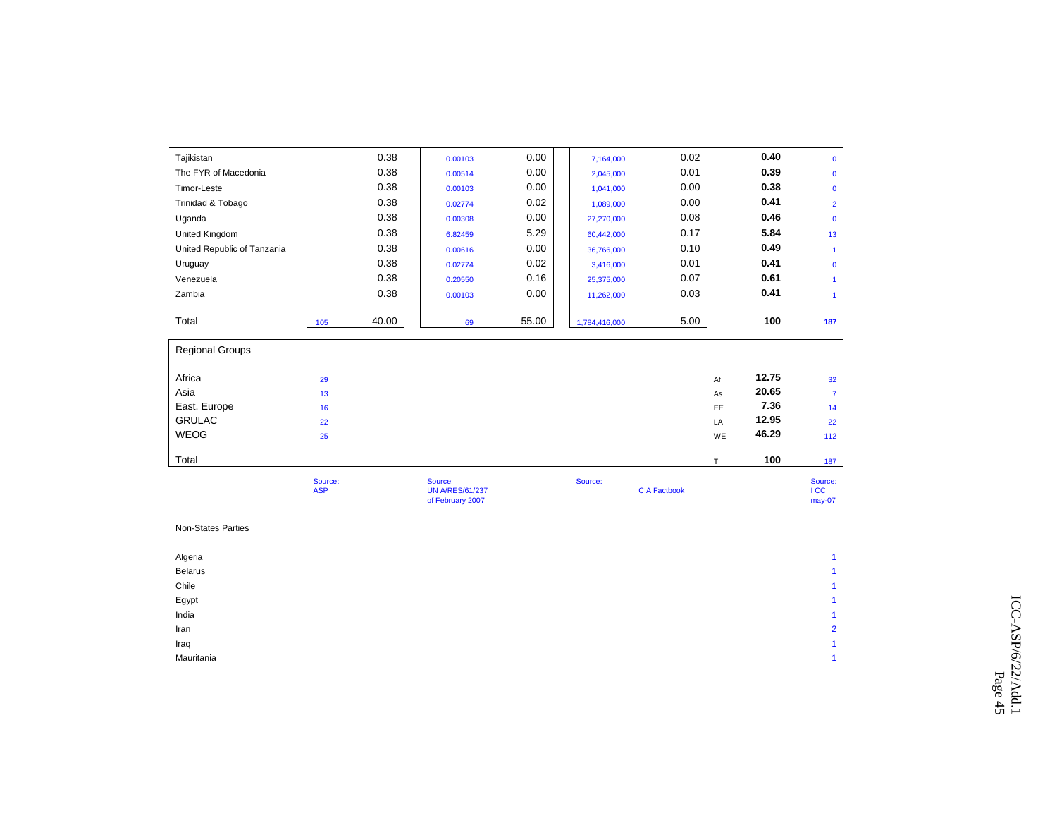| | | | | | | | | | |
|---|---|---|---|---|---|---|---|---|---|
| Tajikistan | | 0.38 | 0.00103 | 0.00 | 7,164,000 | 0.02 | | **0.40** | 0 |
| The FYR of Macedonia | | 0.38 | 0.00514 | 0.00 | 2,045,000 | 0.01 | | **0.39** | 0 |
| Timor-Leste | | 0.38 | 0.00103 | 0.00 | 1,041,000 | 0.00 | | **0.38** | 0 |
| Trinidad & Tobago | | 0.38 | 0.02774 | 0.02 | 1,089,000 | 0.00 | | **0.41** | 2 |
| Uganda | | 0.38 | 0.00308 | 0.00 | 27,270,000 | 0.08 | | **0.46** | 0 |
| United Kingdom | | 0.38 | 6.82459 | 5.29 | 60,442,000 | 0.17 | | **5.84** | 13 |
| United Republic of Tanzania | | 0.38 | 0.00616 | 0.00 | 36,766,000 | 0.10 | | **0.49** | 1 |
| Uruguay | | 0.38 | 0.02774 | 0.02 | 3,416,000 | 0.01 | | **0.41** | 0 |
| Venezuela | | 0.38 | 0.20550 | 0.16 | 25,375,000 | 0.07 | | **0.61** | 1 |
| Zambia | | 0.38 | 0.00103 | 0.00 | 11,262,000 | 0.03 | | **0.41** | 1 |
| Total | 105 | 40.00 | 69 | 55.00 | 1,784,416,000 | 5.00 | | **100** | **187** |
| **Regional Groups** | | | | | | | | | |
| Africa | 29 | | | | | | Af | **12.75** | 32 |
| Asia | 13 | | | | | | As | **20.65** | 7 |
| East. Europe | 16 | | | | | | EE | **7.36** | 14 |
| GRULAC | 22 | | | | | | LA | **12.95** | 22 |
| WEOG | 25 | | | | | | WE | **46.29** | 112 |
| Total | | | | | | | T | **100** | 187 |
| | Source: ASP | | Source: UN A/RES/61/237 of February 2007 | | Source: | CIA Factbook | | | Source: I CC may-07 |

Non-States Parties

| | |
|---|---|
| Algeria | 1 |
| Belarus | 1 |
| Chile | 1 |
| Egypt | 1 |
| India | 1 |
| Iran | 2 |
| Iraq | 1 |
| Mauritania | 1 |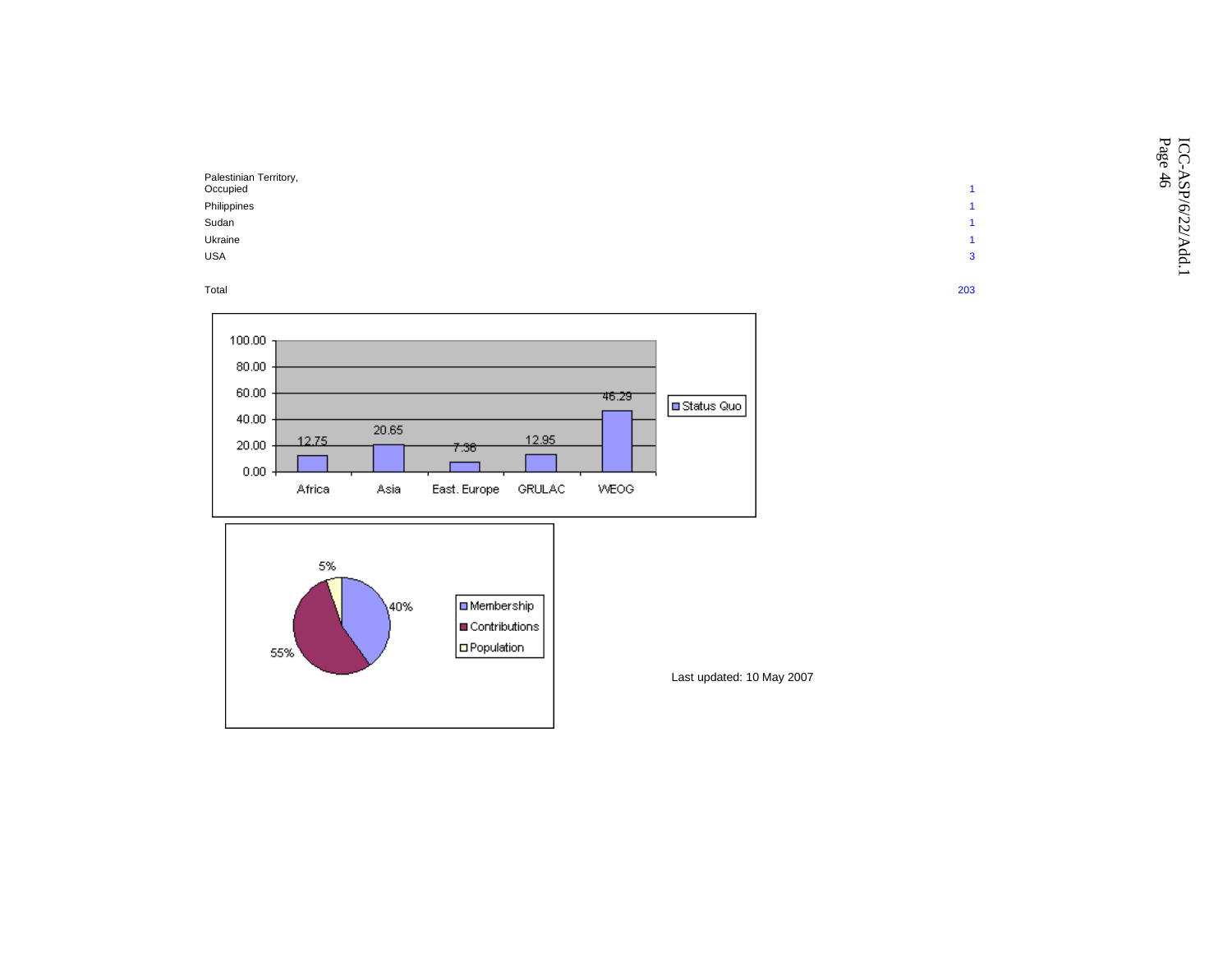| | |
|---|---|
| Palestinian Territory, Occupied | 1 |
| Philippines | 1 |
| Sudan | 1 |
| Ukraine | 1 |
| USA | 3 |
| | |
| Total | 203 |

| | Status Quo |
|---|---|
| Africa | 12.75 |
| Asia | 20.65 |
| East. Europe | 7.36 |
| GRULAC | 12.95 |
| WEOG | 46.29 |

| | |
|---|---|
| Membership | 40% |
| Contributions | 55% |
| Population | 5% |

Last updated: 10 May 2007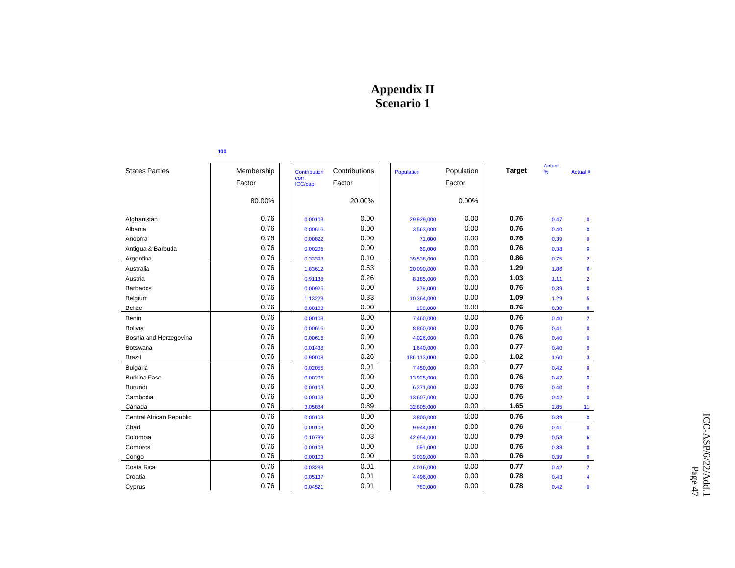# Appendix II
# Scenario 1

100

| States Parties | Membership Factor | Contribution corr. ICC/cap | Contributions Factor | Population | Population Factor | Target | Actual % | Actual # |
|---|---|---|---|---|---|---|---|---|
| | 80.00% | | 20.00% | | 0.00% | | | |
| Afghanistan | 0.76 | 0.00103 | 0.00 | 29,929,000 | 0.00 | **0.76** | 0.47 | 0 |
| Albania | 0.76 | 0.00616 | 0.00 | 3,563,000 | 0.00 | **0.76** | 0.40 | 0 |
| Andorra | 0.76 | 0.00822 | 0.00 | 71,000 | 0.00 | **0.76** | 0.39 | 0 |
| Antigua & Barbuda | 0.76 | 0.00205 | 0.00 | 69,000 | 0.00 | **0.76** | 0.38 | 0 |
| Argentina | 0.76 | 0.33393 | 0.10 | 39,538,000 | 0.00 | **0.86** | 0.75 | 2 |
| Australia | 0.76 | 1.83612 | 0.53 | 20,090,000 | 0.00 | **1.29** | 1.86 | 6 |
| Austria | 0.76 | 0.91138 | 0.26 | 8,185,000 | 0.00 | **1.03** | 1.11 | 2 |
| Barbados | 0.76 | 0.00925 | 0.00 | 279,000 | 0.00 | **0.76** | 0.39 | 0 |
| Belgium | 0.76 | 1.13229 | 0.33 | 10,364,000 | 0.00 | **1.09** | 1.29 | 5 |
| Belize | 0.76 | 0.00103 | 0.00 | 280,000 | 0.00 | **0.76** | 0.38 | 0 |
| Benin | 0.76 | 0.00103 | 0.00 | 7,460,000 | 0.00 | **0.76** | 0.40 | 2 |
| Bolivia | 0.76 | 0.00616 | 0.00 | 8,860,000 | 0.00 | **0.76** | 0.41 | 0 |
| Bosnia and Herzegovina | 0.76 | 0.00616 | 0.00 | 4,026,000 | 0.00 | **0.76** | 0.40 | 0 |
| Botswana | 0.76 | 0.01438 | 0.00 | 1,640,000 | 0.00 | **0.77** | 0.40 | 0 |
| Brazil | 0.76 | 0.90008 | 0.26 | 186,113,000 | 0.00 | **1.02** | 1.60 | 3 |
| Bulgaria | 0.76 | 0.02055 | 0.01 | 7,450,000 | 0.00 | **0.77** | 0.42 | 0 |
| Burkina Faso | 0.76 | 0.00205 | 0.00 | 13,925,000 | 0.00 | **0.76** | 0.42 | 0 |
| Burundi | 0.76 | 0.00103 | 0.00 | 6,371,000 | 0.00 | **0.76** | 0.40 | 0 |
| Cambodia | 0.76 | 0.00103 | 0.00 | 13,607,000 | 0.00 | **0.76** | 0.42 | 0 |
| Canada | 0.76 | 3.05884 | 0.89 | 32,805,000 | 0.00 | **1.65** | 2.85 | 11 |
| Central African Republic | 0.76 | 0.00103 | 0.00 | 3,800,000 | 0.00 | **0.76** | 0.39 | 0 |
| Chad | 0.76 | 0.00103 | 0.00 | 9,944,000 | 0.00 | **0.76** | 0.41 | 0 |
| Colombia | 0.76 | 0.10789 | 0.03 | 42,954,000 | 0.00 | **0.79** | 0.58 | 6 |
| Comoros | 0.76 | 0.00103 | 0.00 | 691,000 | 0.00 | **0.76** | 0.38 | 0 |
| Congo | 0.76 | 0.00103 | 0.00 | 3,039,000 | 0.00 | **0.76** | 0.39 | 0 |
| Costa Rica | 0.76 | 0.03288 | 0.01 | 4,016,000 | 0.00 | **0.77** | 0.42 | 2 |
| Croatia | 0.76 | 0.05137 | 0.01 | 4,496,000 | 0.00 | **0.78** | 0.43 | 4 |
| Cyprus | 0.76 | 0.04521 | 0.01 | 780,000 | 0.00 | **0.78** | 0.42 | 0 |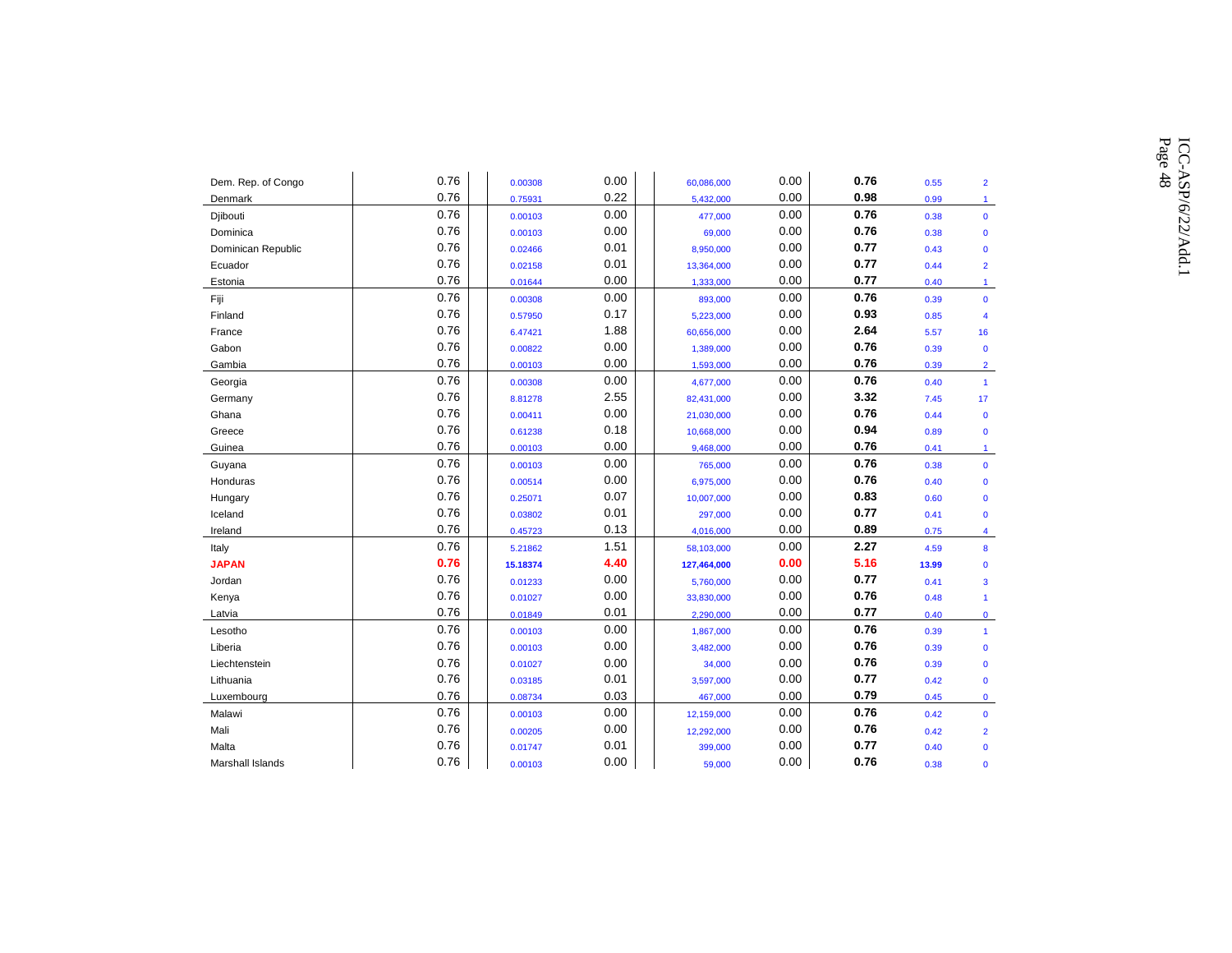| | | | | | | | | | |
|---|---|---|---|---|---|---|---|---|---|
| Dem. Rep. of Congo | 0.76 | 0.00308 | 0.00 | 60,086,000 | 0.00 | **0.76** | 0.55 | 2 |
| Denmark | 0.76 | 0.75931 | 0.22 | 5,432,000 | 0.00 | **0.98** | 0.99 | 1 |
| Djibouti | 0.76 | 0.00103 | 0.00 | 477,000 | 0.00 | **0.76** | 0.38 | 0 |
| Dominica | 0.76 | 0.00103 | 0.00 | 69,000 | 0.00 | **0.76** | 0.38 | 0 |
| Dominican Republic | 0.76 | 0.02466 | 0.01 | 8,950,000 | 0.00 | **0.77** | 0.43 | 0 |
| Ecuador | 0.76 | 0.02158 | 0.01 | 13,364,000 | 0.00 | **0.77** | 0.44 | 2 |
| Estonia | 0.76 | 0.01644 | 0.00 | 1,333,000 | 0.00 | **0.77** | 0.40 | 1 |
| Fiji | 0.76 | 0.00308 | 0.00 | 893,000 | 0.00 | **0.76** | 0.39 | 0 |
| Finland | 0.76 | 0.57950 | 0.17 | 5,223,000 | 0.00 | **0.93** | 0.85 | 4 |
| France | 0.76 | 6.47421 | 1.88 | 60,656,000 | 0.00 | **2.64** | 5.57 | 16 |
| Gabon | 0.76 | 0.00822 | 0.00 | 1,389,000 | 0.00 | **0.76** | 0.39 | 0 |
| Gambia | 0.76 | 0.00103 | 0.00 | 1,593,000 | 0.00 | **0.76** | 0.39 | 2 |
| Georgia | 0.76 | 0.00308 | 0.00 | 4,677,000 | 0.00 | **0.76** | 0.40 | 1 |
| Germany | 0.76 | 8.81278 | 2.55 | 82,431,000 | 0.00 | **3.32** | 7.45 | 17 |
| Ghana | 0.76 | 0.00411 | 0.00 | 21,030,000 | 0.00 | **0.76** | 0.44 | 0 |
| Greece | 0.76 | 0.61238 | 0.18 | 10,668,000 | 0.00 | **0.94** | 0.89 | 0 |
| Guinea | 0.76 | 0.00103 | 0.00 | 9,468,000 | 0.00 | **0.76** | 0.41 | 1 |
| Guyana | 0.76 | 0.00103 | 0.00 | 765,000 | 0.00 | **0.76** | 0.38 | 0 |
| Honduras | 0.76 | 0.00514 | 0.00 | 6,975,000 | 0.00 | **0.76** | 0.40 | 0 |
| Hungary | 0.76 | 0.25071 | 0.07 | 10,007,000 | 0.00 | **0.83** | 0.60 | 0 |
| Iceland | 0.76 | 0.03802 | 0.01 | 297,000 | 0.00 | **0.77** | 0.41 | 0 |
| Ireland | 0.76 | 0.45723 | 0.13 | 4,016,000 | 0.00 | **0.89** | 0.75 | 4 |
| Italy | 0.76 | 5.21862 | 1.51 | 58,103,000 | 0.00 | **2.27** | 4.59 | 8 |
| **JAPAN** | **0.76** | **15.18374** | **4.40** | **127,464,000** | **0.00** | **5.16** | **13.99** | 0 |
| Jordan | 0.76 | 0.01233 | 0.00 | 5,760,000 | 0.00 | **0.77** | 0.41 | 3 |
| Kenya | 0.76 | 0.01027 | 0.00 | 33,830,000 | 0.00 | **0.76** | 0.48 | 1 |
| Latvia | 0.76 | 0.01849 | 0.01 | 2,290,000 | 0.00 | **0.77** | 0.40 | 0 |
| Lesotho | 0.76 | 0.00103 | 0.00 | 1,867,000 | 0.00 | **0.76** | 0.39 | 1 |
| Liberia | 0.76 | 0.00103 | 0.00 | 3,482,000 | 0.00 | **0.76** | 0.39 | 0 |
| Liechtenstein | 0.76 | 0.01027 | 0.00 | 34,000 | 0.00 | **0.76** | 0.39 | 0 |
| Lithuania | 0.76 | 0.03185 | 0.01 | 3,597,000 | 0.00 | **0.77** | 0.42 | 0 |
| Luxembourg | 0.76 | 0.08734 | 0.03 | 467,000 | 0.00 | **0.79** | 0.45 | 0 |
| Malawi | 0.76 | 0.00103 | 0.00 | 12,159,000 | 0.00 | **0.76** | 0.42 | 0 |
| Mali | 0.76 | 0.00205 | 0.00 | 12,292,000 | 0.00 | **0.76** | 0.42 | 2 |
| Malta | 0.76 | 0.01747 | 0.01 | 399,000 | 0.00 | **0.77** | 0.40 | 0 |
| Marshall Islands | 0.76 | 0.00103 | 0.00 | 59,000 | 0.00 | **0.76** | 0.38 | 0 |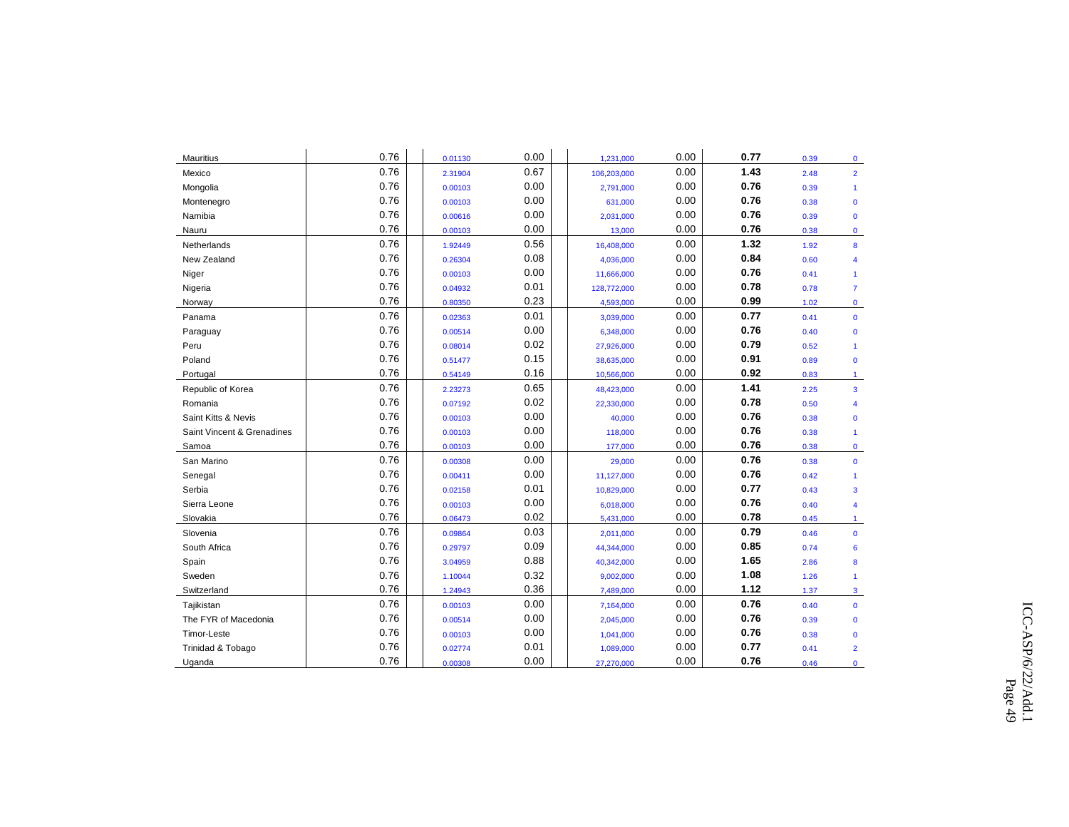| | | | | | | | | | |
|---|---|---|---|---|---|---|---|---|---|
| Mauritius | 0.76 | 0.01130 | 0.00 | 1,231,000 | 0.00 | **0.77** | 0.39 | 0 |
| Mexico | 0.76 | 2.31904 | 0.67 | 106,203,000 | 0.00 | **1.43** | 2.48 | 2 |
| Mongolia | 0.76 | 0.00103 | 0.00 | 2,791,000 | 0.00 | **0.76** | 0.39 | 1 |
| Montenegro | 0.76 | 0.00103 | 0.00 | 631,000 | 0.00 | **0.76** | 0.38 | 0 |
| Namibia | 0.76 | 0.00616 | 0.00 | 2,031,000 | 0.00 | **0.76** | 0.39 | 0 |
| Nauru | 0.76 | 0.00103 | 0.00 | 13,000 | 0.00 | **0.76** | 0.38 | 0 |
| Netherlands | 0.76 | 1.92449 | 0.56 | 16,408,000 | 0.00 | **1.32** | 1.92 | 8 |
| New Zealand | 0.76 | 0.26304 | 0.08 | 4,036,000 | 0.00 | **0.84** | 0.60 | 4 |
| Niger | 0.76 | 0.00103 | 0.00 | 11,666,000 | 0.00 | **0.76** | 0.41 | 1 |
| Nigeria | 0.76 | 0.04932 | 0.01 | 128,772,000 | 0.00 | **0.78** | 0.78 | 7 |
| Norway | 0.76 | 0.80350 | 0.23 | 4,593,000 | 0.00 | **0.99** | 1.02 | 0 |
| Panama | 0.76 | 0.02363 | 0.01 | 3,039,000 | 0.00 | **0.77** | 0.41 | 0 |
| Paraguay | 0.76 | 0.00514 | 0.00 | 6,348,000 | 0.00 | **0.76** | 0.40 | 0 |
| Peru | 0.76 | 0.08014 | 0.02 | 27,926,000 | 0.00 | **0.79** | 0.52 | 1 |
| Poland | 0.76 | 0.51477 | 0.15 | 38,635,000 | 0.00 | **0.91** | 0.89 | 0 |
| Portugal | 0.76 | 0.54149 | 0.16 | 10,566,000 | 0.00 | **0.92** | 0.83 | 1 |
| Republic of Korea | 0.76 | 2.23273 | 0.65 | 48,423,000 | 0.00 | **1.41** | 2.25 | 3 |
| Romania | 0.76 | 0.07192 | 0.02 | 22,330,000 | 0.00 | **0.78** | 0.50 | 4 |
| Saint Kitts & Nevis | 0.76 | 0.00103 | 0.00 | 40,000 | 0.00 | **0.76** | 0.38 | 0 |
| Saint Vincent & Grenadines | 0.76 | 0.00103 | 0.00 | 118,000 | 0.00 | **0.76** | 0.38 | 1 |
| Samoa | 0.76 | 0.00103 | 0.00 | 177,000 | 0.00 | **0.76** | 0.38 | 0 |
| San Marino | 0.76 | 0.00308 | 0.00 | 29,000 | 0.00 | **0.76** | 0.38 | 0 |
| Senegal | 0.76 | 0.00411 | 0.00 | 11,127,000 | 0.00 | **0.76** | 0.42 | 1 |
| Serbia | 0.76 | 0.02158 | 0.01 | 10,829,000 | 0.00 | **0.77** | 0.43 | 3 |
| Sierra Leone | 0.76 | 0.00103 | 0.00 | 6,018,000 | 0.00 | **0.76** | 0.40 | 4 |
| Slovakia | 0.76 | 0.06473 | 0.02 | 5,431,000 | 0.00 | **0.78** | 0.45 | 1 |
| Slovenia | 0.76 | 0.09864 | 0.03 | 2,011,000 | 0.00 | **0.79** | 0.46 | 0 |
| South Africa | 0.76 | 0.29797 | 0.09 | 44,344,000 | 0.00 | **0.85** | 0.74 | 6 |
| Spain | 0.76 | 3.04959 | 0.88 | 40,342,000 | 0.00 | **1.65** | 2.86 | 8 |
| Sweden | 0.76 | 1.10044 | 0.32 | 9,002,000 | 0.00 | **1.08** | 1.26 | 1 |
| Switzerland | 0.76 | 1.24943 | 0.36 | 7,489,000 | 0.00 | **1.12** | 1.37 | 3 |
| Tajikistan | 0.76 | 0.00103 | 0.00 | 7,164,000 | 0.00 | **0.76** | 0.40 | 0 |
| The FYR of Macedonia | 0.76 | 0.00514 | 0.00 | 2,045,000 | 0.00 | **0.76** | 0.39 | 0 |
| Timor-Leste | 0.76 | 0.00103 | 0.00 | 1,041,000 | 0.00 | **0.76** | 0.38 | 0 |
| Trinidad & Tobago | 0.76 | 0.02774 | 0.01 | 1,089,000 | 0.00 | **0.77** | 0.41 | 2 |
| Uganda | 0.76 | 0.00308 | 0.00 | 27,270,000 | 0.00 | **0.76** | 0.46 | 0 |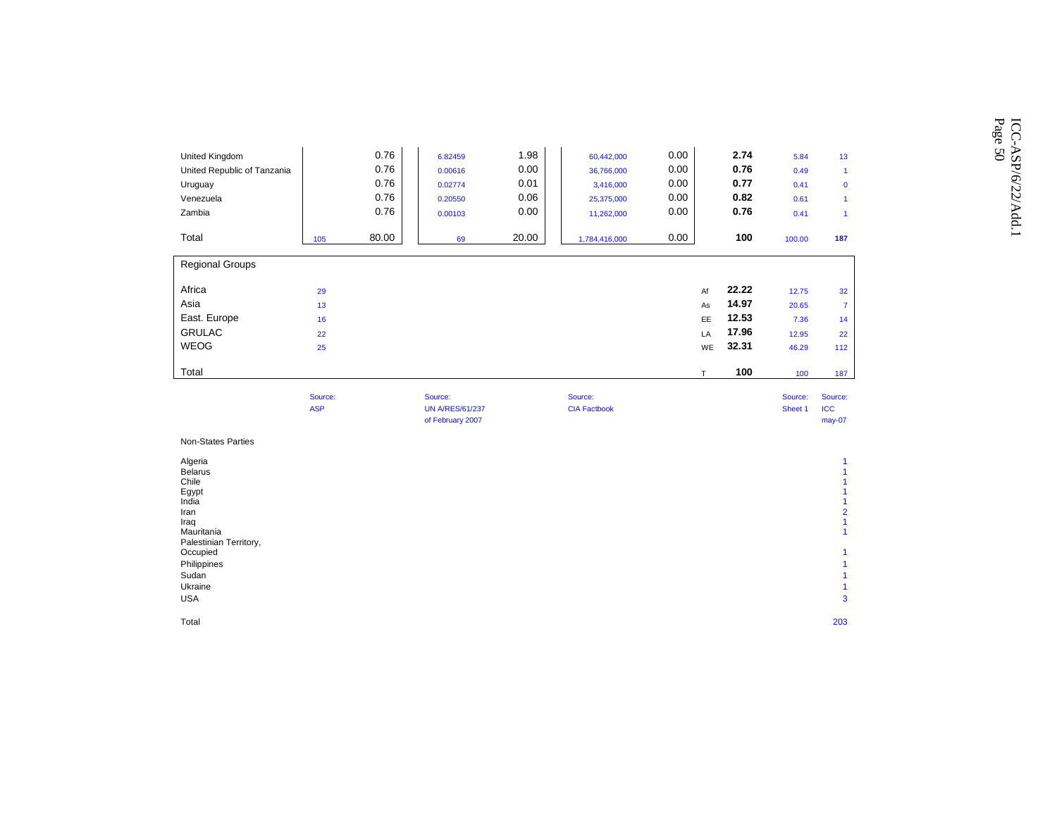| | | | | | | | | | | |
|---|---|---|---|---|---|---|---|---|---|---|
| United Kingdom | | 0.76 | 6.82459 | 1.98 | 60,442,000 | 0.00 | | **2.74** | 5.84 | 13 |
| United Republic of Tanzania | | 0.76 | 0.00616 | 0.00 | 36,766,000 | 0.00 | | **0.76** | 0.49 | 1 |
| Uruguay | | 0.76 | 0.02774 | 0.01 | 3,416,000 | 0.00 | | **0.77** | 0.41 | 0 |
| Venezuela | | 0.76 | 0.20550 | 0.06 | 25,375,000 | 0.00 | | **0.82** | 0.61 | 1 |
| Zambia | | 0.76 | 0.00103 | 0.00 | 11,262,000 | 0.00 | | **0.76** | 0.41 | 1 |
| Total | 105 | 80.00 | 69 | 20.00 | 1,784,416,000 | 0.00 | | **100** | 100.00 | **187** |
| **Regional Groups** | | | | | | | | | | |
| Africa | 29 | | | | | | Af | **22.22** | 12.75 | 32 |
| Asia | 13 | | | | | | As | **14.97** | 20.65 | 7 |
| East. Europe | 16 | | | | | | EE | **12.53** | 7.36 | 14 |
| GRULAC | 22 | | | | | | LA | **17.96** | 12.95 | 22 |
| WEOG | 25 | | | | | | WE | **32.31** | 46.29 | 112 |
| Total | | | | | | | T | **100** | 100 | 187 |
| | Source: ASP | | Source: UN A/RES/61/237 of February 2007 | | Source: CIA Factbook | | | | Source: Sheet 1 | Source: ICC may-07 |

| Non-States Parties | |
|---|---|
| Algeria | 1 |
| Belarus | 1 |
| Chile | 1 |
| Egypt | 1 |
| India | 1 |
| Iran | 2 |
| Iraq | 1 |
| Mauritania | 1 |
| Palestinian Territory, Occupied | 1 |
| Philippines | 1 |
| Sudan | 1 |
| Ukraine | 1 |
| USA | 3 |
| Total | 203 |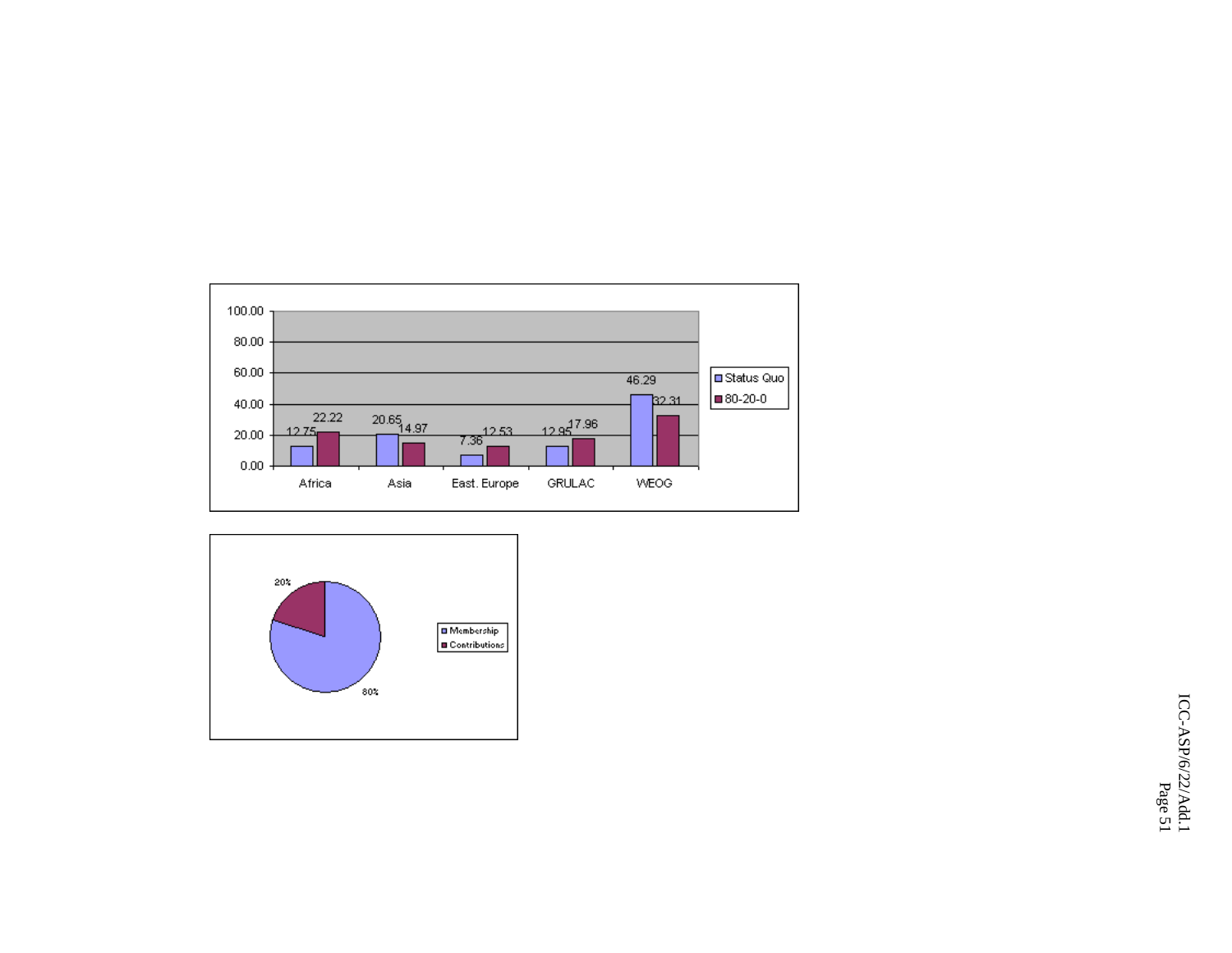| | Status Quo | 80-20-0 |
|---|---|---|
| Africa | 12.75 | 22.22 |
| Asia | 20.65 | 14.97 |
| East. Europe | 7.36 | 12.53 |
| GRULAC | 12.95 | 17.96 |
| WEOG | 46.29 | 32.31 |

| | |
|---|---|
| Membership | 80% |
| Contributions | 20% |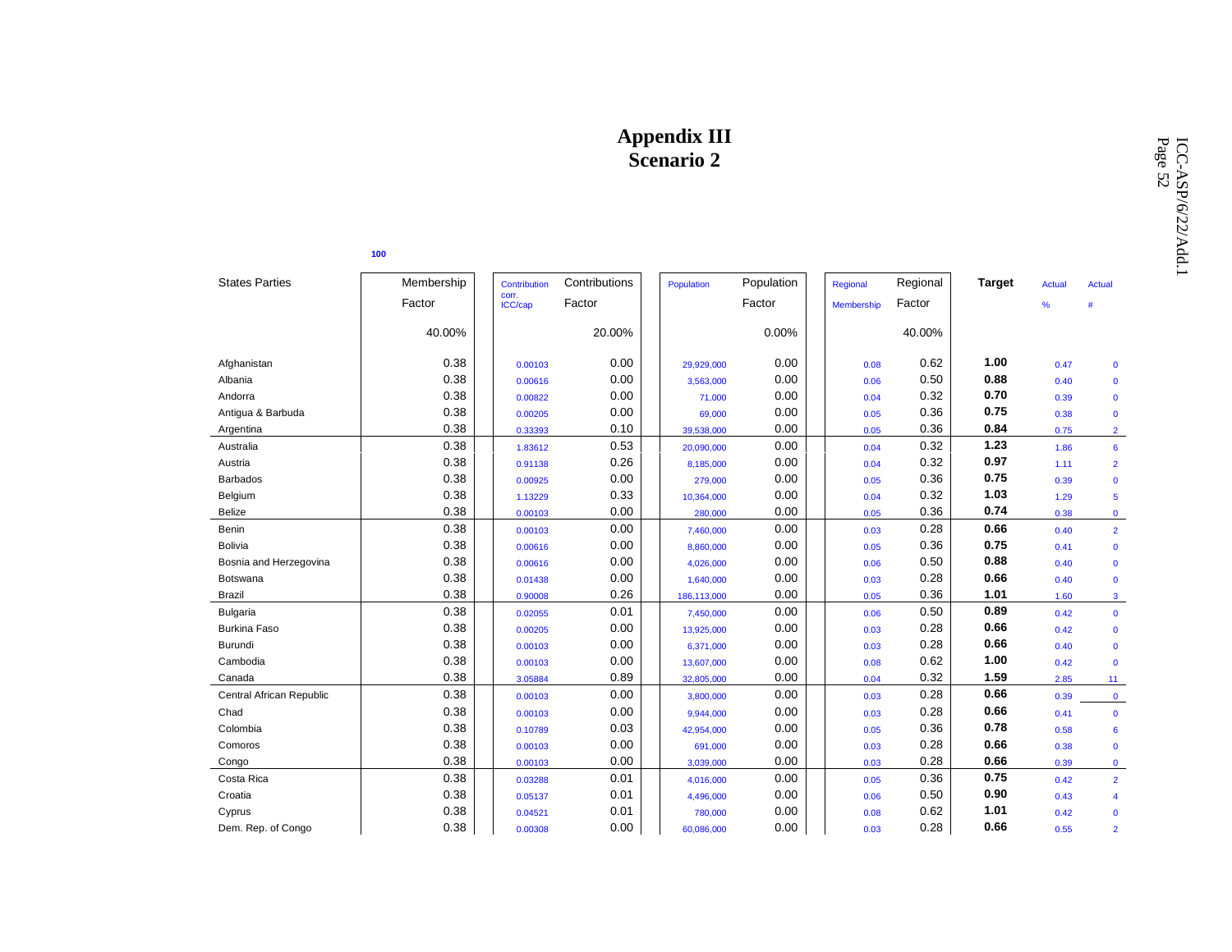# Appendix III
## Scenario 2

100

| States Parties | Membership Factor | Contribution corr. ICC/cap | Contributions Factor | Population | Population Factor | Regional Membership | Regional Factor | Target | Actual % | Actual # |
|---|---|---|---|---|---|---|---|---|---|---|
| | 40.00% | | 20.00% | | 0.00% | | 40.00% | | | |
| Afghanistan | 0.38 | 0.00103 | 0.00 | 29,929,000 | 0.00 | 0.08 | 0.62 | **1.00** | 0.47 | 0 |
| Albania | 0.38 | 0.00616 | 0.00 | 3,563,000 | 0.00 | 0.06 | 0.50 | **0.88** | 0.40 | 0 |
| Andorra | 0.38 | 0.00822 | 0.00 | 71,000 | 0.00 | 0.04 | 0.32 | **0.70** | 0.39 | 0 |
| Antigua & Barbuda | 0.38 | 0.00205 | 0.00 | 69,000 | 0.00 | 0.05 | 0.36 | **0.75** | 0.38 | 0 |
| Argentina | 0.38 | 0.33393 | 0.10 | 39,538,000 | 0.00 | 0.05 | 0.36 | **0.84** | 0.75 | 2 |
| Australia | 0.38 | 1.83612 | 0.53 | 20,090,000 | 0.00 | 0.04 | 0.32 | **1.23** | 1.86 | 6 |
| Austria | 0.38 | 0.91138 | 0.26 | 8,185,000 | 0.00 | 0.04 | 0.32 | **0.97** | 1.11 | 2 |
| Barbados | 0.38 | 0.00925 | 0.00 | 279,000 | 0.00 | 0.05 | 0.36 | **0.75** | 0.39 | 0 |
| Belgium | 0.38 | 1.13229 | 0.33 | 10,364,000 | 0.00 | 0.04 | 0.32 | **1.03** | 1.29 | 5 |
| Belize | 0.38 | 0.00103 | 0.00 | 280,000 | 0.00 | 0.05 | 0.36 | **0.74** | 0.38 | 0 |
| Benin | 0.38 | 0.00103 | 0.00 | 7,460,000 | 0.00 | 0.03 | 0.28 | **0.66** | 0.40 | 2 |
| Bolivia | 0.38 | 0.00616 | 0.00 | 8,860,000 | 0.00 | 0.05 | 0.36 | **0.75** | 0.41 | 0 |
| Bosnia and Herzegovina | 0.38 | 0.00616 | 0.00 | 4,026,000 | 0.00 | 0.06 | 0.50 | **0.88** | 0.40 | 0 |
| Botswana | 0.38 | 0.01438 | 0.00 | 1,640,000 | 0.00 | 0.03 | 0.28 | **0.66** | 0.40 | 0 |
| Brazil | 0.38 | 0.90008 | 0.26 | 186,113,000 | 0.00 | 0.05 | 0.36 | **1.01** | 1.60 | 3 |
| Bulgaria | 0.38 | 0.02055 | 0.01 | 7,450,000 | 0.00 | 0.06 | 0.50 | **0.89** | 0.42 | 0 |
| Burkina Faso | 0.38 | 0.00205 | 0.00 | 13,925,000 | 0.00 | 0.03 | 0.28 | **0.66** | 0.42 | 0 |
| Burundi | 0.38 | 0.00103 | 0.00 | 6,371,000 | 0.00 | 0.03 | 0.28 | **0.66** | 0.40 | 0 |
| Cambodia | 0.38 | 0.00103 | 0.00 | 13,607,000 | 0.00 | 0.08 | 0.62 | **1.00** | 0.42 | 0 |
| Canada | 0.38 | 3.05884 | 0.89 | 32,805,000 | 0.00 | 0.04 | 0.32 | **1.59** | 2.85 | 11 |
| Central African Republic | 0.38 | 0.00103 | 0.00 | 3,800,000 | 0.00 | 0.03 | 0.28 | **0.66** | 0.39 | 0 |
| Chad | 0.38 | 0.00103 | 0.00 | 9,944,000 | 0.00 | 0.03 | 0.28 | **0.66** | 0.41 | 0 |
| Colombia | 0.38 | 0.10789 | 0.03 | 42,954,000 | 0.00 | 0.05 | 0.36 | **0.78** | 0.58 | 6 |
| Comoros | 0.38 | 0.00103 | 0.00 | 691,000 | 0.00 | 0.03 | 0.28 | **0.66** | 0.38 | 0 |
| Congo | 0.38 | 0.00103 | 0.00 | 3,039,000 | 0.00 | 0.03 | 0.28 | **0.66** | 0.39 | 0 |
| Costa Rica | 0.38 | 0.03288 | 0.01 | 4,016,000 | 0.00 | 0.05 | 0.36 | **0.75** | 0.42 | 2 |
| Croatia | 0.38 | 0.05137 | 0.01 | 4,496,000 | 0.00 | 0.06 | 0.50 | **0.90** | 0.43 | 4 |
| Cyprus | 0.38 | 0.04521 | 0.01 | 780,000 | 0.00 | 0.08 | 0.62 | **1.01** | 0.42 | 0 |
| Dem. Rep. of Congo | 0.38 | 0.00308 | 0.00 | 60,086,000 | 0.00 | 0.03 | 0.28 | **0.66** | 0.55 | 2 |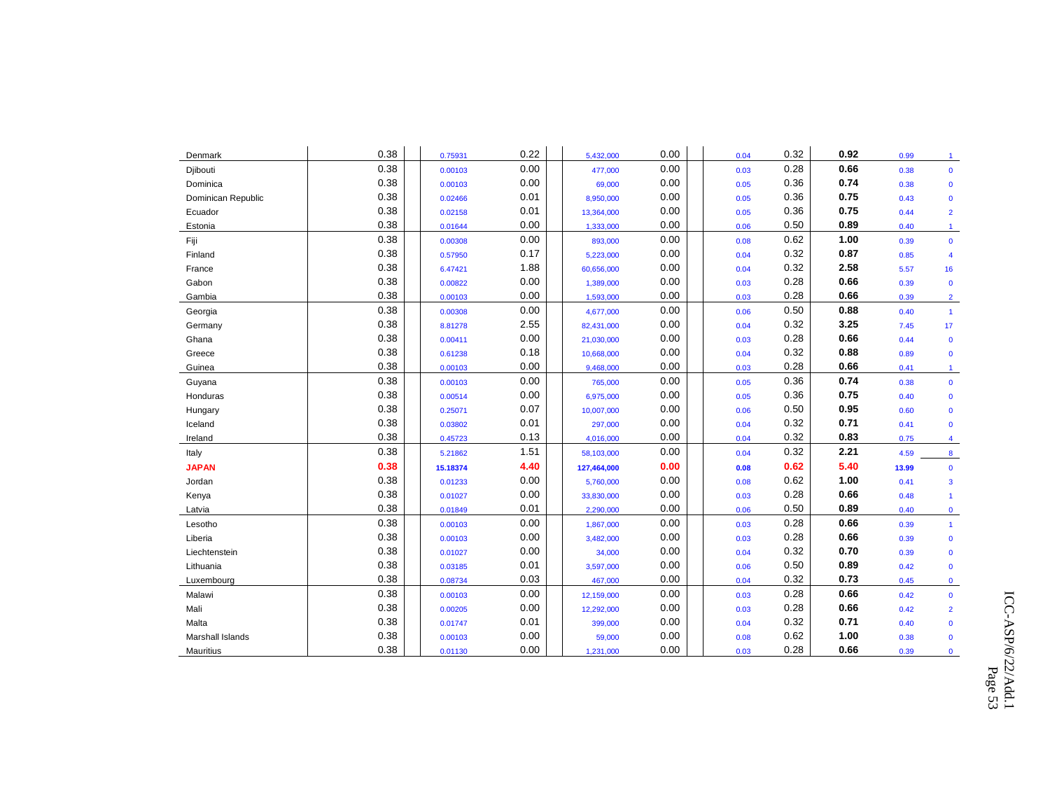| | | | | | | | | | | |
|---|---|---|---|---|---|---|---|---|---|---|
| Denmark | 0.38 | 0.75931 | 0.22 | 5,432,000 | 0.00 | 0.04 | 0.32 | **0.92** | 0.99 | 1 |
| Djibouti | 0.38 | 0.00103 | 0.00 | 477,000 | 0.00 | 0.03 | 0.28 | **0.66** | 0.38 | 0 |
| Dominica | 0.38 | 0.00103 | 0.00 | 69,000 | 0.00 | 0.05 | 0.36 | **0.74** | 0.38 | 0 |
| Dominican Republic | 0.38 | 0.02466 | 0.01 | 8,950,000 | 0.00 | 0.05 | 0.36 | **0.75** | 0.43 | 0 |
| Ecuador | 0.38 | 0.02158 | 0.01 | 13,364,000 | 0.00 | 0.05 | 0.36 | **0.75** | 0.44 | 2 |
| Estonia | 0.38 | 0.01644 | 0.00 | 1,333,000 | 0.00 | 0.06 | 0.50 | **0.89** | 0.40 | 1 |
| Fiji | 0.38 | 0.00308 | 0.00 | 893,000 | 0.00 | 0.08 | 0.62 | **1.00** | 0.39 | 0 |
| Finland | 0.38 | 0.57950 | 0.17 | 5,223,000 | 0.00 | 0.04 | 0.32 | **0.87** | 0.85 | 4 |
| France | 0.38 | 6.47421 | 1.88 | 60,656,000 | 0.00 | 0.04 | 0.32 | **2.58** | 5.57 | 16 |
| Gabon | 0.38 | 0.00822 | 0.00 | 1,389,000 | 0.00 | 0.03 | 0.28 | **0.66** | 0.39 | 0 |
| Gambia | 0.38 | 0.00103 | 0.00 | 1,593,000 | 0.00 | 0.03 | 0.28 | **0.66** | 0.39 | 2 |
| Georgia | 0.38 | 0.00308 | 0.00 | 4,677,000 | 0.00 | 0.06 | 0.50 | **0.88** | 0.40 | 1 |
| Germany | 0.38 | 8.81278 | 2.55 | 82,431,000 | 0.00 | 0.04 | 0.32 | **3.25** | 7.45 | 17 |
| Ghana | 0.38 | 0.00411 | 0.00 | 21,030,000 | 0.00 | 0.03 | 0.28 | **0.66** | 0.44 | 0 |
| Greece | 0.38 | 0.61238 | 0.18 | 10,668,000 | 0.00 | 0.04 | 0.32 | **0.88** | 0.89 | 0 |
| Guinea | 0.38 | 0.00103 | 0.00 | 9,468,000 | 0.00 | 0.03 | 0.28 | **0.66** | 0.41 | 1 |
| Guyana | 0.38 | 0.00103 | 0.00 | 765,000 | 0.00 | 0.05 | 0.36 | **0.74** | 0.38 | 0 |
| Honduras | 0.38 | 0.00514 | 0.00 | 6,975,000 | 0.00 | 0.05 | 0.36 | **0.75** | 0.40 | 0 |
| Hungary | 0.38 | 0.25071 | 0.07 | 10,007,000 | 0.00 | 0.06 | 0.50 | **0.95** | 0.60 | 0 |
| Iceland | 0.38 | 0.03802 | 0.01 | 297,000 | 0.00 | 0.04 | 0.32 | **0.71** | 0.41 | 0 |
| Ireland | 0.38 | 0.45723 | 0.13 | 4,016,000 | 0.00 | 0.04 | 0.32 | **0.83** | 0.75 | 4 |
| Italy | 0.38 | 5.21862 | 1.51 | 58,103,000 | 0.00 | 0.04 | 0.32 | **2.21** | 4.59 | 8 |
| **JAPAN** | **0.38** | **15.18374** | **4.40** | **127,464,000** | **0.00** | **0.08** | **0.62** | **5.40** | **13.99** | 0 |
| Jordan | 0.38 | 0.01233 | 0.00 | 5,760,000 | 0.00 | 0.08 | 0.62 | **1.00** | 0.41 | 3 |
| Kenya | 0.38 | 0.01027 | 0.00 | 33,830,000 | 0.00 | 0.03 | 0.28 | **0.66** | 0.48 | 1 |
| Latvia | 0.38 | 0.01849 | 0.01 | 2,290,000 | 0.00 | 0.06 | 0.50 | **0.89** | 0.40 | 0 |
| Lesotho | 0.38 | 0.00103 | 0.00 | 1,867,000 | 0.00 | 0.03 | 0.28 | **0.66** | 0.39 | 1 |
| Liberia | 0.38 | 0.00103 | 0.00 | 3,482,000 | 0.00 | 0.03 | 0.28 | **0.66** | 0.39 | 0 |
| Liechtenstein | 0.38 | 0.01027 | 0.00 | 34,000 | 0.00 | 0.04 | 0.32 | **0.70** | 0.39 | 0 |
| Lithuania | 0.38 | 0.03185 | 0.01 | 3,597,000 | 0.00 | 0.06 | 0.50 | **0.89** | 0.42 | 0 |
| Luxembourg | 0.38 | 0.08734 | 0.03 | 467,000 | 0.00 | 0.04 | 0.32 | **0.73** | 0.45 | 0 |
| Malawi | 0.38 | 0.00103 | 0.00 | 12,159,000 | 0.00 | 0.03 | 0.28 | **0.66** | 0.42 | 0 |
| Mali | 0.38 | 0.00205 | 0.00 | 12,292,000 | 0.00 | 0.03 | 0.28 | **0.66** | 0.42 | 2 |
| Malta | 0.38 | 0.01747 | 0.01 | 399,000 | 0.00 | 0.04 | 0.32 | **0.71** | 0.40 | 0 |
| Marshall Islands | 0.38 | 0.00103 | 0.00 | 59,000 | 0.00 | 0.08 | 0.62 | **1.00** | 0.38 | 0 |
| Mauritius | 0.38 | 0.01130 | 0.00 | 1,231,000 | 0.00 | 0.03 | 0.28 | **0.66** | 0.39 | 0 |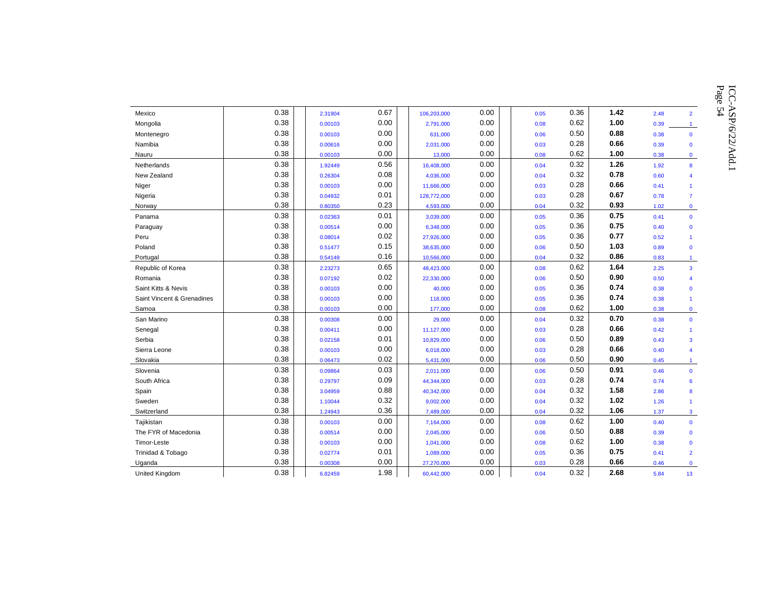| | | | | | | | | | | |
|---|---|---|---|---|---|---|---|---|---|---|
| Mexico | 0.38 | 2.31904 | 0.67 | 106,203,000 | 0.00 | 0.05 | 0.36 | **1.42** | 2.48 | 2 |
| Mongolia | 0.38 | 0.00103 | 0.00 | 2,791,000 | 0.00 | 0.08 | 0.62 | **1.00** | 0.39 | 1 |
| Montenegro | 0.38 | 0.00103 | 0.00 | 631,000 | 0.00 | 0.06 | 0.50 | **0.88** | 0.38 | 0 |
| Namibia | 0.38 | 0.00616 | 0.00 | 2,031,000 | 0.00 | 0.03 | 0.28 | **0.66** | 0.39 | 0 |
| Nauru | 0.38 | 0.00103 | 0.00 | 13,000 | 0.00 | 0.08 | 0.62 | **1.00** | 0.38 | 0 |
| Netherlands | 0.38 | 1.92449 | 0.56 | 16,408,000 | 0.00 | 0.04 | 0.32 | **1.26** | 1.92 | 8 |
| New Zealand | 0.38 | 0.26304 | 0.08 | 4,036,000 | 0.00 | 0.04 | 0.32 | **0.78** | 0.60 | 4 |
| Niger | 0.38 | 0.00103 | 0.00 | 11,666,000 | 0.00 | 0.03 | 0.28 | **0.66** | 0.41 | 1 |
| Nigeria | 0.38 | 0.04932 | 0.01 | 128,772,000 | 0.00 | 0.03 | 0.28 | **0.67** | 0.78 | 7 |
| Norway | 0.38 | 0.80350 | 0.23 | 4,593,000 | 0.00 | 0.04 | 0.32 | **0.93** | 1.02 | 0 |
| Panama | 0.38 | 0.02363 | 0.01 | 3,039,000 | 0.00 | 0.05 | 0.36 | **0.75** | 0.41 | 0 |
| Paraguay | 0.38 | 0.00514 | 0.00 | 6,348,000 | 0.00 | 0.05 | 0.36 | **0.75** | 0.40 | 0 |
| Peru | 0.38 | 0.08014 | 0.02 | 27,926,000 | 0.00 | 0.05 | 0.36 | **0.77** | 0.52 | 1 |
| Poland | 0.38 | 0.51477 | 0.15 | 38,635,000 | 0.00 | 0.06 | 0.50 | **1.03** | 0.89 | 0 |
| Portugal | 0.38 | 0.54149 | 0.16 | 10,566,000 | 0.00 | 0.04 | 0.32 | **0.86** | 0.83 | 1 |
| Republic of Korea | 0.38 | 2.23273 | 0.65 | 48,423,000 | 0.00 | 0.08 | 0.62 | **1.64** | 2.25 | 3 |
| Romania | 0.38 | 0.07192 | 0.02 | 22,330,000 | 0.00 | 0.06 | 0.50 | **0.90** | 0.50 | 4 |
| Saint Kitts & Nevis | 0.38 | 0.00103 | 0.00 | 40,000 | 0.00 | 0.05 | 0.36 | **0.74** | 0.38 | 0 |
| Saint Vincent & Grenadines | 0.38 | 0.00103 | 0.00 | 118,000 | 0.00 | 0.05 | 0.36 | **0.74** | 0.38 | 1 |
| Samoa | 0.38 | 0.00103 | 0.00 | 177,000 | 0.00 | 0.08 | 0.62 | **1.00** | 0.38 | 0 |
| San Marino | 0.38 | 0.00308 | 0.00 | 29,000 | 0.00 | 0.04 | 0.32 | **0.70** | 0.38 | 0 |
| Senegal | 0.38 | 0.00411 | 0.00 | 11,127,000 | 0.00 | 0.03 | 0.28 | **0.66** | 0.42 | 1 |
| Serbia | 0.38 | 0.02158 | 0.01 | 10,829,000 | 0.00 | 0.06 | 0.50 | **0.89** | 0.43 | 3 |
| Sierra Leone | 0.38 | 0.00103 | 0.00 | 6,018,000 | 0.00 | 0.03 | 0.28 | **0.66** | 0.40 | 4 |
| Slovakia | 0.38 | 0.06473 | 0.02 | 5,431,000 | 0.00 | 0.06 | 0.50 | **0.90** | 0.45 | 1 |
| Slovenia | 0.38 | 0.09864 | 0.03 | 2,011,000 | 0.00 | 0.06 | 0.50 | **0.91** | 0.46 | 0 |
| South Africa | 0.38 | 0.29797 | 0.09 | 44,344,000 | 0.00 | 0.03 | 0.28 | **0.74** | 0.74 | 6 |
| Spain | 0.38 | 3.04959 | 0.88 | 40,342,000 | 0.00 | 0.04 | 0.32 | **1.58** | 2.86 | 8 |
| Sweden | 0.38 | 1.10044 | 0.32 | 9,002,000 | 0.00 | 0.04 | 0.32 | **1.02** | 1.26 | 1 |
| Switzerland | 0.38 | 1.24943 | 0.36 | 7,489,000 | 0.00 | 0.04 | 0.32 | **1.06** | 1.37 | 3 |
| Tajikistan | 0.38 | 0.00103 | 0.00 | 7,164,000 | 0.00 | 0.08 | 0.62 | **1.00** | 0.40 | 0 |
| The FYR of Macedonia | 0.38 | 0.00514 | 0.00 | 2,045,000 | 0.00 | 0.06 | 0.50 | **0.88** | 0.39 | 0 |
| Timor-Leste | 0.38 | 0.00103 | 0.00 | 1,041,000 | 0.00 | 0.08 | 0.62 | **1.00** | 0.38 | 0 |
| Trinidad & Tobago | 0.38 | 0.02774 | 0.01 | 1,089,000 | 0.00 | 0.05 | 0.36 | **0.75** | 0.41 | 2 |
| Uganda | 0.38 | 0.00308 | 0.00 | 27,270,000 | 0.00 | 0.03 | 0.28 | **0.66** | 0.46 | 0 |
| United Kingdom | 0.38 | 6.82459 | 1.98 | 60,442,000 | 0.00 | 0.04 | 0.32 | **2.68** | 5.84 | 13 |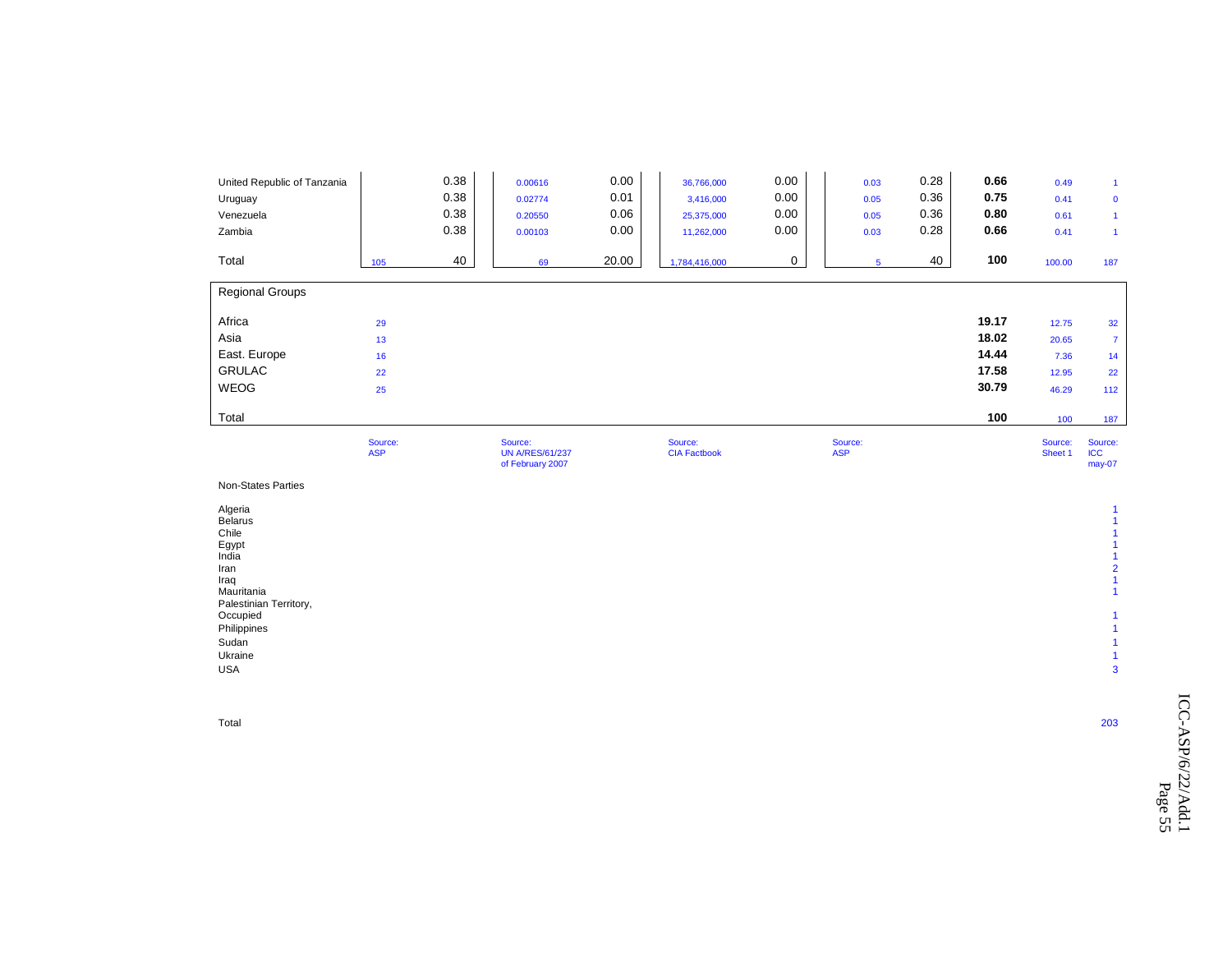| | | | | | | | | | | | |
|---|---|---|---|---|---|---|---|---|---|---|---|
| United Republic of Tanzania | | 0.38 | 0.00616 | 0.00 | 36,766,000 | 0.00 | 0.03 | 0.28 | **0.66** | 0.49 | 1 |
| Uruguay | | 0.38 | 0.02774 | 0.01 | 3,416,000 | 0.00 | 0.05 | 0.36 | **0.75** | 0.41 | 0 |
| Venezuela | | 0.38 | 0.20550 | 0.06 | 25,375,000 | 0.00 | 0.05 | 0.36 | **0.80** | 0.61 | 1 |
| Zambia | | 0.38 | 0.00103 | 0.00 | 11,262,000 | 0.00 | 0.03 | 0.28 | **0.66** | 0.41 | 1 |
| Total | 105 | 40 | 69 | 20.00 | 1,784,416,000 | 0 | 5 | 40 | **100** | 100.00 | 187 |
| **Regional Groups** | | | | | | | | | | | |
| Africa | 29 | | | | | | | | **19.17** | 12.75 | 32 |
| Asia | 13 | | | | | | | | **18.02** | 20.65 | 7 |
| East. Europe | 16 | | | | | | | | **14.44** | 7.36 | 14 |
| GRULAC | 22 | | | | | | | | **17.58** | 12.95 | 22 |
| WEOG | 25 | | | | | | | | **30.79** | 46.29 | 112 |
| Total | | | | | | | | | **100** | 100 | 187 |
| | Source: ASP | | Source: UN A/RES/61/237 of February 2007 | | Source: CIA Factbook | | Source: ASP | | | Source: Sheet 1 | Source: ICC may-07 |

Non-States Parties

| | |
|---|---|
| Algeria | 1 |
| Belarus | 1 |
| Chile | 1 |
| Egypt | 1 |
| India | 1 |
| Iran | 2 |
| Iraq | 1 |
| Mauritania | 1 |
| Palestinian Territory, Occupied | 1 |
| Philippines | 1 |
| Sudan | 1 |
| Ukraine | 1 |
| USA | 3 |
| Total | 203 |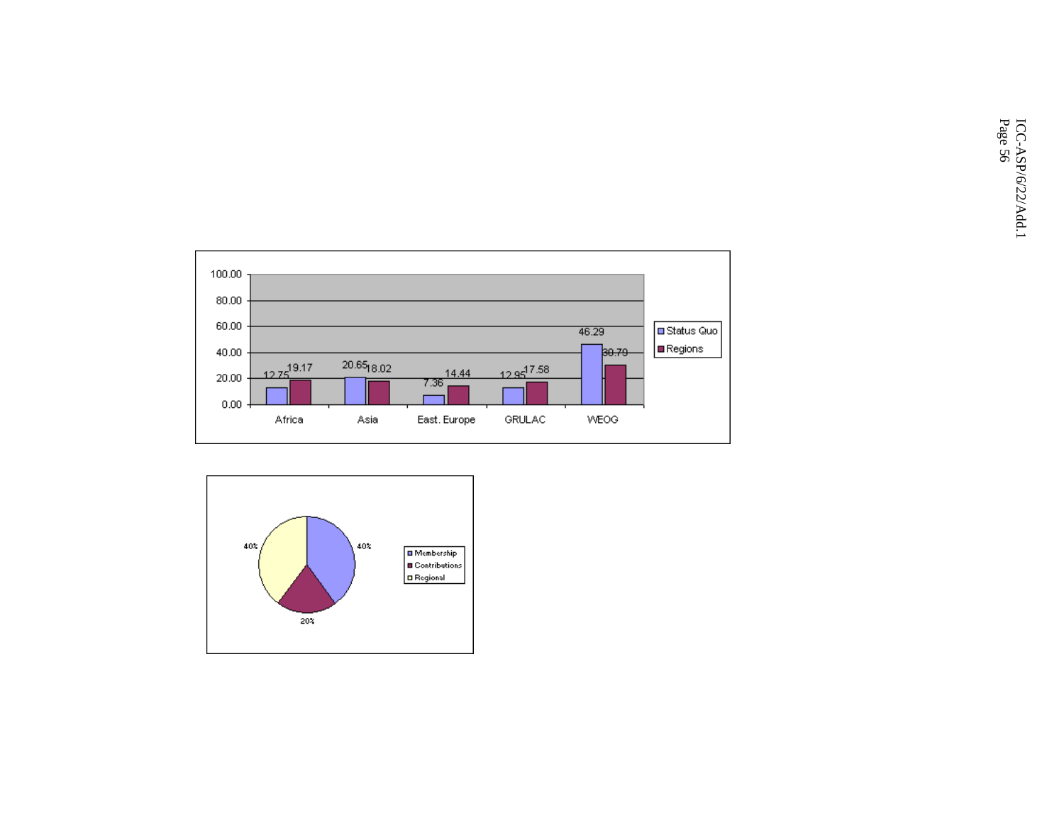| | Status Quo | Regions |
|---|---|---|
| Africa | 12.75 | 19.17 |
| Asia | 20.65 | 18.02 |
| East. Europe | 7.36 | 14.44 |
| GRULAC | 12.95 | 17.58 |
| WEOG | 46.29 | 30.79 |

| | |
|---|---|
| Membership | 40% |
| Contributions | 20% |
| Regional | 40% |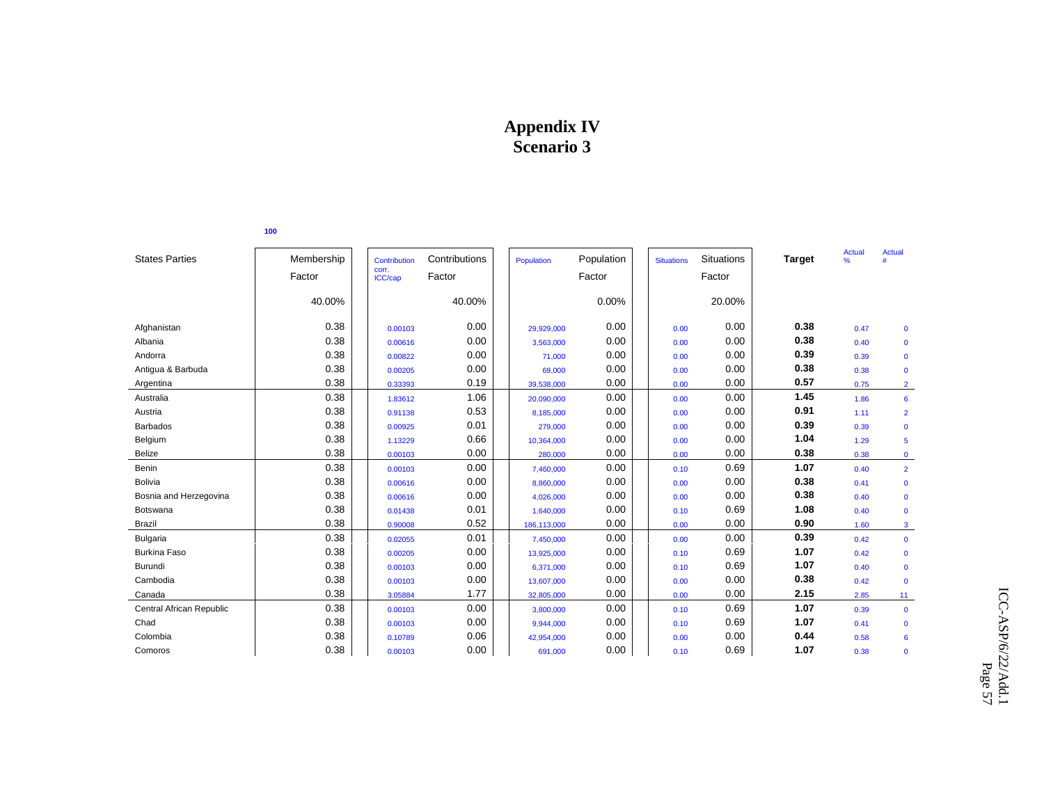# Appendix IV
# Scenario 3

100

| States Parties | Membership Factor | Contribution corr. ICC/cap | Contributions Factor | Population | Population Factor | Situations | Situations Factor | Target | Actual % | Actual # |
|---|---|---|---|---|---|---|---|---|---|---|
| | 40.00% | | 40.00% | | 0.00% | | 20.00% | | | |
| Afghanistan | 0.38 | 0.00103 | 0.00 | 29,929,000 | 0.00 | 0.00 | 0.00 | **0.38** | 0.47 | 0 |
| Albania | 0.38 | 0.00616 | 0.00 | 3,563,000 | 0.00 | 0.00 | 0.00 | **0.38** | 0.40 | 0 |
| Andorra | 0.38 | 0.00822 | 0.00 | 71,000 | 0.00 | 0.00 | 0.00 | **0.39** | 0.39 | 0 |
| Antigua & Barbuda | 0.38 | 0.00205 | 0.00 | 69,000 | 0.00 | 0.00 | 0.00 | **0.38** | 0.38 | 0 |
| Argentina | 0.38 | 0.33393 | 0.19 | 39,538,000 | 0.00 | 0.00 | 0.00 | **0.57** | 0.75 | 2 |
| Australia | 0.38 | 1.83612 | 1.06 | 20,090,000 | 0.00 | 0.00 | 0.00 | **1.45** | 1.86 | 6 |
| Austria | 0.38 | 0.91138 | 0.53 | 8,185,000 | 0.00 | 0.00 | 0.00 | **0.91** | 1.11 | 2 |
| Barbados | 0.38 | 0.00925 | 0.01 | 279,000 | 0.00 | 0.00 | 0.00 | **0.39** | 0.39 | 0 |
| Belgium | 0.38 | 1.13229 | 0.66 | 10,364,000 | 0.00 | 0.00 | 0.00 | **1.04** | 1.29 | 5 |
| Belize | 0.38 | 0.00103 | 0.00 | 280,000 | 0.00 | 0.00 | 0.00 | **0.38** | 0.38 | 0 |
| Benin | 0.38 | 0.00103 | 0.00 | 7,460,000 | 0.00 | 0.10 | 0.69 | **1.07** | 0.40 | 2 |
| Bolivia | 0.38 | 0.00616 | 0.00 | 8,860,000 | 0.00 | 0.00 | 0.00 | **0.38** | 0.41 | 0 |
| Bosnia and Herzegovina | 0.38 | 0.00616 | 0.00 | 4,026,000 | 0.00 | 0.00 | 0.00 | **0.38** | 0.40 | 0 |
| Botswana | 0.38 | 0.01438 | 0.01 | 1,640,000 | 0.00 | 0.10 | 0.69 | **1.08** | 0.40 | 0 |
| Brazil | 0.38 | 0.90008 | 0.52 | 186,113,000 | 0.00 | 0.00 | 0.00 | **0.90** | 1.60 | 3 |
| Bulgaria | 0.38 | 0.02055 | 0.01 | 7,450,000 | 0.00 | 0.00 | 0.00 | **0.39** | 0.42 | 0 |
| Burkina Faso | 0.38 | 0.00205 | 0.00 | 13,925,000 | 0.00 | 0.10 | 0.69 | **1.07** | 0.42 | 0 |
| Burundi | 0.38 | 0.00103 | 0.00 | 6,371,000 | 0.00 | 0.10 | 0.69 | **1.07** | 0.40 | 0 |
| Cambodia | 0.38 | 0.00103 | 0.00 | 13,607,000 | 0.00 | 0.00 | 0.00 | **0.38** | 0.42 | 0 |
| Canada | 0.38 | 3.05884 | 1.77 | 32,805,000 | 0.00 | 0.00 | 0.00 | **2.15** | 2.85 | 11 |
| Central African Republic | 0.38 | 0.00103 | 0.00 | 3,800,000 | 0.00 | 0.10 | 0.69 | **1.07** | 0.39 | 0 |
| Chad | 0.38 | 0.00103 | 0.00 | 9,944,000 | 0.00 | 0.10 | 0.69 | **1.07** | 0.41 | 0 |
| Colombia | 0.38 | 0.10789 | 0.06 | 42,954,000 | 0.00 | 0.00 | 0.00 | **0.44** | 0.58 | 6 |
| Comoros | 0.38 | 0.00103 | 0.00 | 691,000 | 0.00 | 0.10 | 0.69 | **1.07** | 0.38 | 0 |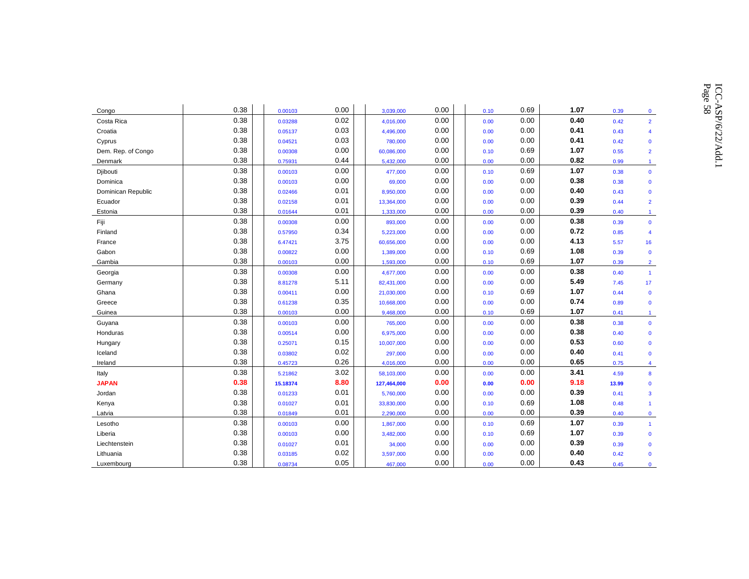| | | | | | | | | | | | |
|---|---|---|---|---|---|---|---|---|---|---|---|
| Congo | 0.38 | 0.00103 | 0.00 | 3,039,000 | 0.00 | 0.10 | 0.69 | **1.07** | 0.39 | 0 |
| Costa Rica | 0.38 | 0.03288 | 0.02 | 4,016,000 | 0.00 | 0.00 | 0.00 | **0.40** | 0.42 | 2 |
| Croatia | 0.38 | 0.05137 | 0.03 | 4,496,000 | 0.00 | 0.00 | 0.00 | **0.41** | 0.43 | 4 |
| Cyprus | 0.38 | 0.04521 | 0.03 | 780,000 | 0.00 | 0.00 | 0.00 | **0.41** | 0.42 | 0 |
| Dem. Rep. of Congo | 0.38 | 0.00308 | 0.00 | 60,086,000 | 0.00 | 0.10 | 0.69 | **1.07** | 0.55 | 2 |
| Denmark | 0.38 | 0.75931 | 0.44 | 5,432,000 | 0.00 | 0.00 | 0.00 | **0.82** | 0.99 | 1 |
| Djibouti | 0.38 | 0.00103 | 0.00 | 477,000 | 0.00 | 0.10 | 0.69 | **1.07** | 0.38 | 0 |
| Dominica | 0.38 | 0.00103 | 0.00 | 69,000 | 0.00 | 0.00 | 0.00 | **0.38** | 0.38 | 0 |
| Dominican Republic | 0.38 | 0.02466 | 0.01 | 8,950,000 | 0.00 | 0.00 | 0.00 | **0.40** | 0.43 | 0 |
| Ecuador | 0.38 | 0.02158 | 0.01 | 13,364,000 | 0.00 | 0.00 | 0.00 | **0.39** | 0.44 | 2 |
| Estonia | 0.38 | 0.01644 | 0.01 | 1,333,000 | 0.00 | 0.00 | 0.00 | **0.39** | 0.40 | 1 |
| Fiji | 0.38 | 0.00308 | 0.00 | 893,000 | 0.00 | 0.00 | 0.00 | **0.38** | 0.39 | 0 |
| Finland | 0.38 | 0.57950 | 0.34 | 5,223,000 | 0.00 | 0.00 | 0.00 | **0.72** | 0.85 | 4 |
| France | 0.38 | 6.47421 | 3.75 | 60,656,000 | 0.00 | 0.00 | 0.00 | **4.13** | 5.57 | 16 |
| Gabon | 0.38 | 0.00822 | 0.00 | 1,389,000 | 0.00 | 0.10 | 0.69 | **1.08** | 0.39 | 0 |
| Gambia | 0.38 | 0.00103 | 0.00 | 1,593,000 | 0.00 | 0.10 | 0.69 | **1.07** | 0.39 | 2 |
| Georgia | 0.38 | 0.00308 | 0.00 | 4,677,000 | 0.00 | 0.00 | 0.00 | **0.38** | 0.40 | 1 |
| Germany | 0.38 | 8.81278 | 5.11 | 82,431,000 | 0.00 | 0.00 | 0.00 | **5.49** | 7.45 | 17 |
| Ghana | 0.38 | 0.00411 | 0.00 | 21,030,000 | 0.00 | 0.10 | 0.69 | **1.07** | 0.44 | 0 |
| Greece | 0.38 | 0.61238 | 0.35 | 10,668,000 | 0.00 | 0.00 | 0.00 | **0.74** | 0.89 | 0 |
| Guinea | 0.38 | 0.00103 | 0.00 | 9,468,000 | 0.00 | 0.10 | 0.69 | **1.07** | 0.41 | 1 |
| Guyana | 0.38 | 0.00103 | 0.00 | 765,000 | 0.00 | 0.00 | 0.00 | **0.38** | 0.38 | 0 |
| Honduras | 0.38 | 0.00514 | 0.00 | 6,975,000 | 0.00 | 0.00 | 0.00 | **0.38** | 0.40 | 0 |
| Hungary | 0.38 | 0.25071 | 0.15 | 10,007,000 | 0.00 | 0.00 | 0.00 | **0.53** | 0.60 | 0 |
| Iceland | 0.38 | 0.03802 | 0.02 | 297,000 | 0.00 | 0.00 | 0.00 | **0.40** | 0.41 | 0 |
| Ireland | 0.38 | 0.45723 | 0.26 | 4,016,000 | 0.00 | 0.00 | 0.00 | **0.65** | 0.75 | 4 |
| Italy | 0.38 | 5.21862 | 3.02 | 58,103,000 | 0.00 | 0.00 | 0.00 | **3.41** | 4.59 | 8 |
| **JAPAN** | **0.38** | **15.18374** | **8.80** | **127,464,000** | **0.00** | **0.00** | **0.00** | **9.18** | **13.99** | 0 |
| Jordan | 0.38 | 0.01233 | 0.01 | 5,760,000 | 0.00 | 0.00 | 0.00 | **0.39** | 0.41 | 3 |
| Kenya | 0.38 | 0.01027 | 0.01 | 33,830,000 | 0.00 | 0.10 | 0.69 | **1.08** | 0.48 | 1 |
| Latvia | 0.38 | 0.01849 | 0.01 | 2,290,000 | 0.00 | 0.00 | 0.00 | **0.39** | 0.40 | 0 |
| Lesotho | 0.38 | 0.00103 | 0.00 | 1,867,000 | 0.00 | 0.10 | 0.69 | **1.07** | 0.39 | 1 |
| Liberia | 0.38 | 0.00103 | 0.00 | 3,482,000 | 0.00 | 0.10 | 0.69 | **1.07** | 0.39 | 0 |
| Liechtenstein | 0.38 | 0.01027 | 0.01 | 34,000 | 0.00 | 0.00 | 0.00 | **0.39** | 0.39 | 0 |
| Lithuania | 0.38 | 0.03185 | 0.02 | 3,597,000 | 0.00 | 0.00 | 0.00 | **0.40** | 0.42 | 0 |
| Luxembourg | 0.38 | 0.08734 | 0.05 | 467,000 | 0.00 | 0.00 | 0.00 | **0.43** | 0.45 | 0 |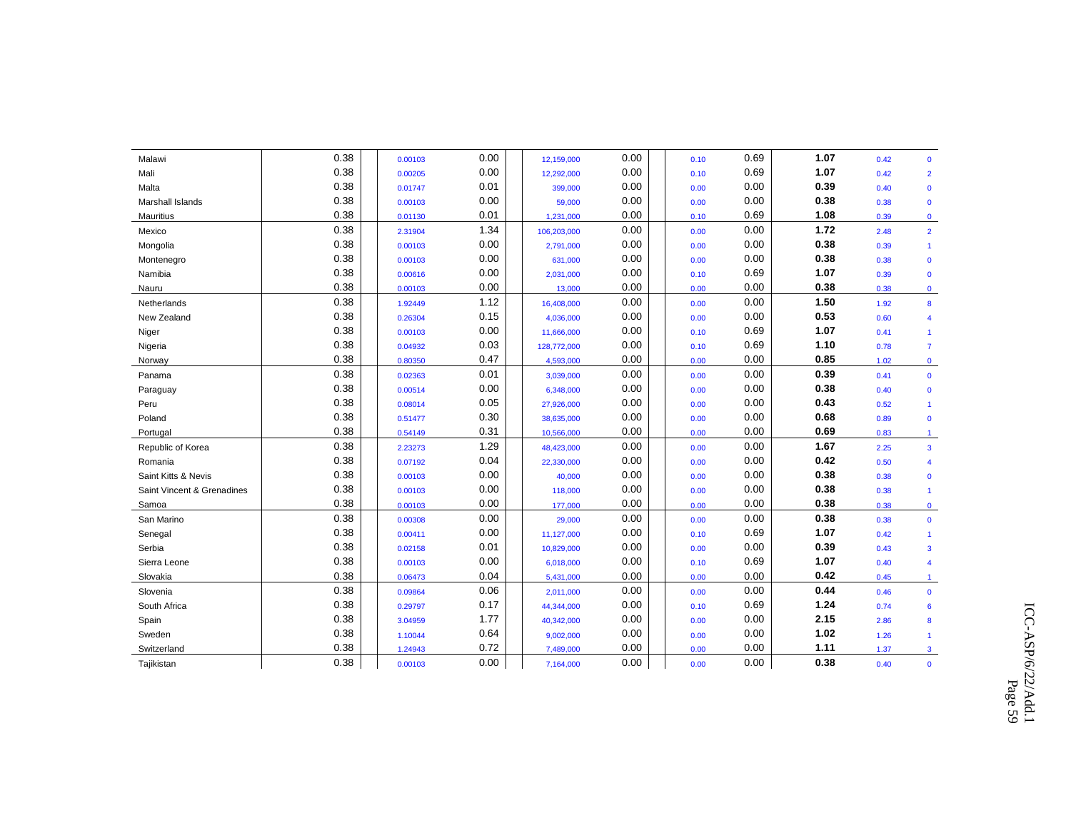| | | | | | | | | | | |
|---|---|---|---|---|---|---|---|---|---|---|
| Malawi | 0.38 | 0.00103 | 0.00 | 12,159,000 | 0.00 | 0.10 | 0.69 | **1.07** | 0.42 | 0 |
| Mali | 0.38 | 0.00205 | 0.00 | 12,292,000 | 0.00 | 0.10 | 0.69 | **1.07** | 0.42 | 2 |
| Malta | 0.38 | 0.01747 | 0.01 | 399,000 | 0.00 | 0.00 | 0.00 | **0.39** | 0.40 | 0 |
| Marshall Islands | 0.38 | 0.00103 | 0.00 | 59,000 | 0.00 | 0.00 | 0.00 | **0.38** | 0.38 | 0 |
| Mauritius | 0.38 | 0.01130 | 0.01 | 1,231,000 | 0.00 | 0.10 | 0.69 | **1.08** | 0.39 | 0 |
| Mexico | 0.38 | 2.31904 | 1.34 | 106,203,000 | 0.00 | 0.00 | 0.00 | **1.72** | 2.48 | 2 |
| Mongolia | 0.38 | 0.00103 | 0.00 | 2,791,000 | 0.00 | 0.00 | 0.00 | **0.38** | 0.39 | 1 |
| Montenegro | 0.38 | 0.00103 | 0.00 | 631,000 | 0.00 | 0.00 | 0.00 | **0.38** | 0.38 | 0 |
| Namibia | 0.38 | 0.00616 | 0.00 | 2,031,000 | 0.00 | 0.10 | 0.69 | **1.07** | 0.39 | 0 |
| Nauru | 0.38 | 0.00103 | 0.00 | 13,000 | 0.00 | 0.00 | 0.00 | **0.38** | 0.38 | 0 |
| Netherlands | 0.38 | 1.92449 | 1.12 | 16,408,000 | 0.00 | 0.00 | 0.00 | **1.50** | 1.92 | 8 |
| New Zealand | 0.38 | 0.26304 | 0.15 | 4,036,000 | 0.00 | 0.00 | 0.00 | **0.53** | 0.60 | 4 |
| Niger | 0.38 | 0.00103 | 0.00 | 11,666,000 | 0.00 | 0.10 | 0.69 | **1.07** | 0.41 | 1 |
| Nigeria | 0.38 | 0.04932 | 0.03 | 128,772,000 | 0.00 | 0.10 | 0.69 | **1.10** | 0.78 | 7 |
| Norway | 0.38 | 0.80350 | 0.47 | 4,593,000 | 0.00 | 0.00 | 0.00 | **0.85** | 1.02 | 0 |
| Panama | 0.38 | 0.02363 | 0.01 | 3,039,000 | 0.00 | 0.00 | 0.00 | **0.39** | 0.41 | 0 |
| Paraguay | 0.38 | 0.00514 | 0.00 | 6,348,000 | 0.00 | 0.00 | 0.00 | **0.38** | 0.40 | 0 |
| Peru | 0.38 | 0.08014 | 0.05 | 27,926,000 | 0.00 | 0.00 | 0.00 | **0.43** | 0.52 | 1 |
| Poland | 0.38 | 0.51477 | 0.30 | 38,635,000 | 0.00 | 0.00 | 0.00 | **0.68** | 0.89 | 0 |
| Portugal | 0.38 | 0.54149 | 0.31 | 10,566,000 | 0.00 | 0.00 | 0.00 | **0.69** | 0.83 | 1 |
| Republic of Korea | 0.38 | 2.23273 | 1.29 | 48,423,000 | 0.00 | 0.00 | 0.00 | **1.67** | 2.25 | 3 |
| Romania | 0.38 | 0.07192 | 0.04 | 22,330,000 | 0.00 | 0.00 | 0.00 | **0.42** | 0.50 | 4 |
| Saint Kitts & Nevis | 0.38 | 0.00103 | 0.00 | 40,000 | 0.00 | 0.00 | 0.00 | **0.38** | 0.38 | 0 |
| Saint Vincent & Grenadines | 0.38 | 0.00103 | 0.00 | 118,000 | 0.00 | 0.00 | 0.00 | **0.38** | 0.38 | 1 |
| Samoa | 0.38 | 0.00103 | 0.00 | 177,000 | 0.00 | 0.00 | 0.00 | **0.38** | 0.38 | 0 |
| San Marino | 0.38 | 0.00308 | 0.00 | 29,000 | 0.00 | 0.00 | 0.00 | **0.38** | 0.38 | 0 |
| Senegal | 0.38 | 0.00411 | 0.00 | 11,127,000 | 0.00 | 0.10 | 0.69 | **1.07** | 0.42 | 1 |
| Serbia | 0.38 | 0.02158 | 0.01 | 10,829,000 | 0.00 | 0.00 | 0.00 | **0.39** | 0.43 | 3 |
| Sierra Leone | 0.38 | 0.00103 | 0.00 | 6,018,000 | 0.00 | 0.10 | 0.69 | **1.07** | 0.40 | 4 |
| Slovakia | 0.38 | 0.06473 | 0.04 | 5,431,000 | 0.00 | 0.00 | 0.00 | **0.42** | 0.45 | 1 |
| Slovenia | 0.38 | 0.09864 | 0.06 | 2,011,000 | 0.00 | 0.00 | 0.00 | **0.44** | 0.46 | 0 |
| South Africa | 0.38 | 0.29797 | 0.17 | 44,344,000 | 0.00 | 0.10 | 0.69 | **1.24** | 0.74 | 6 |
| Spain | 0.38 | 3.04959 | 1.77 | 40,342,000 | 0.00 | 0.00 | 0.00 | **2.15** | 2.86 | 8 |
| Sweden | 0.38 | 1.10044 | 0.64 | 9,002,000 | 0.00 | 0.00 | 0.00 | **1.02** | 1.26 | 1 |
| Switzerland | 0.38 | 1.24943 | 0.72 | 7,489,000 | 0.00 | 0.00 | 0.00 | **1.11** | 1.37 | 3 |
| Tajikistan | 0.38 | 0.00103 | 0.00 | 7,164,000 | 0.00 | 0.00 | 0.00 | **0.38** | 0.40 | 0 |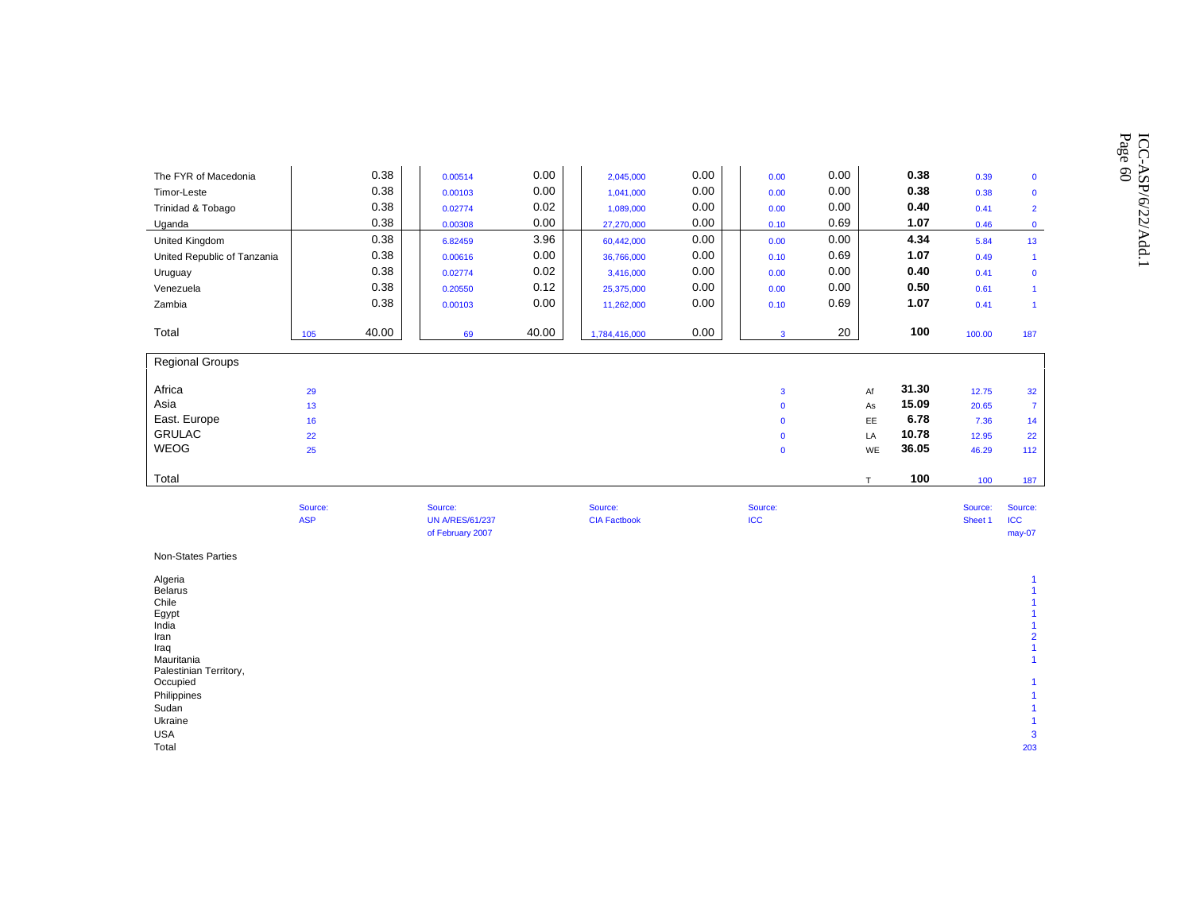| | | | | | | | | | | | | | |
|---|---|---|---|---|---|---|---|---|---|---|---|---|---|
| The FYR of Macedonia | | 0.38 | 0.00514 | 0.00 | 2,045,000 | 0.00 | 0.00 | 0.00 | | 0.38 | 0.39 | 0 |
| Timor-Leste | | 0.38 | 0.00103 | 0.00 | 1,041,000 | 0.00 | 0.00 | 0.00 | | 0.38 | 0.38 | 0 |
| Trinidad & Tobago | | 0.38 | 0.02774 | 0.02 | 1,089,000 | 0.00 | 0.00 | 0.00 | | 0.40 | 0.41 | 2 |
| Uganda | | 0.38 | 0.00308 | 0.00 | 27,270,000 | 0.00 | 0.10 | 0.69 | | 1.07 | 0.46 | 0 |
| United Kingdom | | 0.38 | 6.82459 | 3.96 | 60,442,000 | 0.00 | 0.00 | 0.00 | | 4.34 | 5.84 | 13 |
| United Republic of Tanzania | | 0.38 | 0.00616 | 0.00 | 36,766,000 | 0.00 | 0.10 | 0.69 | | 1.07 | 0.49 | 1 |
| Uruguay | | 0.38 | 0.02774 | 0.02 | 3,416,000 | 0.00 | 0.00 | 0.00 | | 0.40 | 0.41 | 0 |
| Venezuela | | 0.38 | 0.20550 | 0.12 | 25,375,000 | 0.00 | 0.00 | 0.00 | | 0.50 | 0.61 | 1 |
| Zambia | | 0.38 | 0.00103 | 0.00 | 11,262,000 | 0.00 | 0.10 | 0.69 | | 1.07 | 0.41 | 1 |
| Total | 105 | 40.00 | 69 | 40.00 | 1,784,416,000 | 0.00 | 3 | 20 | | 100 | 100.00 | 187 |
| **Regional Groups** | | | | | | | | | | | | |
| Africa | 29 | | | | | | 3 | | Af | 31.30 | 12.75 | 32 |
| Asia | 13 | | | | | | 0 | | As | 15.09 | 20.65 | 7 |
| East. Europe | 16 | | | | | | 0 | | EE | 6.78 | 7.36 | 14 |
| GRULAC | 22 | | | | | | 0 | | LA | 10.78 | 12.95 | 22 |
| WEOG | 25 | | | | | | 0 | | WE | 36.05 | 46.29 | 112 |
| Total | | | | | | | | | T | 100 | 100 | 187 |
| | Source: ASP | | Source: UN A/RES/61/237 of February 2007 | | Source: CIA Factbook | | Source: ICC | | | | Source: Sheet 1 | Source: ICC may-07 |

Non-States Parties

| | |
|---|---|
| Algeria | 1 |
| Belarus | 1 |
| Chile | 1 |
| Egypt | 1 |
| India | 1 |
| Iran | 2 |
| Iraq | 1 |
| Mauritania | 1 |
| Palestinian Territory, Occupied | 1 |
| Philippines | 1 |
| Sudan | 1 |
| Ukraine | 1 |
| USA | 3 |
| Total | 203 |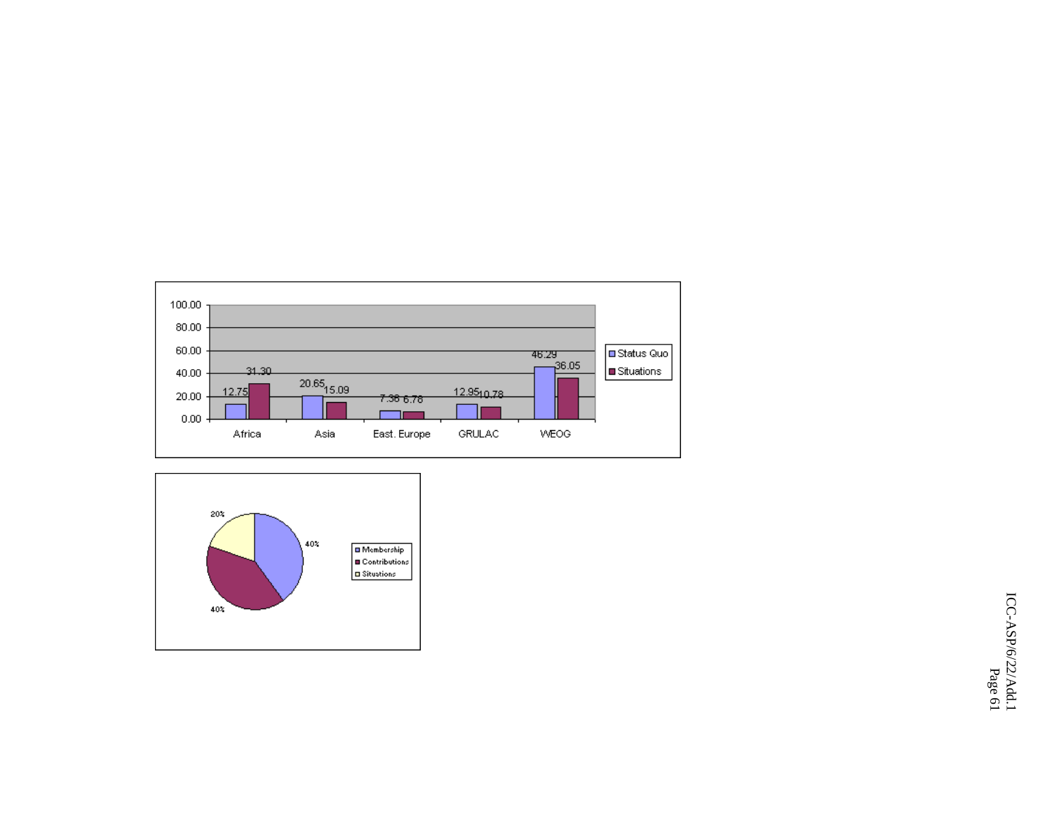| | Africa | Asia | East. Europe | GRULAC | WEOG |
|---|---|---|---|---|---|
| Status Quo | 12.75 | 20.65 | 7.38 | 12.95 | 46.29 |
| Situations | 31.30 | 15.09 | 6.78 | 10.78 | 36.05 |

| | % |
|---|---|
| Membership | 40% |
| Contributions | 40% |
| Situations | 20% |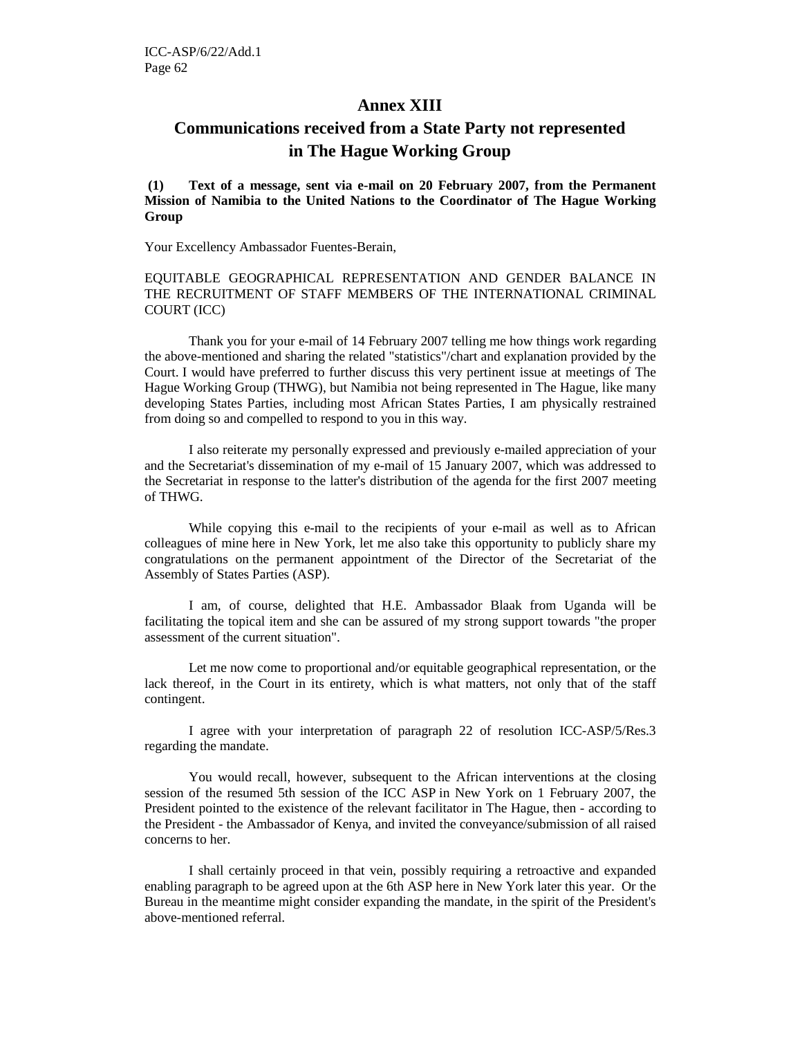# Annex XIII

# Communications received from a State Party not represented in The Hague Working Group

**(1) Text of a message, sent via e-mail on 20 February 2007, from the Permanent Mission of Namibia to the United Nations to the Coordinator of The Hague Working Group**

Your Excellency Ambassador Fuentes-Berain,

EQUITABLE GEOGRAPHICAL REPRESENTATION AND GENDER BALANCE IN THE RECRUITMENT OF STAFF MEMBERS OF THE INTERNATIONAL CRIMINAL COURT (ICC)

Thank you for your e-mail of 14 February 2007 telling me how things work regarding the above-mentioned and sharing the related "statistics"/chart and explanation provided by the Court. I would have preferred to further discuss this very pertinent issue at meetings of The Hague Working Group (THWG), but Namibia not being represented in The Hague, like many developing States Parties, including most African States Parties, I am physically restrained from doing so and compelled to respond to you in this way.

I also reiterate my personally expressed and previously e-mailed appreciation of your and the Secretariat's dissemination of my e-mail of 15 January 2007, which was addressed to the Secretariat in response to the latter's distribution of the agenda for the first 2007 meeting of THWG.

While copying this e-mail to the recipients of your e-mail as well as to African colleagues of mine here in New York, let me also take this opportunity to publicly share my congratulations on the permanent appointment of the Director of the Secretariat of the Assembly of States Parties (ASP).

I am, of course, delighted that H.E. Ambassador Blaak from Uganda will be facilitating the topical item and she can be assured of my strong support towards "the proper assessment of the current situation".

Let me now come to proportional and/or equitable geographical representation, or the lack thereof, in the Court in its entirety, which is what matters, not only that of the staff contingent.

I agree with your interpretation of paragraph 22 of resolution ICC-ASP/5/Res.3 regarding the mandate.

You would recall, however, subsequent to the African interventions at the closing session of the resumed 5th session of the ICC ASP in New York on 1 February 2007, the President pointed to the existence of the relevant facilitator in The Hague, then - according to the President - the Ambassador of Kenya, and invited the conveyance/submission of all raised concerns to her.

I shall certainly proceed in that vein, possibly requiring a retroactive and expanded enabling paragraph to be agreed upon at the 6th ASP here in New York later this year. Or the Bureau in the meantime might consider expanding the mandate, in the spirit of the President's above-mentioned referral.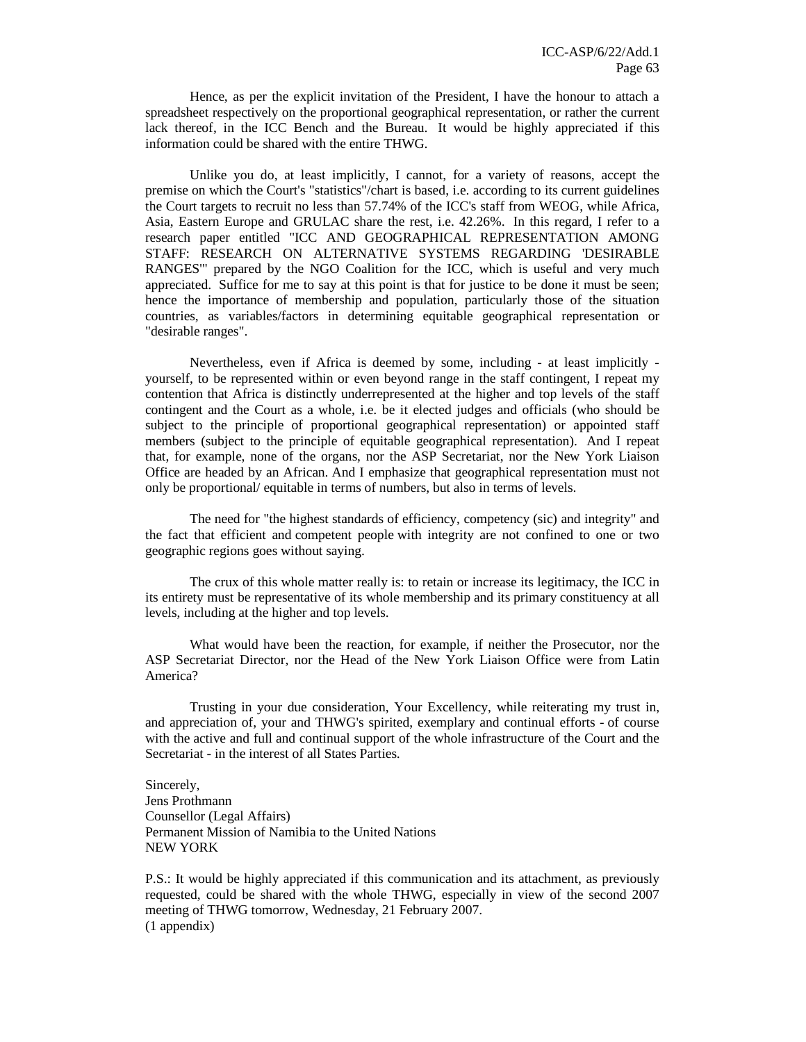Hence, as per the explicit invitation of the President, I have the honour to attach a spreadsheet respectively on the proportional geographical representation, or rather the current lack thereof, in the ICC Bench and the Bureau. It would be highly appreciated if this information could be shared with the entire THWG.

Unlike you do, at least implicitly, I cannot, for a variety of reasons, accept the premise on which the Court's "statistics"/chart is based, i.e. according to its current guidelines the Court targets to recruit no less than 57.74% of the ICC's staff from WEOG, while Africa, Asia, Eastern Europe and GRULAC share the rest, i.e. 42.26%. In this regard, I refer to a research paper entitled "ICC AND GEOGRAPHICAL REPRESENTATION AMONG STAFF: RESEARCH ON ALTERNATIVE SYSTEMS REGARDING 'DESIRABLE RANGES'" prepared by the NGO Coalition for the ICC, which is useful and very much appreciated. Suffice for me to say at this point is that for justice to be done it must be seen; hence the importance of membership and population, particularly those of the situation countries, as variables/factors in determining equitable geographical representation or "desirable ranges".

Nevertheless, even if Africa is deemed by some, including - at least implicitly - yourself, to be represented within or even beyond range in the staff contingent, I repeat my contention that Africa is distinctly underrepresented at the higher and top levels of the staff contingent and the Court as a whole, i.e. be it elected judges and officials (who should be subject to the principle of proportional geographical representation) or appointed staff members (subject to the principle of equitable geographical representation). And I repeat that, for example, none of the organs, nor the ASP Secretariat, nor the New York Liaison Office are headed by an African. And I emphasize that geographical representation must not only be proportional/ equitable in terms of numbers, but also in terms of levels.

The need for "the highest standards of efficiency, competency (sic) and integrity" and the fact that efficient and competent people with integrity are not confined to one or two geographic regions goes without saying.

The crux of this whole matter really is: to retain or increase its legitimacy, the ICC in its entirety must be representative of its whole membership and its primary constituency at all levels, including at the higher and top levels.

What would have been the reaction, for example, if neither the Prosecutor, nor the ASP Secretariat Director, nor the Head of the New York Liaison Office were from Latin America?

Trusting in your due consideration, Your Excellency, while reiterating my trust in, and appreciation of, your and THWG's spirited, exemplary and continual efforts - of course with the active and full and continual support of the whole infrastructure of the Court and the Secretariat - in the interest of all States Parties.

Sincerely,
Jens Prothmann
Counsellor (Legal Affairs)
Permanent Mission of Namibia to the United Nations
NEW YORK

P.S.: It would be highly appreciated if this communication and its attachment, as previously requested, could be shared with the whole THWG, especially in view of the second 2007 meeting of THWG tomorrow, Wednesday, 21 February 2007.
(1 appendix)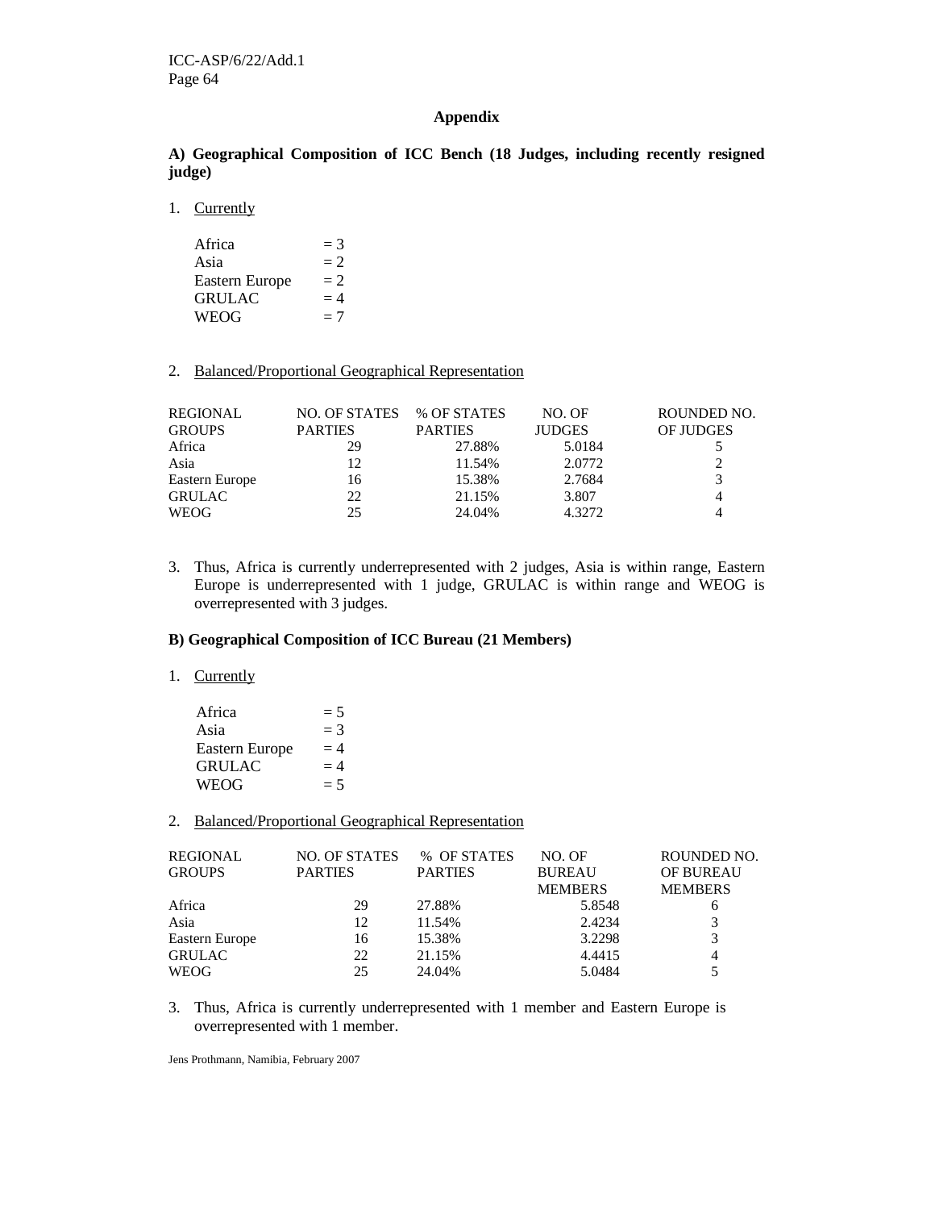## Appendix

### A) Geographical Composition of ICC Bench (18 Judges, including recently resigned judge)

1. Currently

| | |
|---|---|
| Africa | = 3 |
| Asia | = 2 |
| Eastern Europe | = 2 |
| GRULAC | = 4 |
| WEOG | = 7 |

2. Balanced/Proportional Geographical Representation

| REGIONAL GROUPS | NO. OF STATES PARTIES | % OF STATES PARTIES | NO. OF JUDGES | ROUNDED NO. OF JUDGES |
|---|---|---|---|---|
| Africa | 29 | 27.88% | 5.0184 | 5 |
| Asia | 12 | 11.54% | 2.0772 | 2 |
| Eastern Europe | 16 | 15.38% | 2.7684 | 3 |
| GRULAC | 22 | 21.15% | 3.807 | 4 |
| WEOG | 25 | 24.04% | 4.3272 | 4 |

3. Thus, Africa is currently underrepresented with 2 judges, Asia is within range, Eastern Europe is underrepresented with 1 judge, GRULAC is within range and WEOG is overrepresented with 3 judges.

### B) Geographical Composition of ICC Bureau (21 Members)

1. Currently

| | |
|---|---|
| Africa | = 5 |
| Asia | = 3 |
| Eastern Europe | = 4 |
| GRULAC | = 4 |
| WEOG | = 5 |

2. Balanced/Proportional Geographical Representation

| REGIONAL GROUPS | NO. OF STATES PARTIES | % OF STATES PARTIES | NO. OF BUREAU MEMBERS | ROUNDED NO. OF BUREAU MEMBERS |
|---|---|---|---|---|
| Africa | 29 | 27.88% | 5.8548 | 6 |
| Asia | 12 | 11.54% | 2.4234 | 3 |
| Eastern Europe | 16 | 15.38% | 3.2298 | 3 |
| GRULAC | 22 | 21.15% | 4.4415 | 4 |
| WEOG | 25 | 24.04% | 5.0484 | 5 |

3. Thus, Africa is currently underrepresented with 1 member and Eastern Europe is overrepresented with 1 member.

Jens Prothmann, Namibia, February 2007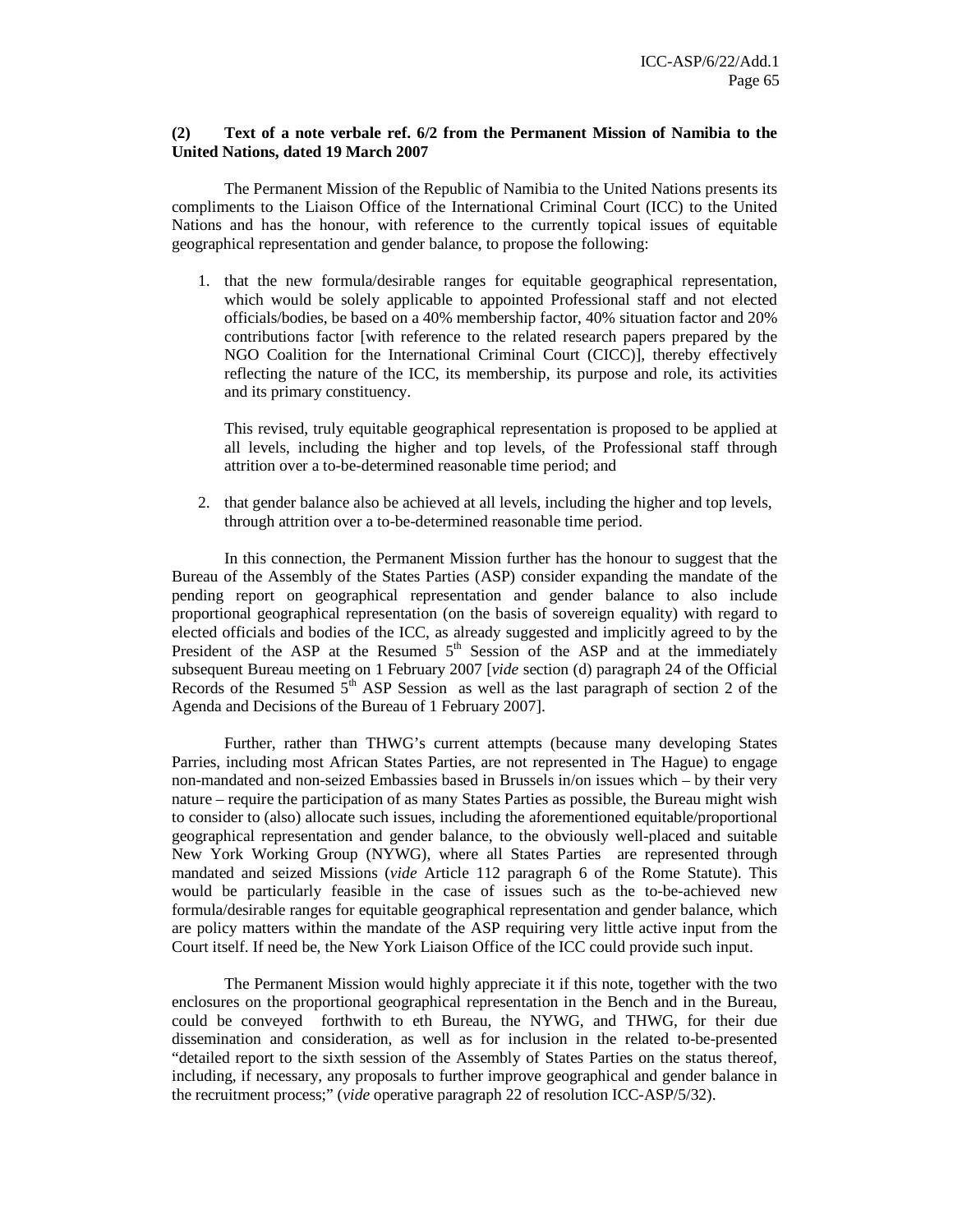**(2) Text of a note verbale ref. 6/2 from the Permanent Mission of Namibia to the United Nations, dated 19 March 2007**

The Permanent Mission of the Republic of Namibia to the United Nations presents its compliments to the Liaison Office of the International Criminal Court (ICC) to the United Nations and has the honour, with reference to the currently topical issues of equitable geographical representation and gender balance, to propose the following:

1. that the new formula/desirable ranges for equitable geographical representation, which would be solely applicable to appointed Professional staff and not elected officials/bodies, be based on a 40% membership factor, 40% situation factor and 20% contributions factor [with reference to the related research papers prepared by the NGO Coalition for the International Criminal Court (CICC)], thereby effectively reflecting the nature of the ICC, its membership, its purpose and role, its activities and its primary constituency.

   This revised, truly equitable geographical representation is proposed to be applied at all levels, including the higher and top levels, of the Professional staff through attrition over a to-be-determined reasonable time period; and

2. that gender balance also be achieved at all levels, including the higher and top levels, through attrition over a to-be-determined reasonable time period.

In this connection, the Permanent Mission further has the honour to suggest that the Bureau of the Assembly of the States Parties (ASP) consider expanding the mandate of the pending report on geographical representation and gender balance to also include proportional geographical representation (on the basis of sovereign equality) with regard to elected officials and bodies of the ICC, as already suggested and implicitly agreed to by the President of the ASP at the Resumed 5th Session of the ASP and at the immediately subsequent Bureau meeting on 1 February 2007 [*vide* section (d) paragraph 24 of the Official Records of the Resumed 5th ASP Session as well as the last paragraph of section 2 of the Agenda and Decisions of the Bureau of 1 February 2007].

Further, rather than THWG's current attempts (because many developing States Parries, including most African States Parties, are not represented in The Hague) to engage non-mandated and non-seized Embassies based in Brussels in/on issues which – by their very nature – require the participation of as many States Parties as possible, the Bureau might wish to consider to (also) allocate such issues, including the aforementioned equitable/proportional geographical representation and gender balance, to the obviously well-placed and suitable New York Working Group (NYWG), where all States Parties are represented through mandated and seized Missions (*vide* Article 112 paragraph 6 of the Rome Statute). This would be particularly feasible in the case of issues such as the to-be-achieved new formula/desirable ranges for equitable geographical representation and gender balance, which are policy matters within the mandate of the ASP requiring very little active input from the Court itself. If need be, the New York Liaison Office of the ICC could provide such input.

The Permanent Mission would highly appreciate it if this note, together with the two enclosures on the proportional geographical representation in the Bench and in the Bureau, could be conveyed forthwith to eth Bureau, the NYWG, and THWG, for their due dissemination and consideration, as well as for inclusion in the related to-be-presented "detailed report to the sixth session of the Assembly of States Parties on the status thereof, including, if necessary, any proposals to further improve geographical and gender balance in the recruitment process;" (*vide* operative paragraph 22 of resolution ICC-ASP/5/32).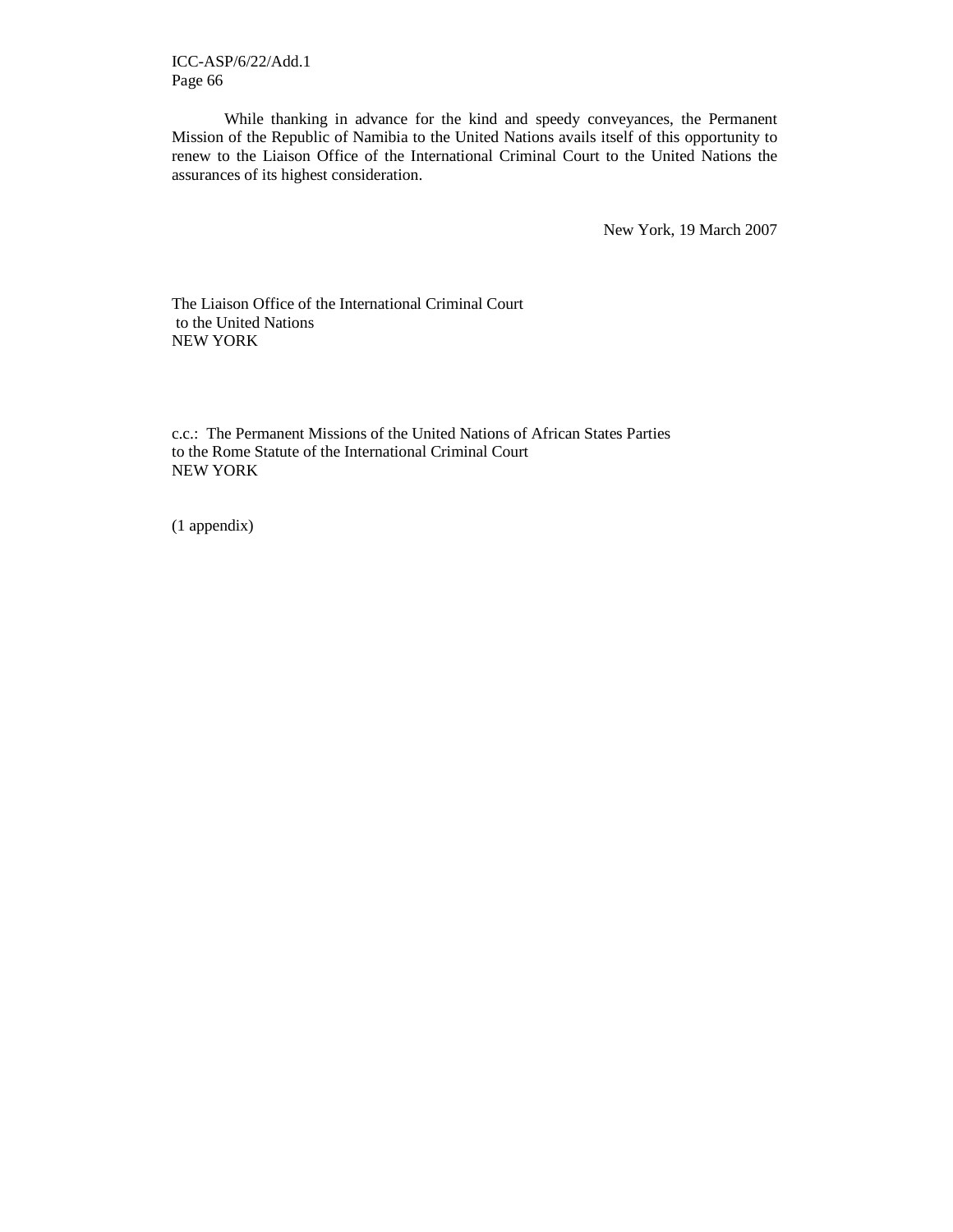While thanking in advance for the kind and speedy conveyances, the Permanent Mission of the Republic of Namibia to the United Nations avails itself of this opportunity to renew to the Liaison Office of the International Criminal Court to the United Nations the assurances of its highest consideration.

New York, 19 March 2007

The Liaison Office of the International Criminal Court
to the United Nations
NEW YORK

c.c.: The Permanent Missions of the United Nations of African States Parties
to the Rome Statute of the International Criminal Court
NEW YORK

(1 appendix)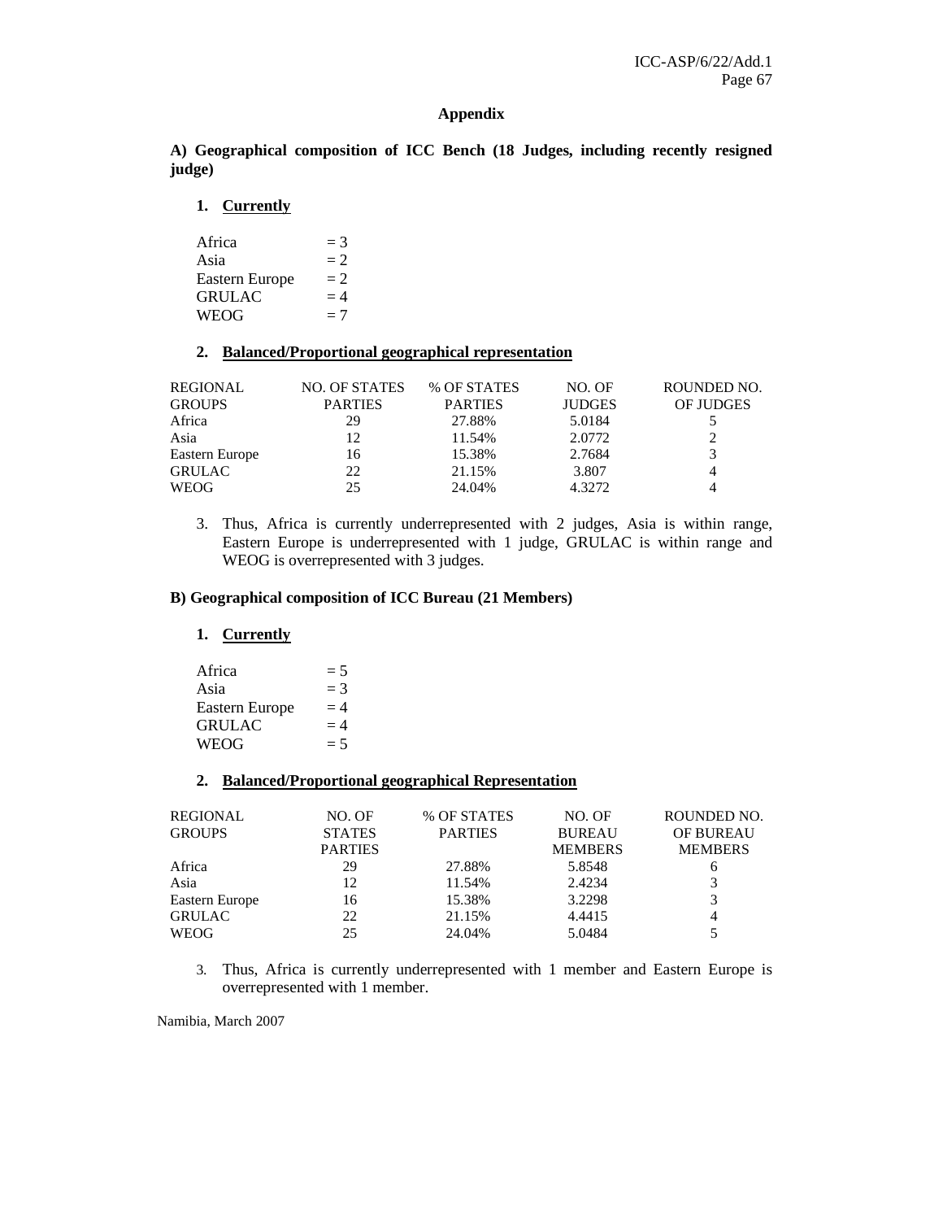**Appendix**

**A) Geographical composition of ICC Bench (18 Judges, including recently resigned judge)**

1. **Currently**

| | |
|---|---|
| Africa | = 3 |
| Asia | = 2 |
| Eastern Europe | = 2 |
| GRULAC | = 4 |
| WEOG | = 7 |

2. **Balanced/Proportional geographical representation**

| REGIONAL GROUPS | NO. OF STATES PARTIES | % OF STATES PARTIES | NO. OF JUDGES | ROUNDED NO. OF JUDGES |
|---|---|---|---|---|
| Africa | 29 | 27.88% | 5.0184 | 5 |
| Asia | 12 | 11.54% | 2.0772 | 2 |
| Eastern Europe | 16 | 15.38% | 2.7684 | 3 |
| GRULAC | 22 | 21.15% | 3.807 | 4 |
| WEOG | 25 | 24.04% | 4.3272 | 4 |

3. Thus, Africa is currently underrepresented with 2 judges, Asia is within range, Eastern Europe is underrepresented with 1 judge, GRULAC is within range and WEOG is overrepresented with 3 judges.

**B) Geographical composition of ICC Bureau (21 Members)**

1. **Currently**

| | |
|---|---|
| Africa | = 5 |
| Asia | = 3 |
| Eastern Europe | = 4 |
| GRULAC | = 4 |
| WEOG | = 5 |

2. **Balanced/Proportional geographical Representation**

| REGIONAL GROUPS | NO. OF STATES PARTIES | % OF STATES PARTIES | NO. OF BUREAU MEMBERS | ROUNDED NO. OF BUREAU MEMBERS |
|---|---|---|---|---|
| Africa | 29 | 27.88% | 5.8548 | 6 |
| Asia | 12 | 11.54% | 2.4234 | 3 |
| Eastern Europe | 16 | 15.38% | 3.2298 | 3 |
| GRULAC | 22 | 21.15% | 4.4415 | 4 |
| WEOG | 25 | 24.04% | 5.0484 | 5 |

3. Thus, Africa is currently underrepresented with 1 member and Eastern Europe is overrepresented with 1 member.

Namibia, March 2007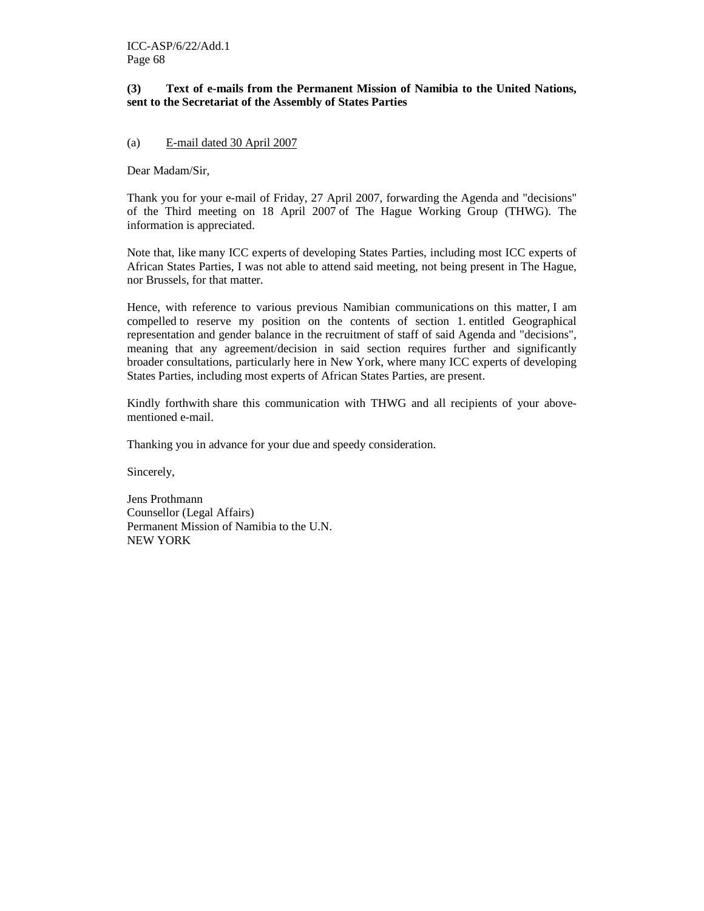**(3) Text of e-mails from the Permanent Mission of Namibia to the United Nations, sent to the Secretariat of the Assembly of States Parties**

(a) <u>E-mail dated 30 April 2007</u>

Dear Madam/Sir,

Thank you for your e-mail of Friday, 27 April 2007, forwarding the Agenda and "decisions" of the Third meeting on 18 April 2007 of The Hague Working Group (THWG). The information is appreciated.

Note that, like many ICC experts of developing States Parties, including most ICC experts of African States Parties, I was not able to attend said meeting, not being present in The Hague, nor Brussels, for that matter.

Hence, with reference to various previous Namibian communications on this matter, I am compelled to reserve my position on the contents of section 1. entitled Geographical representation and gender balance in the recruitment of staff of said Agenda and "decisions", meaning that any agreement/decision in said section requires further and significantly broader consultations, particularly here in New York, where many ICC experts of developing States Parties, including most experts of African States Parties, are present.

Kindly forthwith share this communication with THWG and all recipients of your above-mentioned e-mail.

Thanking you in advance for your due and speedy consideration.

Sincerely,

Jens Prothmann
Counsellor (Legal Affairs)
Permanent Mission of Namibia to the U.N.
NEW YORK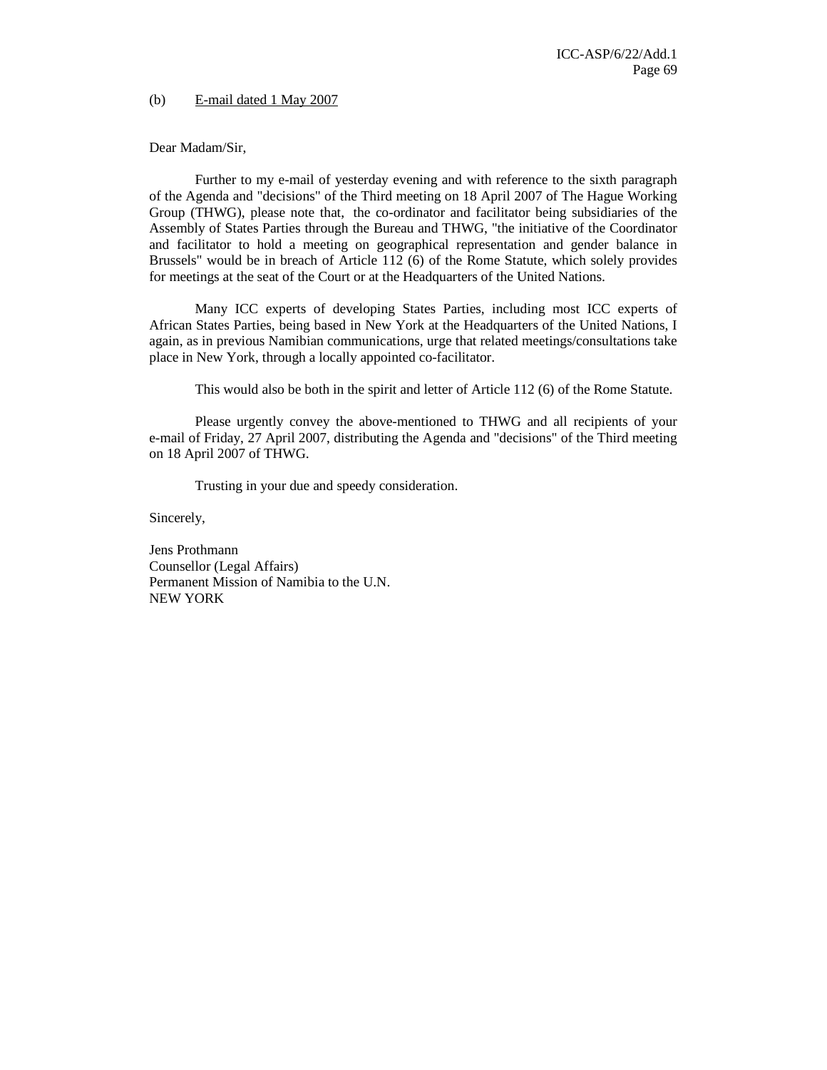(b) E-mail dated 1 May 2007

Dear Madam/Sir,

Further to my e-mail of yesterday evening and with reference to the sixth paragraph of the Agenda and "decisions" of the Third meeting on 18 April 2007 of The Hague Working Group (THWG), please note that, the co-ordinator and facilitator being subsidiaries of the Assembly of States Parties through the Bureau and THWG, "the initiative of the Coordinator and facilitator to hold a meeting on geographical representation and gender balance in Brussels" would be in breach of Article 112 (6) of the Rome Statute, which solely provides for meetings at the seat of the Court or at the Headquarters of the United Nations.

Many ICC experts of developing States Parties, including most ICC experts of African States Parties, being based in New York at the Headquarters of the United Nations, I again, as in previous Namibian communications, urge that related meetings/consultations take place in New York, through a locally appointed co-facilitator.

This would also be both in the spirit and letter of Article 112 (6) of the Rome Statute.

Please urgently convey the above-mentioned to THWG and all recipients of your e-mail of Friday, 27 April 2007, distributing the Agenda and "decisions" of the Third meeting on 18 April 2007 of THWG.

Trusting in your due and speedy consideration.

Sincerely,

Jens Prothmann  
Counsellor (Legal Affairs)  
Permanent Mission of Namibia to the U.N.  
NEW YORK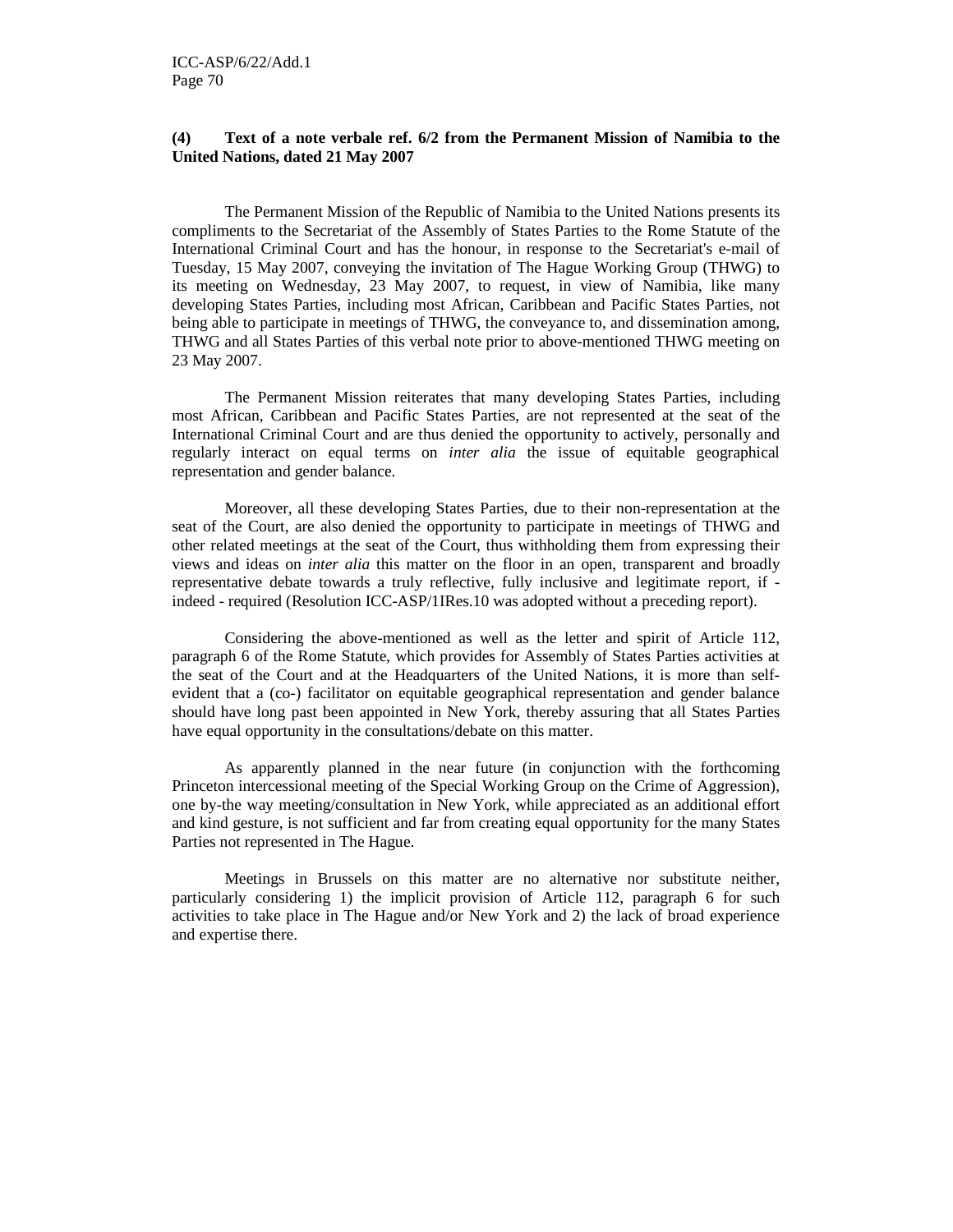**(4) Text of a note verbale ref. 6/2 from the Permanent Mission of Namibia to the United Nations, dated 21 May 2007**

The Permanent Mission of the Republic of Namibia to the United Nations presents its compliments to the Secretariat of the Assembly of States Parties to the Rome Statute of the International Criminal Court and has the honour, in response to the Secretariat's e-mail of Tuesday, 15 May 2007, conveying the invitation of The Hague Working Group (THWG) to its meeting on Wednesday, 23 May 2007, to request, in view of Namibia, like many developing States Parties, including most African, Caribbean and Pacific States Parties, not being able to participate in meetings of THWG, the conveyance to, and dissemination among, THWG and all States Parties of this verbal note prior to above-mentioned THWG meeting on 23 May 2007.

The Permanent Mission reiterates that many developing States Parties, including most African, Caribbean and Pacific States Parties, are not represented at the seat of the International Criminal Court and are thus denied the opportunity to actively, personally and regularly interact on equal terms on *inter alia* the issue of equitable geographical representation and gender balance.

Moreover, all these developing States Parties, due to their non-representation at the seat of the Court, are also denied the opportunity to participate in meetings of THWG and other related meetings at the seat of the Court, thus withholding them from expressing their views and ideas on *inter alia* this matter on the floor in an open, transparent and broadly representative debate towards a truly reflective, fully inclusive and legitimate report, if - indeed - required (Resolution ICC-ASP/1IRes.10 was adopted without a preceding report).

Considering the above-mentioned as well as the letter and spirit of Article 112, paragraph 6 of the Rome Statute, which provides for Assembly of States Parties activities at the seat of the Court and at the Headquarters of the United Nations, it is more than self-evident that a (co-) facilitator on equitable geographical representation and gender balance should have long past been appointed in New York, thereby assuring that all States Parties have equal opportunity in the consultations/debate on this matter.

As apparently planned in the near future (in conjunction with the forthcoming Princeton intercessional meeting of the Special Working Group on the Crime of Aggression), one by-the way meeting/consultation in New York, while appreciated as an additional effort and kind gesture, is not sufficient and far from creating equal opportunity for the many States Parties not represented in The Hague.

Meetings in Brussels on this matter are no alternative nor substitute neither, particularly considering 1) the implicit provision of Article 112, paragraph 6 for such activities to take place in The Hague and/or New York and 2) the lack of broad experience and expertise there.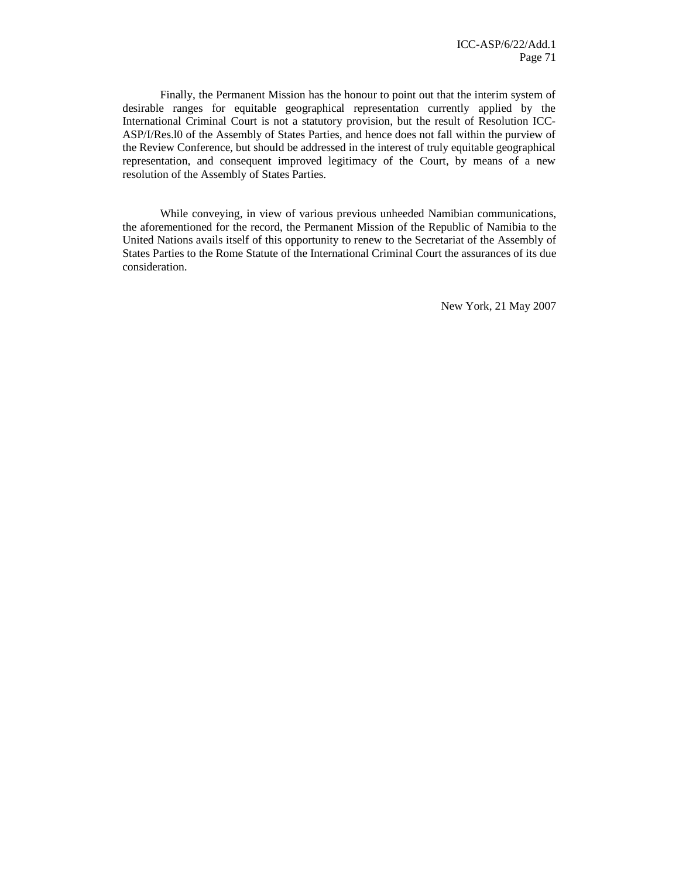Finally, the Permanent Mission has the honour to point out that the interim system of desirable ranges for equitable geographical representation currently applied by the International Criminal Court is not a statutory provision, but the result of Resolution ICC-ASP/I/Res.l0 of the Assembly of States Parties, and hence does not fall within the purview of the Review Conference, but should be addressed in the interest of truly equitable geographical representation, and consequent improved legitimacy of the Court, by means of a new resolution of the Assembly of States Parties.

While conveying, in view of various previous unheeded Namibian communications, the aforementioned for the record, the Permanent Mission of the Republic of Namibia to the United Nations avails itself of this opportunity to renew to the Secretariat of the Assembly of States Parties to the Rome Statute of the International Criminal Court the assurances of its due consideration.

New York, 21 May 2007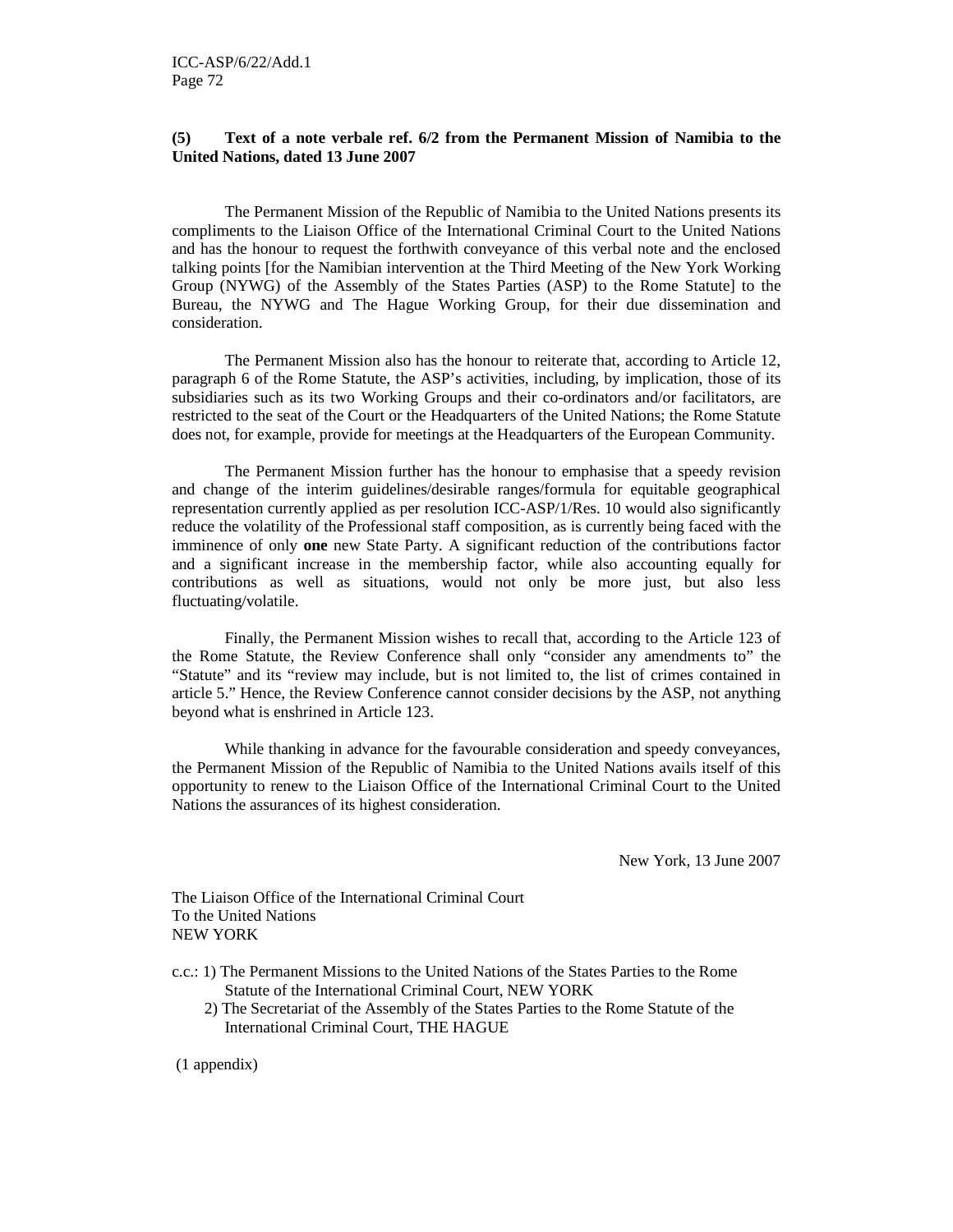**(5) Text of a note verbale ref. 6/2 from the Permanent Mission of Namibia to the United Nations, dated 13 June 2007**

The Permanent Mission of the Republic of Namibia to the United Nations presents its compliments to the Liaison Office of the International Criminal Court to the United Nations and has the honour to request the forthwith conveyance of this verbal note and the enclosed talking points [for the Namibian intervention at the Third Meeting of the New York Working Group (NYWG) of the Assembly of the States Parties (ASP) to the Rome Statute] to the Bureau, the NYWG and The Hague Working Group, for their due dissemination and consideration.

The Permanent Mission also has the honour to reiterate that, according to Article 12, paragraph 6 of the Rome Statute, the ASP's activities, including, by implication, those of its subsidiaries such as its two Working Groups and their co-ordinators and/or facilitators, are restricted to the seat of the Court or the Headquarters of the United Nations; the Rome Statute does not, for example, provide for meetings at the Headquarters of the European Community.

The Permanent Mission further has the honour to emphasise that a speedy revision and change of the interim guidelines/desirable ranges/formula for equitable geographical representation currently applied as per resolution ICC-ASP/1/Res. 10 would also significantly reduce the volatility of the Professional staff composition, as is currently being faced with the imminence of only **one** new State Party. A significant reduction of the contributions factor and a significant increase in the membership factor, while also accounting equally for contributions as well as situations, would not only be more just, but also less fluctuating/volatile.

Finally, the Permanent Mission wishes to recall that, according to the Article 123 of the Rome Statute, the Review Conference shall only "consider any amendments to" the "Statute" and its "review may include, but is not limited to, the list of crimes contained in article 5." Hence, the Review Conference cannot consider decisions by the ASP, not anything beyond what is enshrined in Article 123.

While thanking in advance for the favourable consideration and speedy conveyances, the Permanent Mission of the Republic of Namibia to the United Nations avails itself of this opportunity to renew to the Liaison Office of the International Criminal Court to the United Nations the assurances of its highest consideration.

New York, 13 June 2007

The Liaison Office of the International Criminal Court
To the United Nations
NEW YORK

c.c.: 1) The Permanent Missions to the United Nations of the States Parties to the Rome Statute of the International Criminal Court, NEW YORK
2) The Secretariat of the Assembly of the States Parties to the Rome Statute of the International Criminal Court, THE HAGUE

(1 appendix)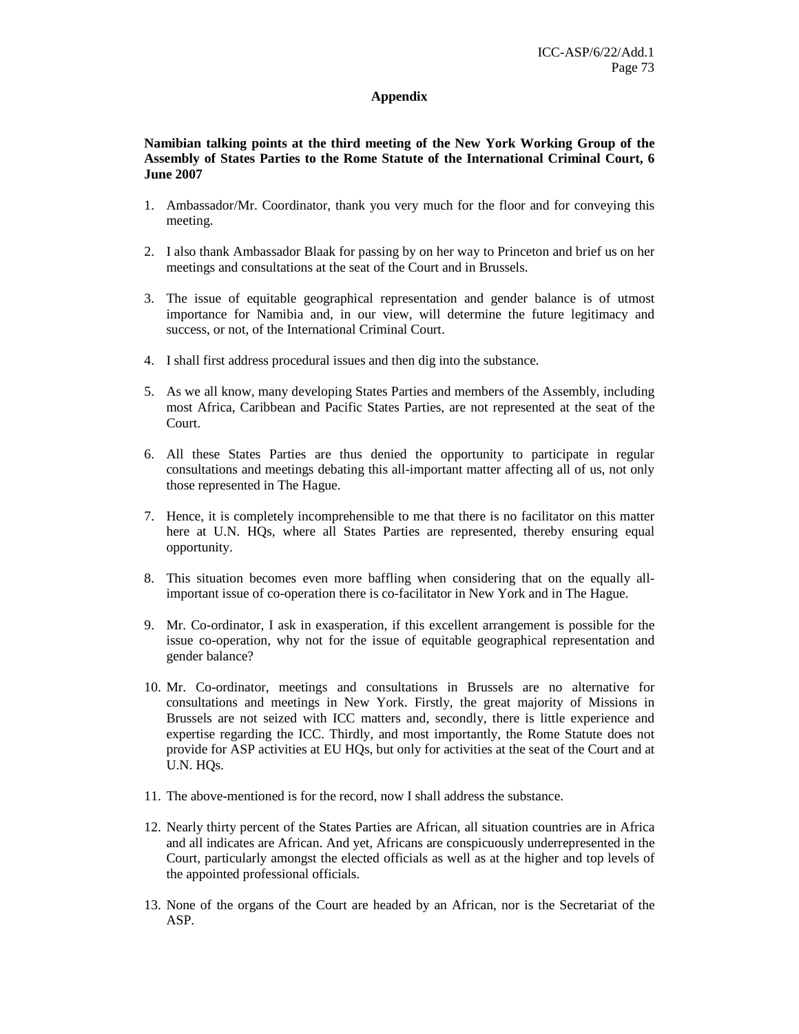**Appendix**

**Namibian talking points at the third meeting of the New York Working Group of the Assembly of States Parties to the Rome Statute of the International Criminal Court, 6 June 2007**

1. Ambassador/Mr. Coordinator, thank you very much for the floor and for conveying this meeting.

2. I also thank Ambassador Blaak for passing by on her way to Princeton and brief us on her meetings and consultations at the seat of the Court and in Brussels.

3. The issue of equitable geographical representation and gender balance is of utmost importance for Namibia and, in our view, will determine the future legitimacy and success, or not, of the International Criminal Court.

4. I shall first address procedural issues and then dig into the substance.

5. As we all know, many developing States Parties and members of the Assembly, including most Africa, Caribbean and Pacific States Parties, are not represented at the seat of the Court.

6. All these States Parties are thus denied the opportunity to participate in regular consultations and meetings debating this all-important matter affecting all of us, not only those represented in The Hague.

7. Hence, it is completely incomprehensible to me that there is no facilitator on this matter here at U.N. HQs, where all States Parties are represented, thereby ensuring equal opportunity.

8. This situation becomes even more baffling when considering that on the equally all-important issue of co-operation there is co-facilitator in New York and in The Hague.

9. Mr. Co-ordinator, I ask in exasperation, if this excellent arrangement is possible for the issue co-operation, why not for the issue of equitable geographical representation and gender balance?

10. Mr. Co-ordinator, meetings and consultations in Brussels are no alternative for consultations and meetings in New York. Firstly, the great majority of Missions in Brussels are not seized with ICC matters and, secondly, there is little experience and expertise regarding the ICC. Thirdly, and most importantly, the Rome Statute does not provide for ASP activities at EU HQs, but only for activities at the seat of the Court and at U.N. HQs.

11. The above-mentioned is for the record, now I shall address the substance.

12. Nearly thirty percent of the States Parties are African, all situation countries are in Africa and all indicates are African. And yet, Africans are conspicuously underrepresented in the Court, particularly amongst the elected officials as well as at the higher and top levels of the appointed professional officials.

13. None of the organs of the Court are headed by an African, nor is the Secretariat of the ASP.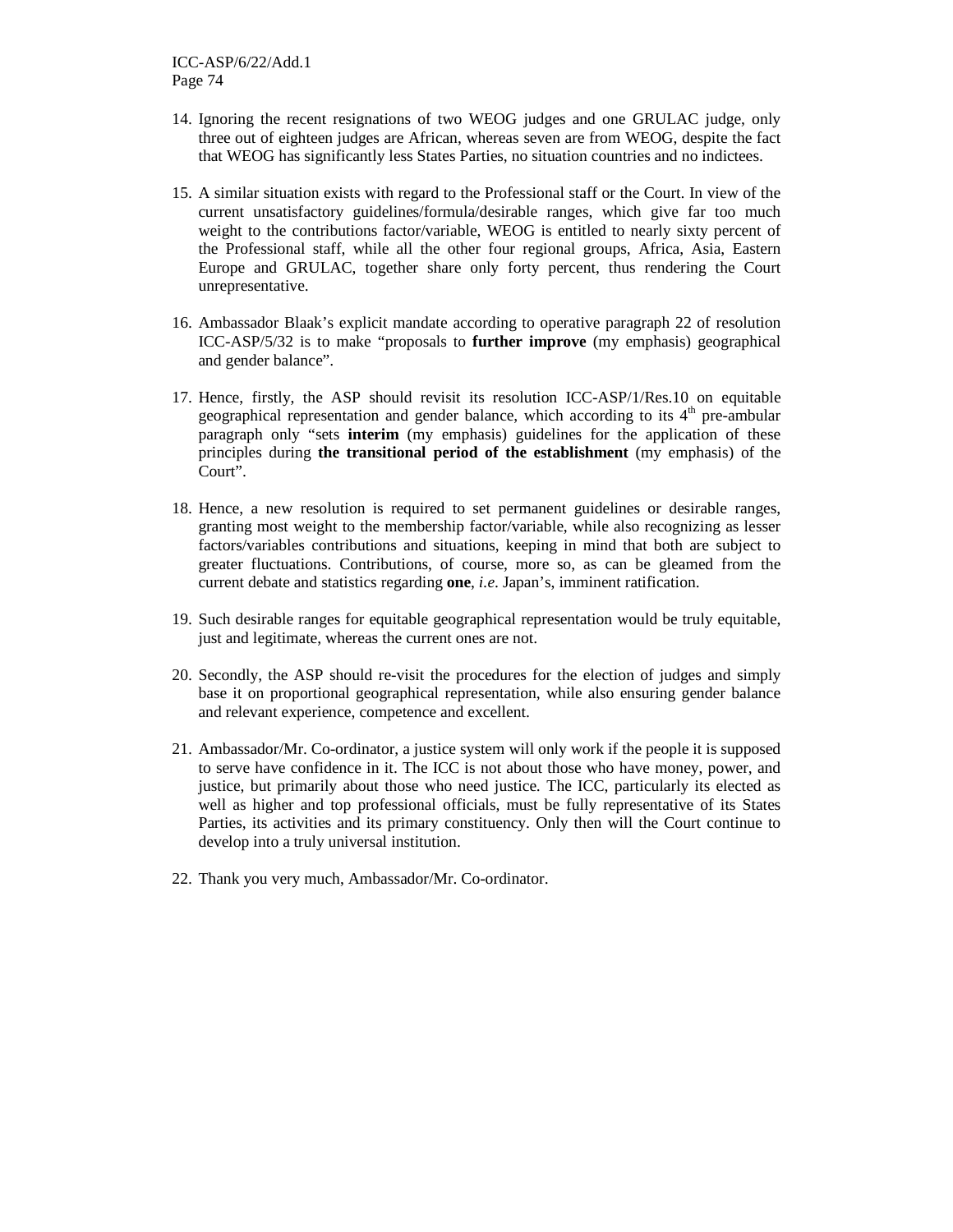14. Ignoring the recent resignations of two WEOG judges and one GRULAC judge, only three out of eighteen judges are African, whereas seven are from WEOG, despite the fact that WEOG has significantly less States Parties, no situation countries and no indictees.

15. A similar situation exists with regard to the Professional staff or the Court. In view of the current unsatisfactory guidelines/formula/desirable ranges, which give far too much weight to the contributions factor/variable, WEOG is entitled to nearly sixty percent of the Professional staff, while all the other four regional groups, Africa, Asia, Eastern Europe and GRULAC, together share only forty percent, thus rendering the Court unrepresentative.

16. Ambassador Blaak's explicit mandate according to operative paragraph 22 of resolution ICC-ASP/5/32 is to make "proposals to **further improve** (my emphasis) geographical and gender balance".

17. Hence, firstly, the ASP should revisit its resolution ICC-ASP/1/Res.10 on equitable geographical representation and gender balance, which according to its 4th pre-ambular paragraph only "sets **interim** (my emphasis) guidelines for the application of these principles during **the transitional period of the establishment** (my emphasis) of the Court".

18. Hence, a new resolution is required to set permanent guidelines or desirable ranges, granting most weight to the membership factor/variable, while also recognizing as lesser factors/variables contributions and situations, keeping in mind that both are subject to greater fluctuations. Contributions, of course, more so, as can be gleamed from the current debate and statistics regarding **one**, *i.e.* Japan's, imminent ratification.

19. Such desirable ranges for equitable geographical representation would be truly equitable, just and legitimate, whereas the current ones are not.

20. Secondly, the ASP should re-visit the procedures for the election of judges and simply base it on proportional geographical representation, while also ensuring gender balance and relevant experience, competence and excellent.

21. Ambassador/Mr. Co-ordinator, a justice system will only work if the people it is supposed to serve have confidence in it. The ICC is not about those who have money, power, and justice, but primarily about those who need justice. The ICC, particularly its elected as well as higher and top professional officials, must be fully representative of its States Parties, its activities and its primary constituency. Only then will the Court continue to develop into a truly universal institution.

22. Thank you very much, Ambassador/Mr. Co-ordinator.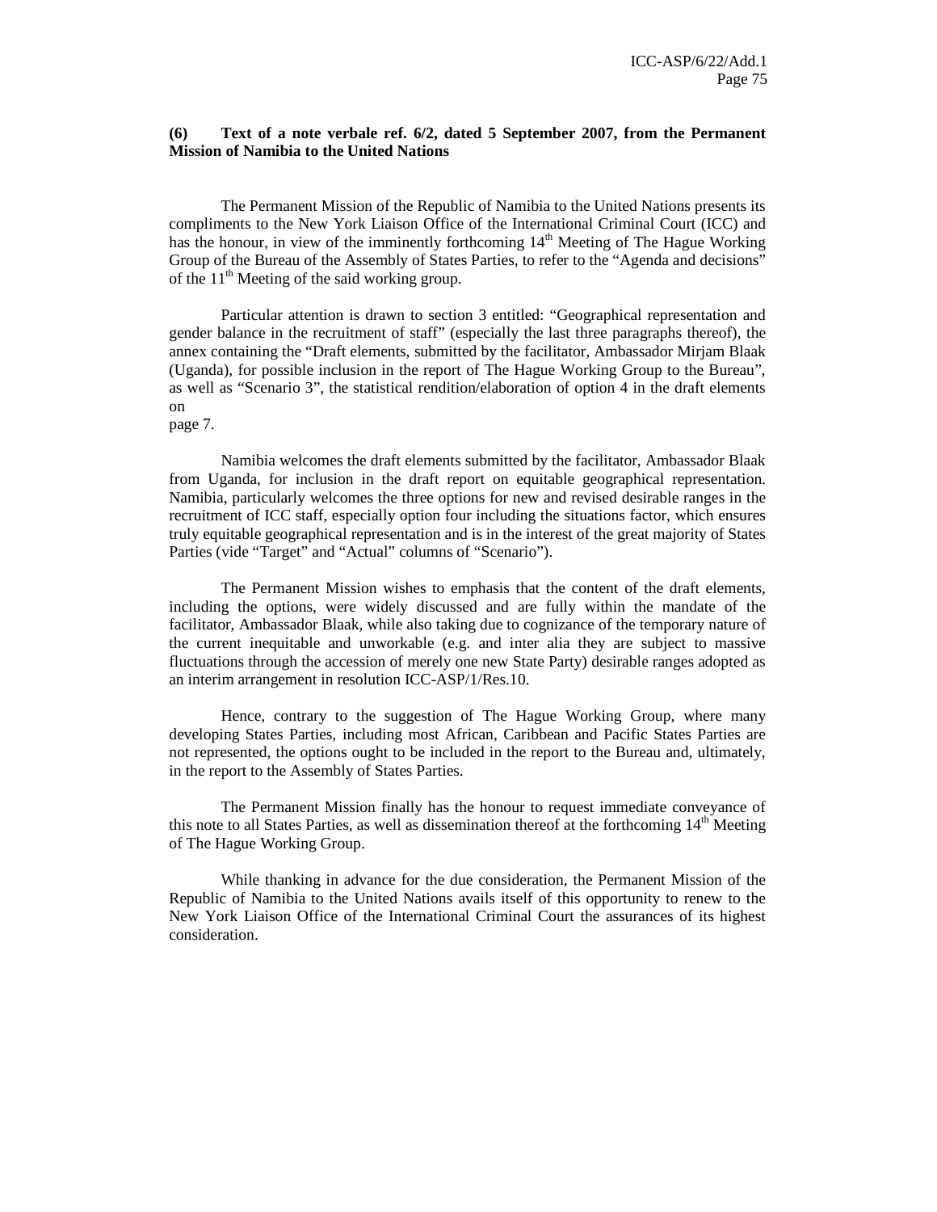**(6) Text of a note verbale ref. 6/2, dated 5 September 2007, from the Permanent Mission of Namibia to the United Nations**

The Permanent Mission of the Republic of Namibia to the United Nations presents its compliments to the New York Liaison Office of the International Criminal Court (ICC) and has the honour, in view of the imminently forthcoming 14th Meeting of The Hague Working Group of the Bureau of the Assembly of States Parties, to refer to the "Agenda and decisions" of the 11th Meeting of the said working group.

Particular attention is drawn to section 3 entitled: "Geographical representation and gender balance in the recruitment of staff" (especially the last three paragraphs thereof), the annex containing the "Draft elements, submitted by the facilitator, Ambassador Mirjam Blaak (Uganda), for possible inclusion in the report of The Hague Working Group to the Bureau", as well as "Scenario 3", the statistical rendition/elaboration of option 4 in the draft elements on page 7.

Namibia welcomes the draft elements submitted by the facilitator, Ambassador Blaak from Uganda, for inclusion in the draft report on equitable geographical representation. Namibia, particularly welcomes the three options for new and revised desirable ranges in the recruitment of ICC staff, especially option four including the situations factor, which ensures truly equitable geographical representation and is in the interest of the great majority of States Parties (vide "Target" and "Actual" columns of "Scenario").

The Permanent Mission wishes to emphasis that the content of the draft elements, including the options, were widely discussed and are fully within the mandate of the facilitator, Ambassador Blaak, while also taking due to cognizance of the temporary nature of the current inequitable and unworkable (e.g. and inter alia they are subject to massive fluctuations through the accession of merely one new State Party) desirable ranges adopted as an interim arrangement in resolution ICC-ASP/1/Res.10.

Hence, contrary to the suggestion of The Hague Working Group, where many developing States Parties, including most African, Caribbean and Pacific States Parties are not represented, the options ought to be included in the report to the Bureau and, ultimately, in the report to the Assembly of States Parties.

The Permanent Mission finally has the honour to request immediate conveyance of this note to all States Parties, as well as dissemination thereof at the forthcoming 14th Meeting of The Hague Working Group.

While thanking in advance for the due consideration, the Permanent Mission of the Republic of Namibia to the United Nations avails itself of this opportunity to renew to the New York Liaison Office of the International Criminal Court the assurances of its highest consideration.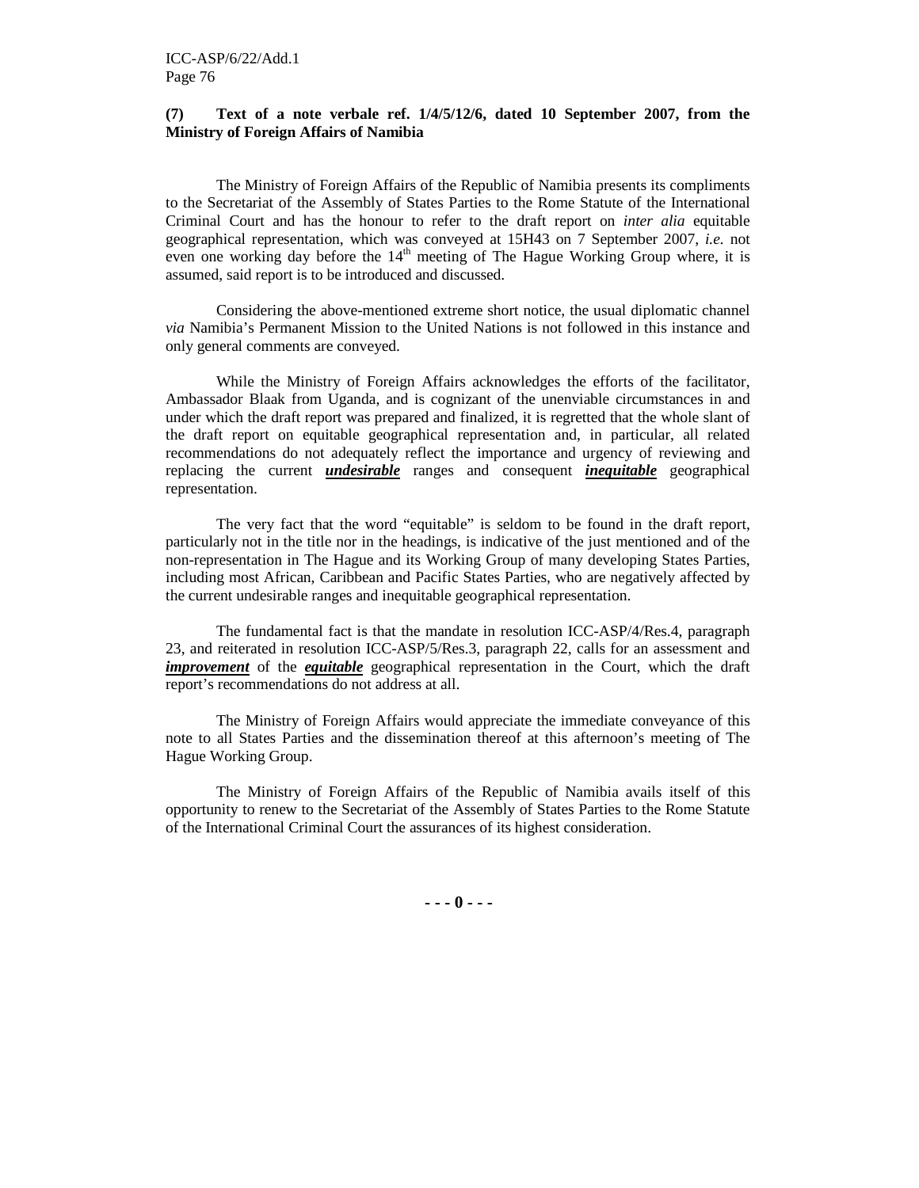**(7) Text of a note verbale ref. 1/4/5/12/6, dated 10 September 2007, from the Ministry of Foreign Affairs of Namibia**

The Ministry of Foreign Affairs of the Republic of Namibia presents its compliments to the Secretariat of the Assembly of States Parties to the Rome Statute of the International Criminal Court and has the honour to refer to the draft report on *inter alia* equitable geographical representation, which was conveyed at 15H43 on 7 September 2007, *i.e.* not even one working day before the 14th meeting of The Hague Working Group where, it is assumed, said report is to be introduced and discussed.

Considering the above-mentioned extreme short notice, the usual diplomatic channel *via* Namibia's Permanent Mission to the United Nations is not followed in this instance and only general comments are conveyed.

While the Ministry of Foreign Affairs acknowledges the efforts of the facilitator, Ambassador Blaak from Uganda, and is cognizant of the unenviable circumstances in and under which the draft report was prepared and finalized, it is regretted that the whole slant of the draft report on equitable geographical representation and, in particular, all related recommendations do not adequately reflect the importance and urgency of reviewing and replacing the current ***undesirable*** ranges and consequent ***inequitable*** geographical representation.

The very fact that the word "equitable" is seldom to be found in the draft report, particularly not in the title nor in the headings, is indicative of the just mentioned and of the non-representation in The Hague and its Working Group of many developing States Parties, including most African, Caribbean and Pacific States Parties, who are negatively affected by the current undesirable ranges and inequitable geographical representation.

The fundamental fact is that the mandate in resolution ICC-ASP/4/Res.4, paragraph 23, and reiterated in resolution ICC-ASP/5/Res.3, paragraph 22, calls for an assessment and ***improvement*** of the ***equitable*** geographical representation in the Court, which the draft report's recommendations do not address at all.

The Ministry of Foreign Affairs would appreciate the immediate conveyance of this note to all States Parties and the dissemination thereof at this afternoon's meeting of The Hague Working Group.

The Ministry of Foreign Affairs of the Republic of Namibia avails itself of this opportunity to renew to the Secretariat of the Assembly of States Parties to the Rome Statute of the International Criminal Court the assurances of its highest consideration.

**- - - 0 - - -**